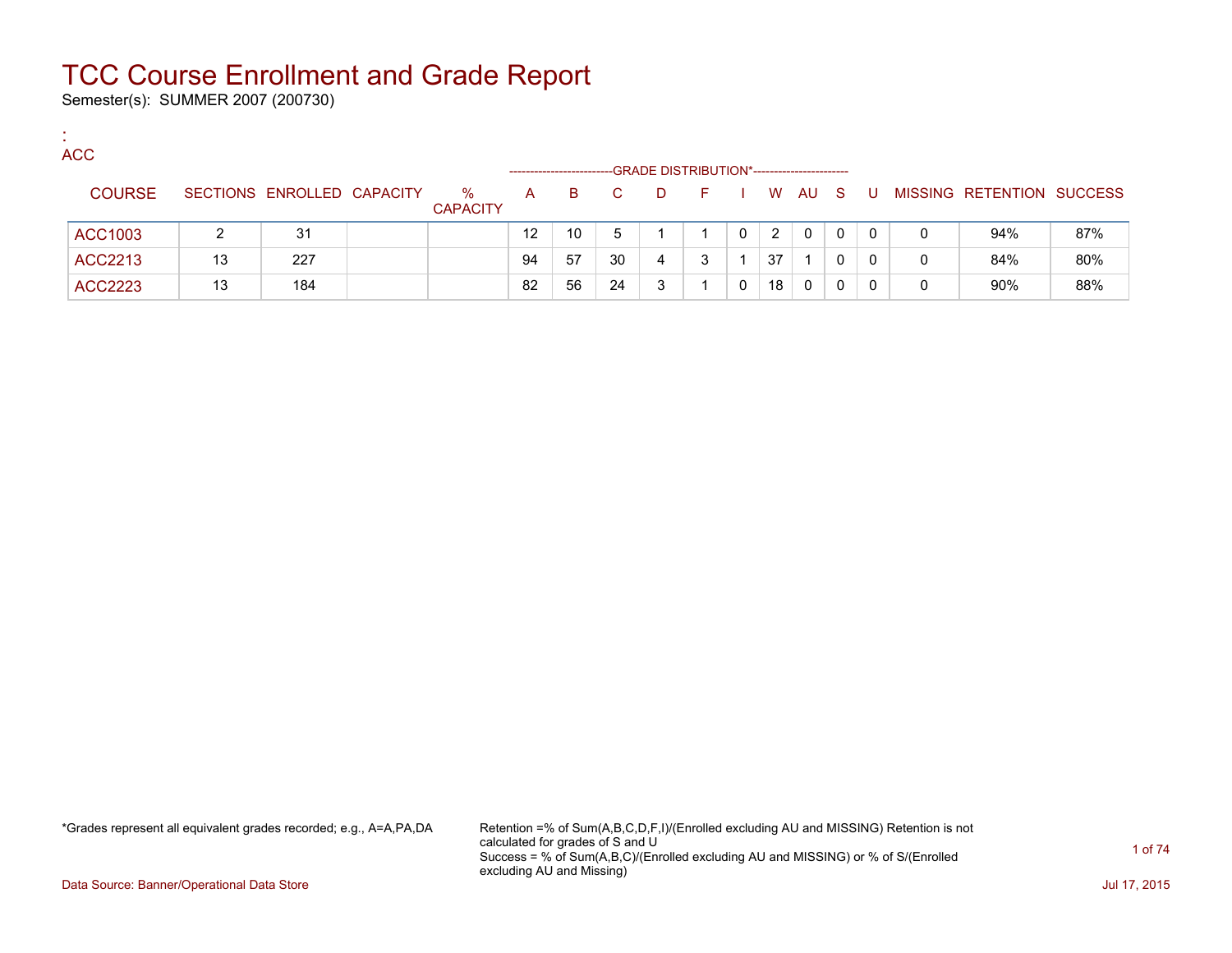# TCC Course Enrollment and Grade Report

Semester(s): SUMMER 2007 (200730)

:
ACC

| COURSE | SECTIONS | ENROLLED | CAPACITY | % CAPACITY | A | B | C | D | F | I | W | AU | S | U | MISSING | RETENTION | SUCCESS |
|---|---|---|---|---|---|---|---|---|---|---|---|---|---|---|---|---|---|
| | | | | | GRADE DISTRIBUTION* | | | | | | | | | | | | |
| ACC1003 | 2 | 31 | | | 12 | 10 | 5 | 1 | 1 | 0 | 2 | 0 | 0 | 0 | 0 | 94% | 87% |
| ACC2213 | 13 | 227 | | | 94 | 57 | 30 | 4 | 3 | 1 | 37 | 1 | 0 | 0 | 0 | 84% | 80% |
| ACC2223 | 13 | 184 | | | 82 | 56 | 24 | 3 | 1 | 0 | 18 | 0 | 0 | 0 | 0 | 90% | 88% |

*Grades represent all equivalent grades recorded; e.g., A=A,PA,DA

Retention =% of Sum(A,B,C,D,F,I)/(Enrolled excluding AU and MISSING) Retention is not calculated for grades of S and U
Success = % of Sum(A,B,C)/(Enrolled excluding AU and MISSING) or % of S/(Enrolled excluding AU and Missing)

Data Source: Banner/Operational Data Store

Jul 17, 2015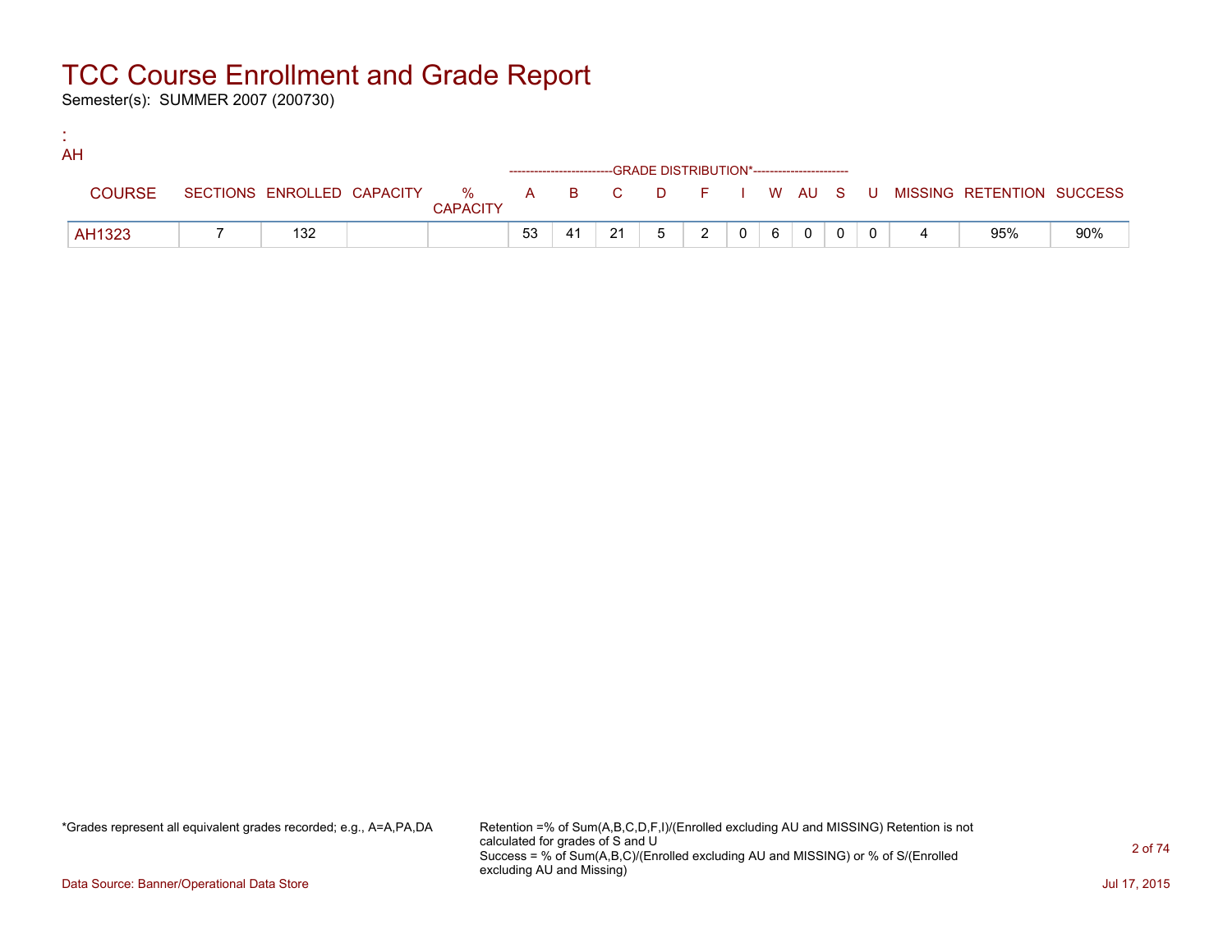# TCC Course Enrollment and Grade Report

Semester(s): SUMMER 2007 (200730)

:
AH

| COURSE | SECTIONS | ENROLLED | CAPACITY | % CAPACITY | A | B | C | D | F | I | W | AU | S | U | MISSING | RETENTION | SUCCESS |
|---|---|---|---|---|---|---|---|---|---|---|---|---|---|---|---|---|---|
| | | | | | GRADE DISTRIBUTION* | | | | | | | | | | | | |
| AH1323 | 7 | 132 | | | 53 | 41 | 21 | 5 | 2 | 0 | 6 | 0 | 0 | 0 | 4 | 95% | 90% |

*Grades represent all equivalent grades recorded; e.g., A=A,PA,DA

Retention =% of Sum(A,B,C,D,F,I)/(Enrolled excluding AU and MISSING) Retention is not calculated for grades of S and U
Success = % of Sum(A,B,C)/(Enrolled excluding AU and MISSING) or % of S/(Enrolled excluding AU and Missing)

Data Source: Banner/Operational Data Store

Jul 17, 2015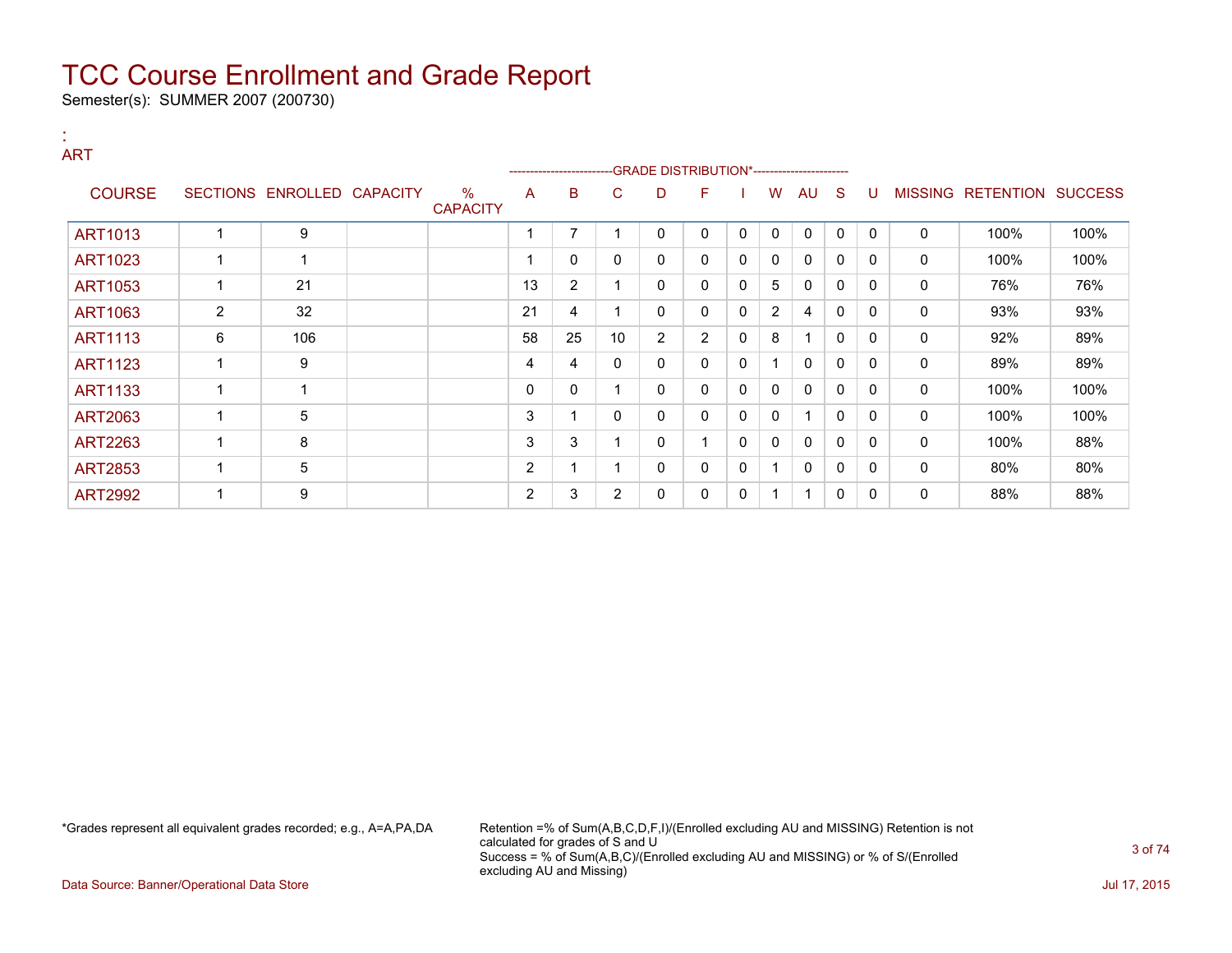# TCC Course Enrollment and Grade Report

Semester(s): SUMMER 2007 (200730)

:
ART

| COURSE | SECTIONS | ENROLLED | CAPACITY | % CAPACITY | A | B | C | D | F | I | W | AU | S | U | MISSING | RETENTION | SUCCESS |
|---|---|---|---|---|---|---|---|---|---|---|---|---|---|---|---|---|---|
| | | | | | GRADE DISTRIBUTION* | | | | | | | | | | | | |
| ART1013 | 1 | 9 | | | 1 | 7 | 1 | 0 | 0 | 0 | 0 | 0 | 0 | 0 | 0 | 100% | 100% |
| ART1023 | 1 | 1 | | | 1 | 0 | 0 | 0 | 0 | 0 | 0 | 0 | 0 | 0 | 0 | 100% | 100% |
| ART1053 | 1 | 21 | | | 13 | 2 | 1 | 0 | 0 | 0 | 5 | 0 | 0 | 0 | 0 | 76% | 76% |
| ART1063 | 2 | 32 | | | 21 | 4 | 1 | 0 | 0 | 0 | 2 | 4 | 0 | 0 | 0 | 93% | 93% |
| ART1113 | 6 | 106 | | | 58 | 25 | 10 | 2 | 2 | 0 | 8 | 1 | 0 | 0 | 0 | 92% | 89% |
| ART1123 | 1 | 9 | | | 4 | 4 | 0 | 0 | 0 | 0 | 1 | 0 | 0 | 0 | 0 | 89% | 89% |
| ART1133 | 1 | 1 | | | 0 | 0 | 1 | 0 | 0 | 0 | 0 | 0 | 0 | 0 | 0 | 100% | 100% |
| ART2063 | 1 | 5 | | | 3 | 1 | 0 | 0 | 0 | 0 | 0 | 1 | 0 | 0 | 0 | 100% | 100% |
| ART2263 | 1 | 8 | | | 3 | 3 | 1 | 0 | 1 | 0 | 0 | 0 | 0 | 0 | 0 | 100% | 88% |
| ART2853 | 1 | 5 | | | 2 | 1 | 1 | 0 | 0 | 0 | 1 | 0 | 0 | 0 | 0 | 80% | 80% |
| ART2992 | 1 | 9 | | | 2 | 3 | 2 | 0 | 0 | 0 | 1 | 1 | 0 | 0 | 0 | 88% | 88% |

*Grades represent all equivalent grades recorded; e.g., A=A,PA,DA

Retention =% of Sum(A,B,C,D,F,I)/(Enrolled excluding AU and MISSING) Retention is not calculated for grades of S and U
Success = % of Sum(A,B,C)/(Enrolled excluding AU and MISSING) or % of S/(Enrolled excluding AU and Missing)

Data Source: Banner/Operational Data Store

Jul 17, 2015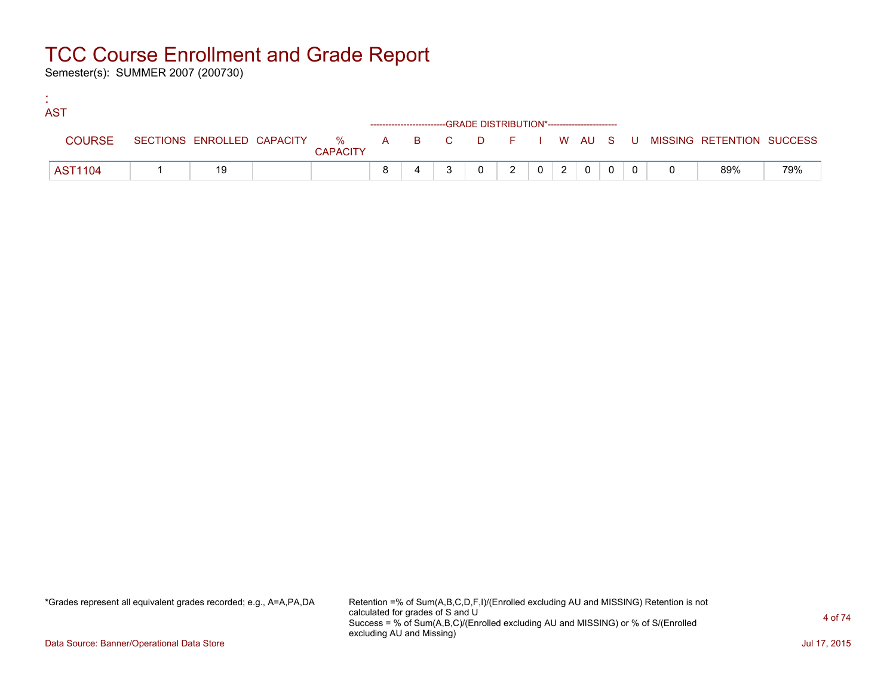# TCC Course Enrollment and Grade Report

Semester(s): SUMMER 2007 (200730)

:
AST

| COURSE | SECTIONS | ENROLLED | CAPACITY | % CAPACITY | A | B | C | D | F | I | W | AU | S | U | MISSING | RETENTION | SUCCESS |
|---|---|---|---|---|---|---|---|---|---|---|---|---|---|---|---|---|---|
| | | | | | GRADE DISTRIBUTION* | | | | | | | | | | | | |
| AST1104 | 1 | 19 | | | 8 | 4 | 3 | 0 | 2 | 0 | 2 | 0 | 0 | 0 | 0 | 89% | 79% |

*Grades represent all equivalent grades recorded; e.g., A=A,PA,DA

Retention =% of Sum(A,B,C,D,F,I)/(Enrolled excluding AU and MISSING) Retention is not calculated for grades of S and U
Success = % of Sum(A,B,C)/(Enrolled excluding AU and MISSING) or % of S/(Enrolled excluding AU and Missing)

Data Source: Banner/Operational Data Store

Jul 17, 2015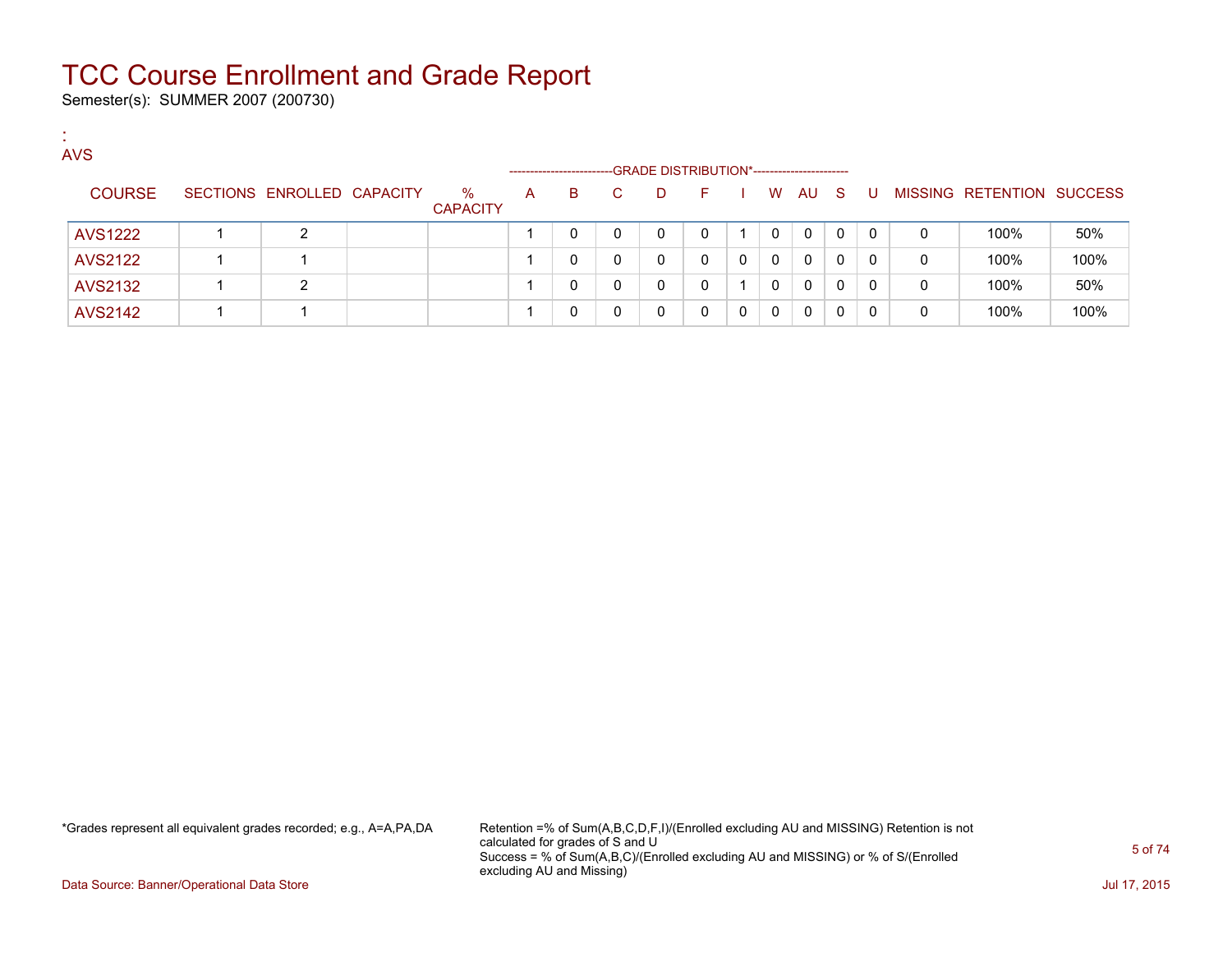# TCC Course Enrollment and Grade Report

Semester(s): SUMMER 2007 (200730)

:
AVS

| COURSE | SECTIONS | ENROLLED | CAPACITY | % CAPACITY | A | B | C | D | F | I | W | AU | S | U | MISSING | RETENTION | SUCCESS |
|---|---|---|---|---|---|---|---|---|---|---|---|---|---|---|---|---|---|
| | | | | | GRADE DISTRIBUTION* | | | | | | | | | | | | |
| AVS1222 | 1 | 2 | | | 1 | 0 | 0 | 0 | 0 | 1 | 0 | 0 | 0 | 0 | 0 | 100% | 50% |
| AVS2122 | 1 | 1 | | | 1 | 0 | 0 | 0 | 0 | 0 | 0 | 0 | 0 | 0 | 0 | 100% | 100% |
| AVS2132 | 1 | 2 | | | 1 | 0 | 0 | 0 | 0 | 1 | 0 | 0 | 0 | 0 | 0 | 100% | 50% |
| AVS2142 | 1 | 1 | | | 1 | 0 | 0 | 0 | 0 | 0 | 0 | 0 | 0 | 0 | 0 | 100% | 100% |

*Grades represent all equivalent grades recorded; e.g., A=A,PA,DA

Retention =% of Sum(A,B,C,D,F,I)/(Enrolled excluding AU and MISSING) Retention is not calculated for grades of S and U
Success = % of Sum(A,B,C)/(Enrolled excluding AU and MISSING) or % of S/(Enrolled excluding AU and Missing)

Data Source: Banner/Operational Data Store

Jul 17, 2015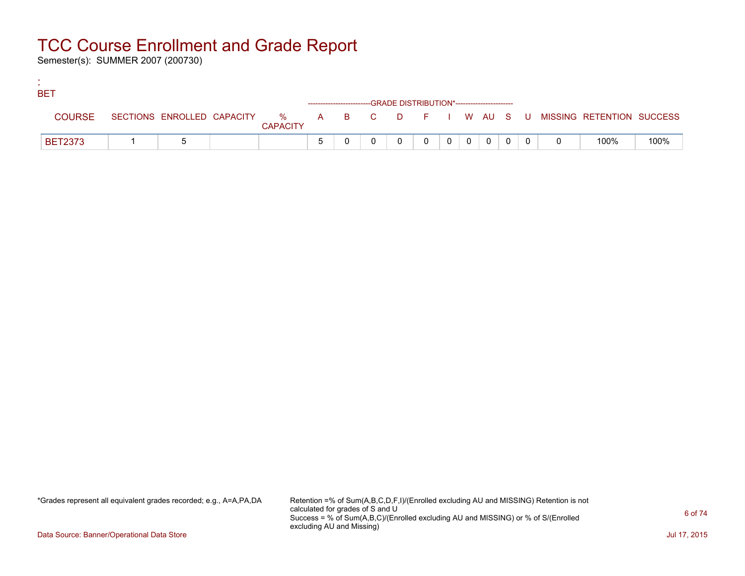# TCC Course Enrollment and Grade Report

Semester(s): SUMMER 2007 (200730)

:
BET

| COURSE | SECTIONS | ENROLLED | CAPACITY | % CAPACITY | GRADE DISTRIBUTION* A | B | C | D | F | I | W | AU | S | U | MISSING | RETENTION | SUCCESS |
|---|---|---|---|---|---|---|---|---|---|---|---|---|---|---|---|---|---|
| BET2373 | 1 | 5 | | | 5 | 0 | 0 | 0 | 0 | 0 | 0 | 0 | 0 | 0 | 0 | 100% | 100% |

*Grades represent all equivalent grades recorded; e.g., A=A,PA,DA

Retention =% of Sum(A,B,C,D,F,I)/(Enrolled excluding AU and MISSING) Retention is not calculated for grades of S and U
Success = % of Sum(A,B,C)/(Enrolled excluding AU and MISSING) or % of S/(Enrolled excluding AU and Missing)

Data Source: Banner/Operational Data Store

Jul 17, 2015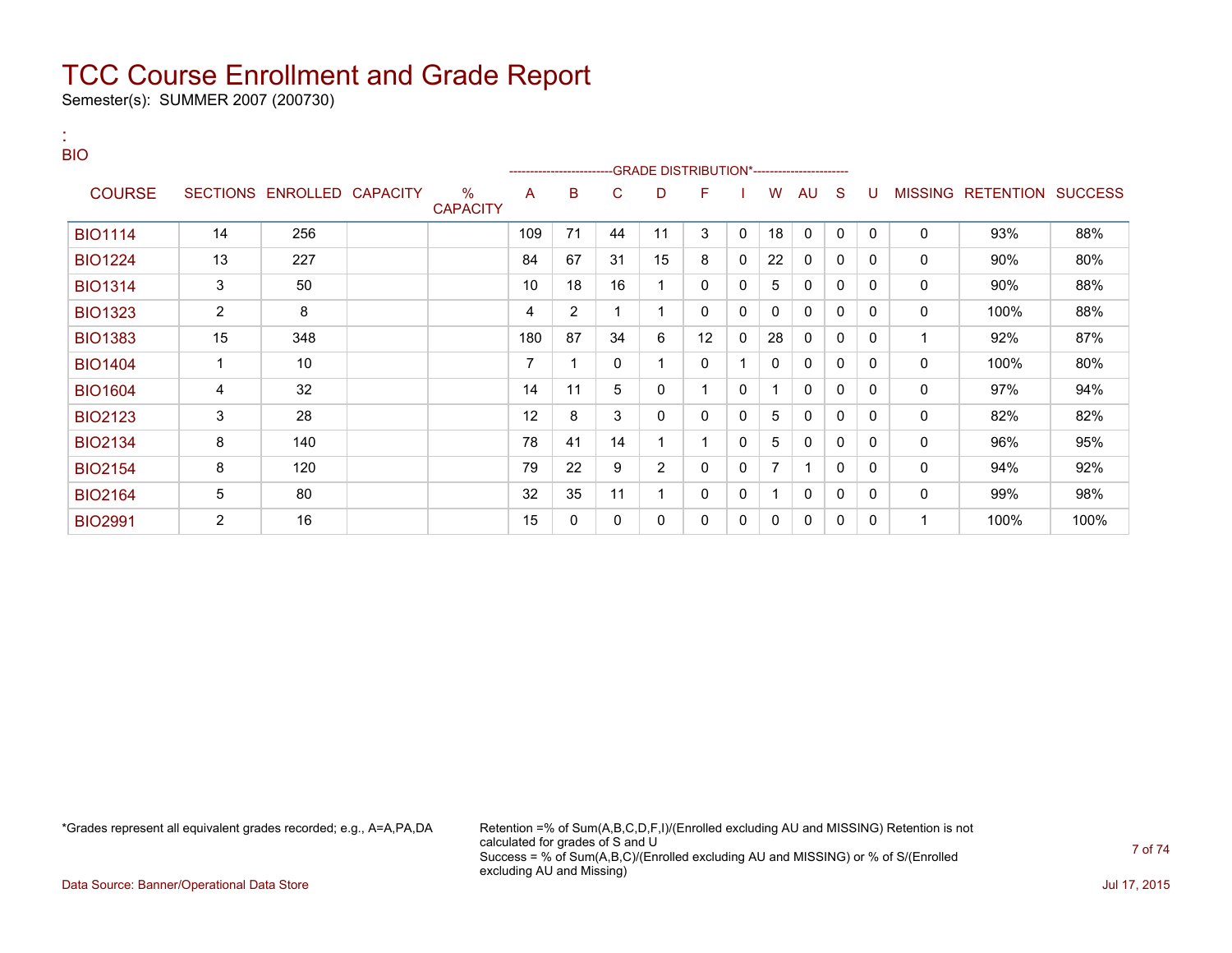# TCC Course Enrollment and Grade Report

Semester(s): SUMMER 2007 (200730)

:
BIO

| COURSE | SECTIONS | ENROLLED | CAPACITY | % CAPACITY | A | B | C | D | F | I | W | AU | S | U | MISSING | RETENTION | SUCCESS |
|---|---|---|---|---|---|---|---|---|---|---|---|---|---|---|---|---|---|
| | | | | | -------------------------GRADE DISTRIBUTION*---------------------- | | | | | | | | | | | | |
| BIO1114 | 14 | 256 | | | 109 | 71 | 44 | 11 | 3 | 0 | 18 | 0 | 0 | 0 | 0 | 93% | 88% |
| BIO1224 | 13 | 227 | | | 84 | 67 | 31 | 15 | 8 | 0 | 22 | 0 | 0 | 0 | 0 | 90% | 80% |
| BIO1314 | 3 | 50 | | | 10 | 18 | 16 | 1 | 0 | 0 | 5 | 0 | 0 | 0 | 0 | 90% | 88% |
| BIO1323 | 2 | 8 | | | 4 | 2 | 1 | 1 | 0 | 0 | 0 | 0 | 0 | 0 | 0 | 100% | 88% |
| BIO1383 | 15 | 348 | | | 180 | 87 | 34 | 6 | 12 | 0 | 28 | 0 | 0 | 0 | 1 | 92% | 87% |
| BIO1404 | 1 | 10 | | | 7 | 1 | 0 | 1 | 0 | 1 | 0 | 0 | 0 | 0 | 0 | 100% | 80% |
| BIO1604 | 4 | 32 | | | 14 | 11 | 5 | 0 | 1 | 0 | 1 | 0 | 0 | 0 | 0 | 97% | 94% |
| BIO2123 | 3 | 28 | | | 12 | 8 | 3 | 0 | 0 | 0 | 5 | 0 | 0 | 0 | 0 | 82% | 82% |
| BIO2134 | 8 | 140 | | | 78 | 41 | 14 | 1 | 1 | 0 | 5 | 0 | 0 | 0 | 0 | 96% | 95% |
| BIO2154 | 8 | 120 | | | 79 | 22 | 9 | 2 | 0 | 0 | 7 | 1 | 0 | 0 | 0 | 94% | 92% |
| BIO2164 | 5 | 80 | | | 32 | 35 | 11 | 1 | 0 | 0 | 1 | 0 | 0 | 0 | 0 | 99% | 98% |
| BIO2991 | 2 | 16 | | | 15 | 0 | 0 | 0 | 0 | 0 | 0 | 0 | 0 | 0 | 1 | 100% | 100% |

*Grades represent all equivalent grades recorded; e.g., A=A,PA,DA

Retention =% of Sum(A,B,C,D,F,I)/(Enrolled excluding AU and MISSING) Retention is not calculated for grades of S and U
Success = % of Sum(A,B,C)/(Enrolled excluding AU and MISSING) or % of S/(Enrolled excluding AU and Missing)

Data Source: Banner/Operational Data Store

Jul 17, 2015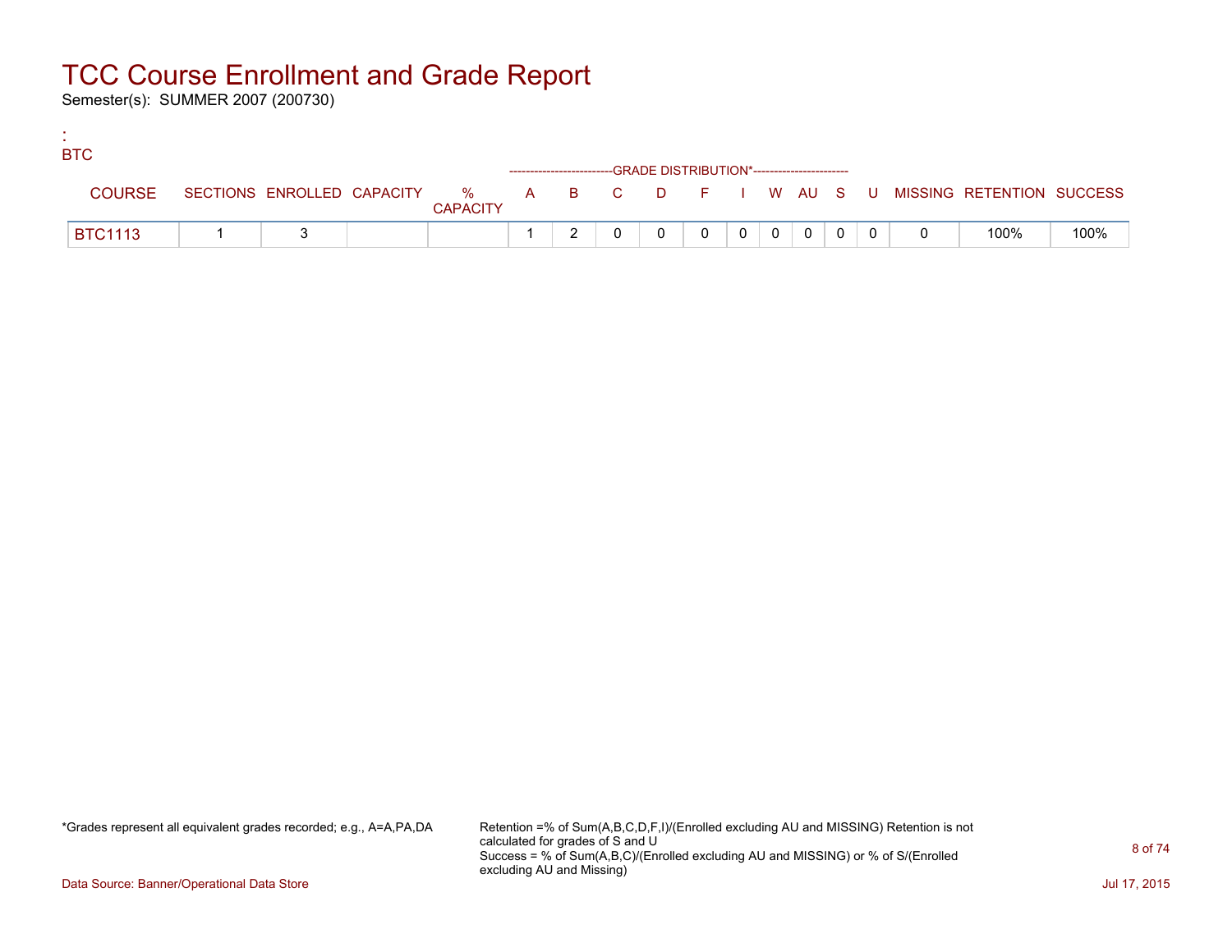# TCC Course Enrollment and Grade Report

Semester(s): SUMMER 2007 (200730)

:
BTC

| COURSE | SECTIONS | ENROLLED | CAPACITY | % CAPACITY | A | B | C | D | F | I | W | AU | S | U | MISSING | RETENTION | SUCCESS |
|---|---|---|---|---|---|---|---|---|---|---|---|---|---|---|---|---|---|
| | | | | | GRADE DISTRIBUTION* | | | | | | | | | | | | |
| BTC1113 | 1 | 3 | | | 1 | 2 | 0 | 0 | 0 | 0 | 0 | 0 | 0 | 0 | 0 | 100% | 100% |

*Grades represent all equivalent grades recorded; e.g., A=A,PA,DA

Retention =% of Sum(A,B,C,D,F,I)/(Enrolled excluding AU and MISSING) Retention is not calculated for grades of S and U
Success = % of Sum(A,B,C)/(Enrolled excluding AU and MISSING) or % of S/(Enrolled excluding AU and Missing)

Data Source: Banner/Operational Data Store

Jul 17, 2015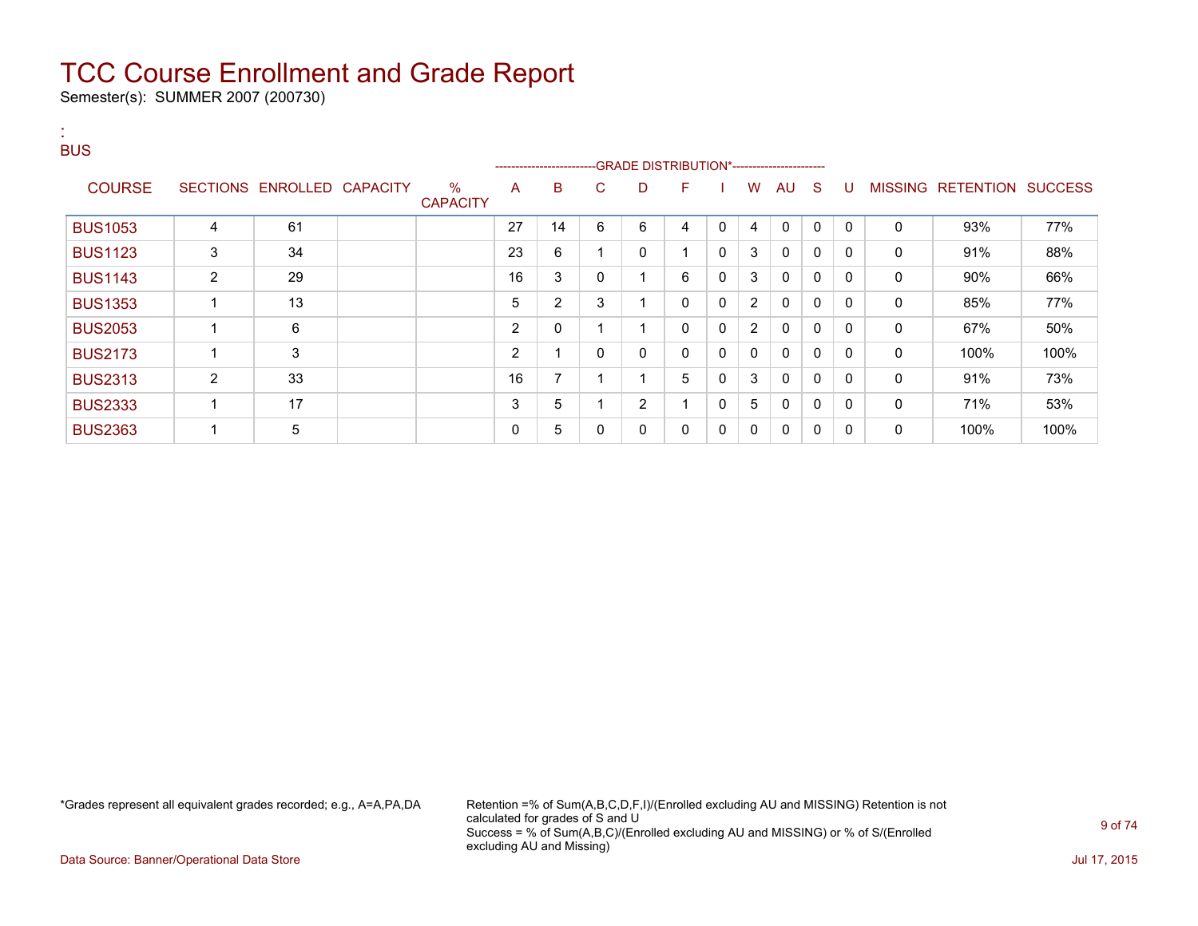# TCC Course Enrollment and Grade Report

Semester(s): SUMMER 2007 (200730)

:
BUS

| COURSE | SECTIONS | ENROLLED | CAPACITY | % CAPACITY | A | B | C | D | F | I | W | AU | S | U | MISSING | RETENTION | SUCCESS |
|---|---|---|---|---|---|---|---|---|---|---|---|---|---|---|---|---|---|
| | | | | | GRADE DISTRIBUTION* | | | | | | | | | | | | |
| BUS1053 | 4 | 61 | | | 27 | 14 | 6 | 6 | 4 | 0 | 4 | 0 | 0 | 0 | 0 | 93% | 77% |
| BUS1123 | 3 | 34 | | | 23 | 6 | 1 | 0 | 1 | 0 | 3 | 0 | 0 | 0 | 0 | 91% | 88% |
| BUS1143 | 2 | 29 | | | 16 | 3 | 0 | 1 | 6 | 0 | 3 | 0 | 0 | 0 | 0 | 90% | 66% |
| BUS1353 | 1 | 13 | | | 5 | 2 | 3 | 1 | 0 | 0 | 2 | 0 | 0 | 0 | 0 | 85% | 77% |
| BUS2053 | 1 | 6 | | | 2 | 0 | 1 | 1 | 0 | 0 | 2 | 0 | 0 | 0 | 0 | 67% | 50% |
| BUS2173 | 1 | 3 | | | 2 | 1 | 0 | 0 | 0 | 0 | 0 | 0 | 0 | 0 | 0 | 100% | 100% |
| BUS2313 | 2 | 33 | | | 16 | 7 | 1 | 1 | 5 | 0 | 3 | 0 | 0 | 0 | 0 | 91% | 73% |
| BUS2333 | 1 | 17 | | | 3 | 5 | 1 | 2 | 1 | 0 | 5 | 0 | 0 | 0 | 0 | 71% | 53% |
| BUS2363 | 1 | 5 | | | 0 | 5 | 0 | 0 | 0 | 0 | 0 | 0 | 0 | 0 | 0 | 100% | 100% |

*Grades represent all equivalent grades recorded; e.g., A=A,PA,DA

Retention =% of Sum(A,B,C,D,F,I)/(Enrolled excluding AU and MISSING) Retention is not calculated for grades of S and U
Success = % of Sum(A,B,C)/(Enrolled excluding AU and MISSING) or % of S/(Enrolled excluding AU and Missing)

Data Source: Banner/Operational Data Store

Jul 17, 2015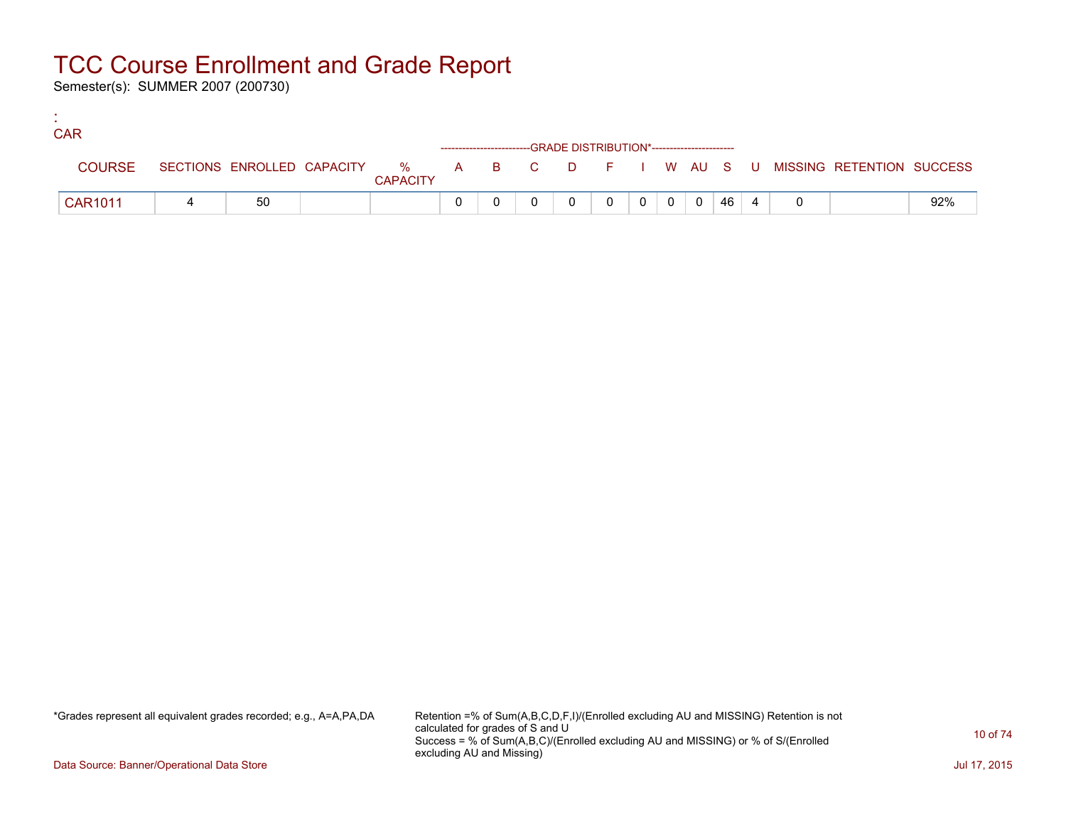# TCC Course Enrollment and Grade Report

Semester(s): SUMMER 2007 (200730)

:
CAR

| COURSE | SECTIONS | ENROLLED | CAPACITY | % CAPACITY | A | B | C | D | F | I | W | AU | S | U | MISSING | RETENTION | SUCCESS |
|---|---|---|---|---|---|---|---|---|---|---|---|---|---|---|---|---|---|
| | | | | | GRADE DISTRIBUTION* | | | | | | | | | | | | |
| CAR1011 | 4 | 50 | | | 0 | 0 | 0 | 0 | 0 | 0 | 0 | 0 | 46 | 4 | 0 | | 92% |

*Grades represent all equivalent grades recorded; e.g., A=A,PA,DA

Retention =% of Sum(A,B,C,D,F,I)/(Enrolled excluding AU and MISSING) Retention is not calculated for grades of S and U
Success = % of Sum(A,B,C)/(Enrolled excluding AU and MISSING) or % of S/(Enrolled excluding AU and Missing)

Data Source: Banner/Operational Data Store

Jul 17, 2015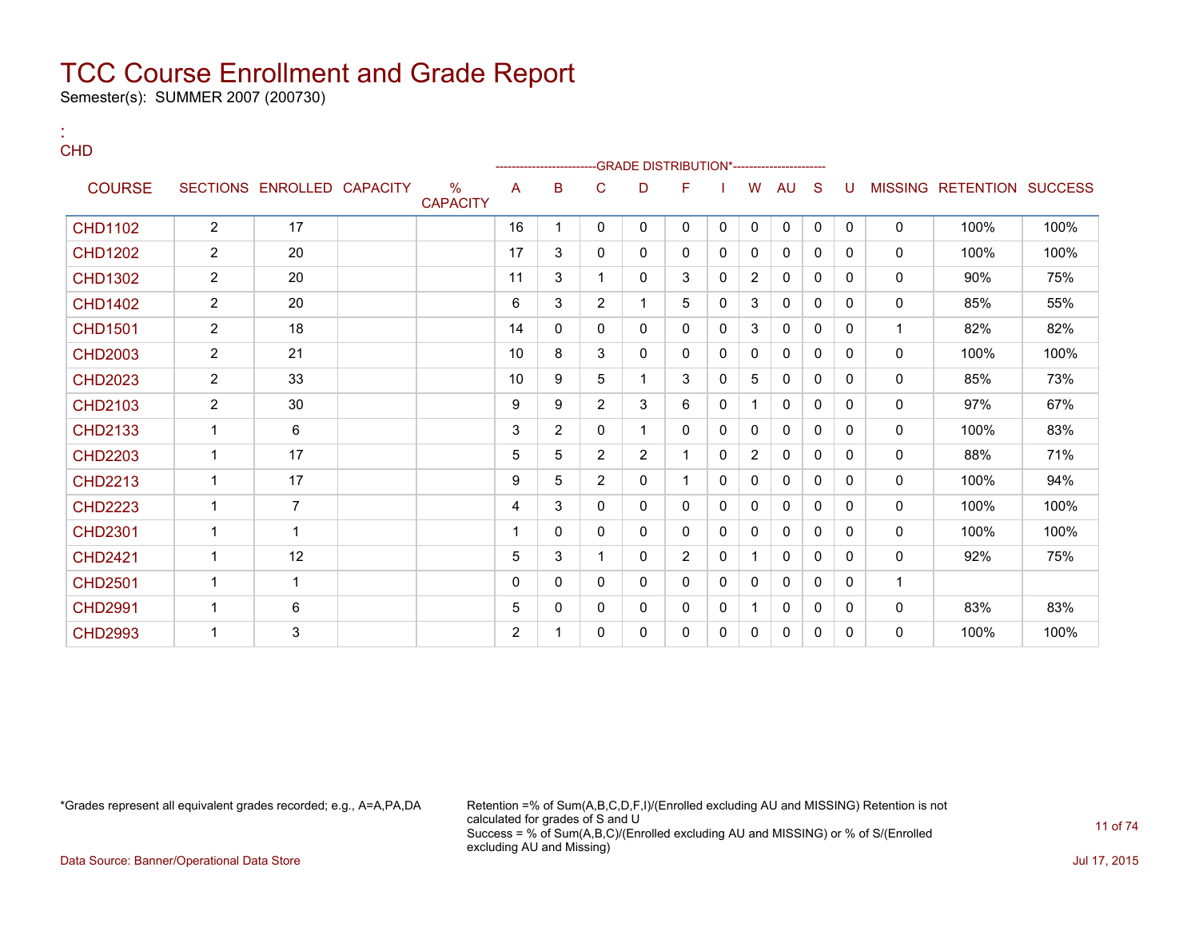# TCC Course Enrollment and Grade Report

Semester(s): SUMMER 2007 (200730)

:
CHD

| COURSE | SECTIONS | ENROLLED | CAPACITY | % CAPACITY | A | B | C | D | F | I | W | AU | S | U | MISSING | RETENTION | SUCCESS |
|---|---|---|---|---|---|---|---|---|---|---|---|---|---|---|---|---|---|
| | | | | | GRADE DISTRIBUTION* | | | | | | | | | | | | |
| CHD1102 | 2 | 17 | | | 16 | 1 | 0 | 0 | 0 | 0 | 0 | 0 | 0 | 0 | 0 | 100% | 100% |
| CHD1202 | 2 | 20 | | | 17 | 3 | 0 | 0 | 0 | 0 | 0 | 0 | 0 | 0 | 0 | 100% | 100% |
| CHD1302 | 2 | 20 | | | 11 | 3 | 1 | 0 | 3 | 0 | 2 | 0 | 0 | 0 | 0 | 90% | 75% |
| CHD1402 | 2 | 20 | | | 6 | 3 | 2 | 1 | 5 | 0 | 3 | 0 | 0 | 0 | 0 | 85% | 55% |
| CHD1501 | 2 | 18 | | | 14 | 0 | 0 | 0 | 0 | 0 | 3 | 0 | 0 | 0 | 1 | 82% | 82% |
| CHD2003 | 2 | 21 | | | 10 | 8 | 3 | 0 | 0 | 0 | 0 | 0 | 0 | 0 | 0 | 100% | 100% |
| CHD2023 | 2 | 33 | | | 10 | 9 | 5 | 1 | 3 | 0 | 5 | 0 | 0 | 0 | 0 | 85% | 73% |
| CHD2103 | 2 | 30 | | | 9 | 9 | 2 | 3 | 6 | 0 | 1 | 0 | 0 | 0 | 0 | 97% | 67% |
| CHD2133 | 1 | 6 | | | 3 | 2 | 0 | 1 | 0 | 0 | 0 | 0 | 0 | 0 | 0 | 100% | 83% |
| CHD2203 | 1 | 17 | | | 5 | 5 | 2 | 2 | 1 | 0 | 2 | 0 | 0 | 0 | 0 | 88% | 71% |
| CHD2213 | 1 | 17 | | | 9 | 5 | 2 | 0 | 1 | 0 | 0 | 0 | 0 | 0 | 0 | 100% | 94% |
| CHD2223 | 1 | 7 | | | 4 | 3 | 0 | 0 | 0 | 0 | 0 | 0 | 0 | 0 | 0 | 100% | 100% |
| CHD2301 | 1 | 1 | | | 1 | 0 | 0 | 0 | 0 | 0 | 0 | 0 | 0 | 0 | 0 | 100% | 100% |
| CHD2421 | 1 | 12 | | | 5 | 3 | 1 | 0 | 2 | 0 | 1 | 0 | 0 | 0 | 0 | 92% | 75% |
| CHD2501 | 1 | 1 | | | 0 | 0 | 0 | 0 | 0 | 0 | 0 | 0 | 0 | 0 | 1 | | |
| CHD2991 | 1 | 6 | | | 5 | 0 | 0 | 0 | 0 | 0 | 1 | 0 | 0 | 0 | 0 | 83% | 83% |
| CHD2993 | 1 | 3 | | | 2 | 1 | 0 | 0 | 0 | 0 | 0 | 0 | 0 | 0 | 0 | 100% | 100% |

*Grades represent all equivalent grades recorded; e.g., A=A,PA,DA

Retention =% of Sum(A,B,C,D,F,I)/(Enrolled excluding AU and MISSING) Retention is not calculated for grades of S and U
Success = % of Sum(A,B,C)/(Enrolled excluding AU and MISSING) or % of S/(Enrolled excluding AU and Missing)

Data Source: Banner/Operational Data Store

Jul 17, 2015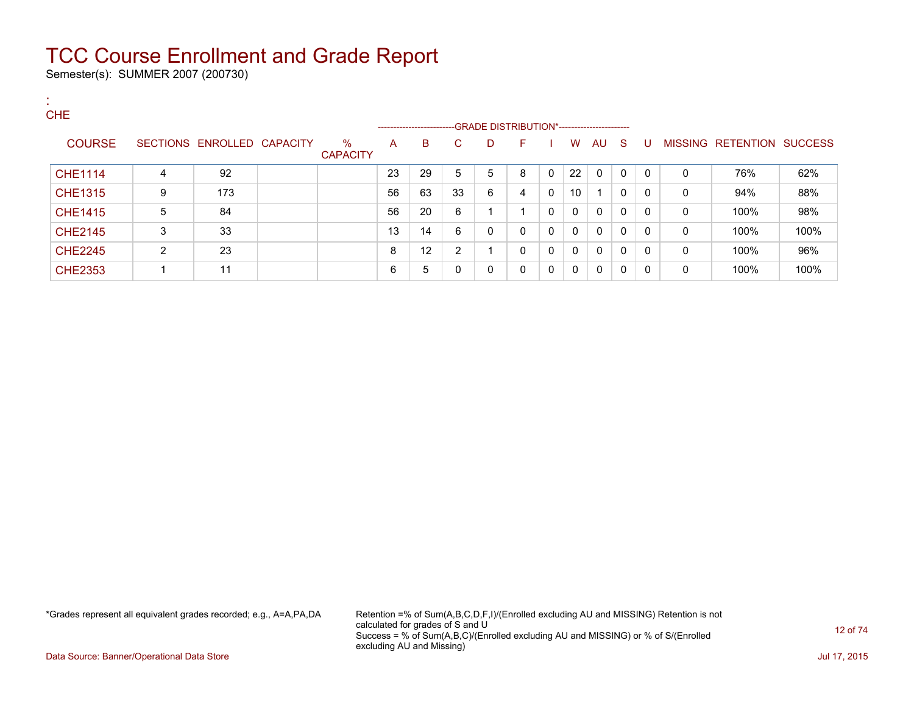# TCC Course Enrollment and Grade Report

Semester(s): SUMMER 2007 (200730)

:
CHE

| COURSE | SECTIONS | ENROLLED | CAPACITY | % CAPACITY | A | B | C | D | F | I | W | AU | S | U | MISSING | RETENTION | SUCCESS |
|---|---|---|---|---|---|---|---|---|---|---|---|---|---|---|---|---|---|
| | | | | | GRADE DISTRIBUTION* | | | | | | | | | | | | |
| CHE1114 | 4 | 92 | | | 23 | 29 | 5 | 5 | 8 | 0 | 22 | 0 | 0 | 0 | 0 | 76% | 62% |
| CHE1315 | 9 | 173 | | | 56 | 63 | 33 | 6 | 4 | 0 | 10 | 1 | 0 | 0 | 0 | 94% | 88% |
| CHE1415 | 5 | 84 | | | 56 | 20 | 6 | 1 | 1 | 0 | 0 | 0 | 0 | 0 | 0 | 100% | 98% |
| CHE2145 | 3 | 33 | | | 13 | 14 | 6 | 0 | 0 | 0 | 0 | 0 | 0 | 0 | 0 | 100% | 100% |
| CHE2245 | 2 | 23 | | | 8 | 12 | 2 | 1 | 0 | 0 | 0 | 0 | 0 | 0 | 0 | 100% | 96% |
| CHE2353 | 1 | 11 | | | 6 | 5 | 0 | 0 | 0 | 0 | 0 | 0 | 0 | 0 | 0 | 100% | 100% |

*Grades represent all equivalent grades recorded; e.g., A=A,PA,DA

Retention =% of Sum(A,B,C,D,F,I)/(Enrolled excluding AU and MISSING) Retention is not calculated for grades of S and U
Success = % of Sum(A,B,C)/(Enrolled excluding AU and MISSING) or % of S/(Enrolled excluding AU and Missing)

Data Source: Banner/Operational Data Store

Jul 17, 2015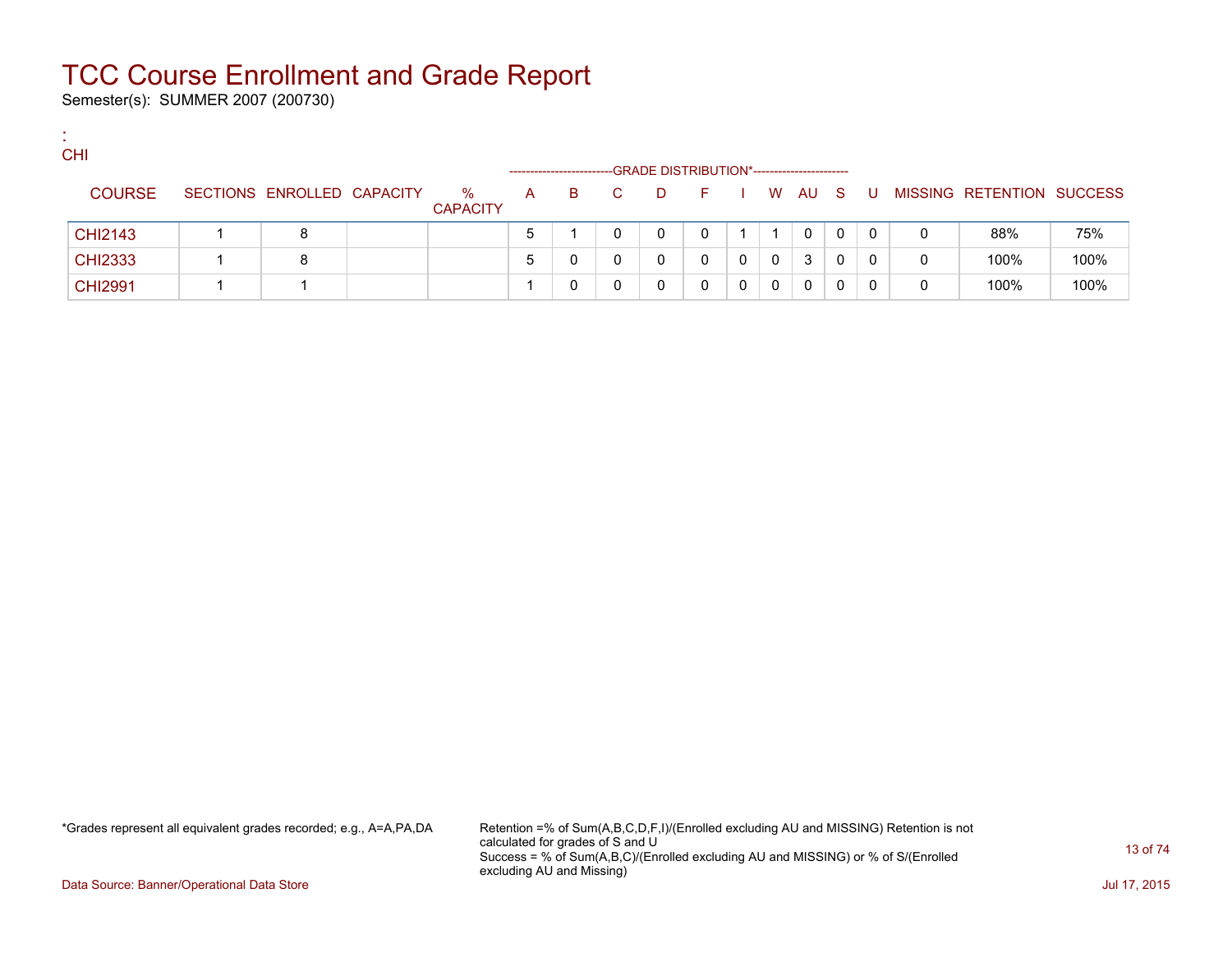# TCC Course Enrollment and Grade Report

Semester(s): SUMMER 2007 (200730)

:
CHI

| COURSE | SECTIONS | ENROLLED | CAPACITY | % CAPACITY | A | B | C | D | F | I | W | AU | S | U | MISSING | RETENTION | SUCCESS |
|---|---|---|---|---|---|---|---|---|---|---|---|---|---|---|---|---|---|
| | | | | | GRADE DISTRIBUTION* | | | | | | | | | | | | |
| CHI2143 | 1 | 8 | | | 5 | 1 | 0 | 0 | 0 | 1 | 1 | 0 | 0 | 0 | 0 | 88% | 75% |
| CHI2333 | 1 | 8 | | | 5 | 0 | 0 | 0 | 0 | 0 | 0 | 3 | 0 | 0 | 0 | 100% | 100% |
| CHI2991 | 1 | 1 | | | 1 | 0 | 0 | 0 | 0 | 0 | 0 | 0 | 0 | 0 | 0 | 100% | 100% |

*Grades represent all equivalent grades recorded; e.g., A=A,PA,DA

Retention =% of Sum(A,B,C,D,F,I)/(Enrolled excluding AU and MISSING) Retention is not calculated for grades of S and U
Success = % of Sum(A,B,C)/(Enrolled excluding AU and MISSING) or % of S/(Enrolled excluding AU and Missing)

Data Source: Banner/Operational Data Store

Jul 17, 2015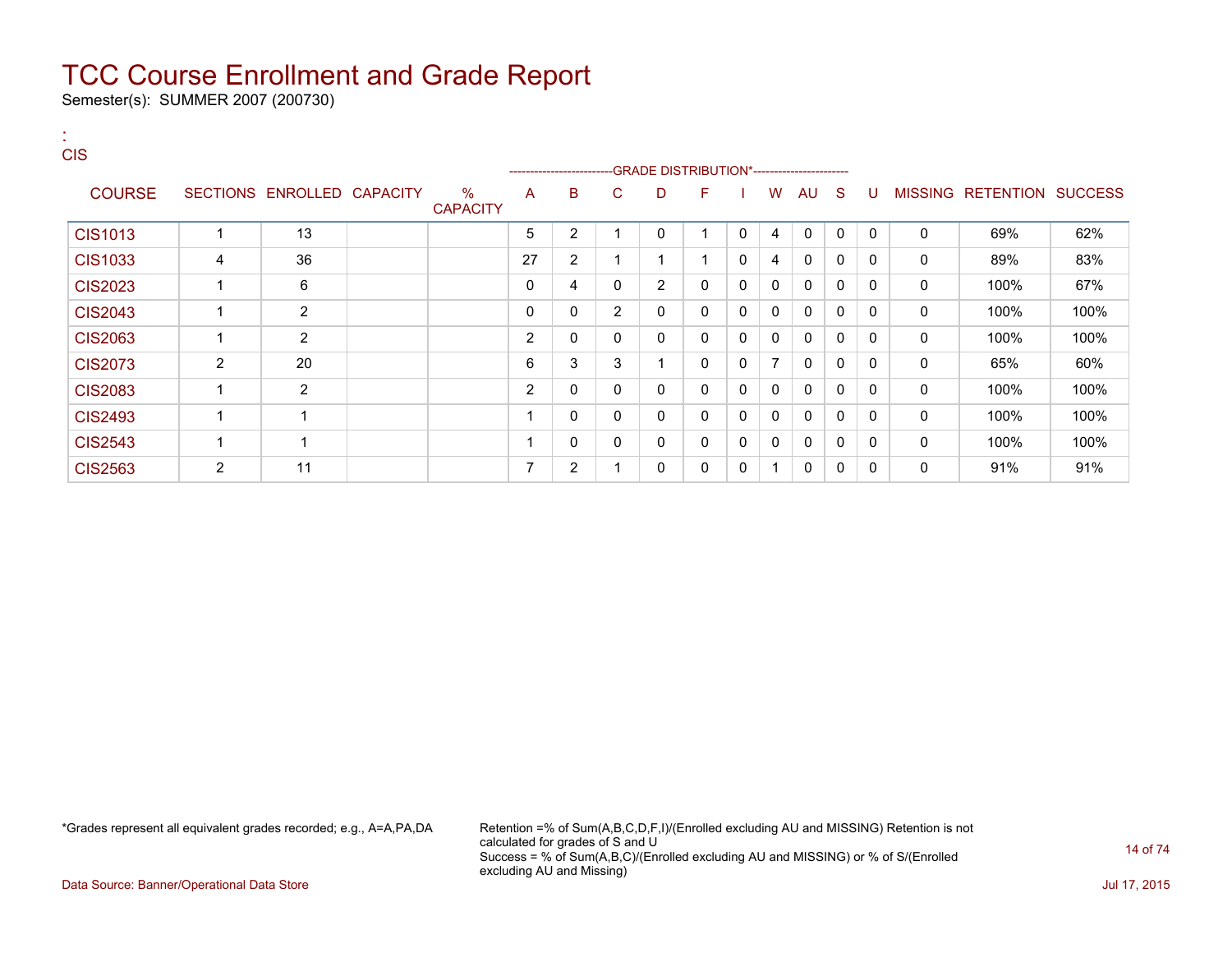# TCC Course Enrollment and Grade Report

Semester(s): SUMMER 2007 (200730)

:
CIS

| COURSE | SECTIONS | ENROLLED | CAPACITY | % CAPACITY | A | B | C | D | F | I | W | AU | S | U | MISSING | RETENTION | SUCCESS |
|---|---|---|---|---|---|---|---|---|---|---|---|---|---|---|---|---|---|
| | | | | | GRADE DISTRIBUTION* | | | | | | | | | | | | |
| CIS1013 | 1 | 13 | | | 5 | 2 | 1 | 0 | 1 | 0 | 4 | 0 | 0 | 0 | 0 | 69% | 62% |
| CIS1033 | 4 | 36 | | | 27 | 2 | 1 | 1 | 1 | 0 | 4 | 0 | 0 | 0 | 0 | 89% | 83% |
| CIS2023 | 1 | 6 | | | 0 | 4 | 0 | 2 | 0 | 0 | 0 | 0 | 0 | 0 | 0 | 100% | 67% |
| CIS2043 | 1 | 2 | | | 0 | 0 | 2 | 0 | 0 | 0 | 0 | 0 | 0 | 0 | 0 | 100% | 100% |
| CIS2063 | 1 | 2 | | | 2 | 0 | 0 | 0 | 0 | 0 | 0 | 0 | 0 | 0 | 0 | 100% | 100% |
| CIS2073 | 2 | 20 | | | 6 | 3 | 3 | 1 | 0 | 0 | 7 | 0 | 0 | 0 | 0 | 65% | 60% |
| CIS2083 | 1 | 2 | | | 2 | 0 | 0 | 0 | 0 | 0 | 0 | 0 | 0 | 0 | 0 | 100% | 100% |
| CIS2493 | 1 | 1 | | | 1 | 0 | 0 | 0 | 0 | 0 | 0 | 0 | 0 | 0 | 0 | 100% | 100% |
| CIS2543 | 1 | 1 | | | 1 | 0 | 0 | 0 | 0 | 0 | 0 | 0 | 0 | 0 | 0 | 100% | 100% |
| CIS2563 | 2 | 11 | | | 7 | 2 | 1 | 0 | 0 | 0 | 1 | 0 | 0 | 0 | 0 | 91% | 91% |

*Grades represent all equivalent grades recorded; e.g., A=A,PA,DA

Retention =% of Sum(A,B,C,D,F,I)/(Enrolled excluding AU and MISSING) Retention is not calculated for grades of S and U
Success = % of Sum(A,B,C)/(Enrolled excluding AU and MISSING) or % of S/(Enrolled excluding AU and Missing)

Data Source: Banner/Operational Data Store

Jul 17, 2015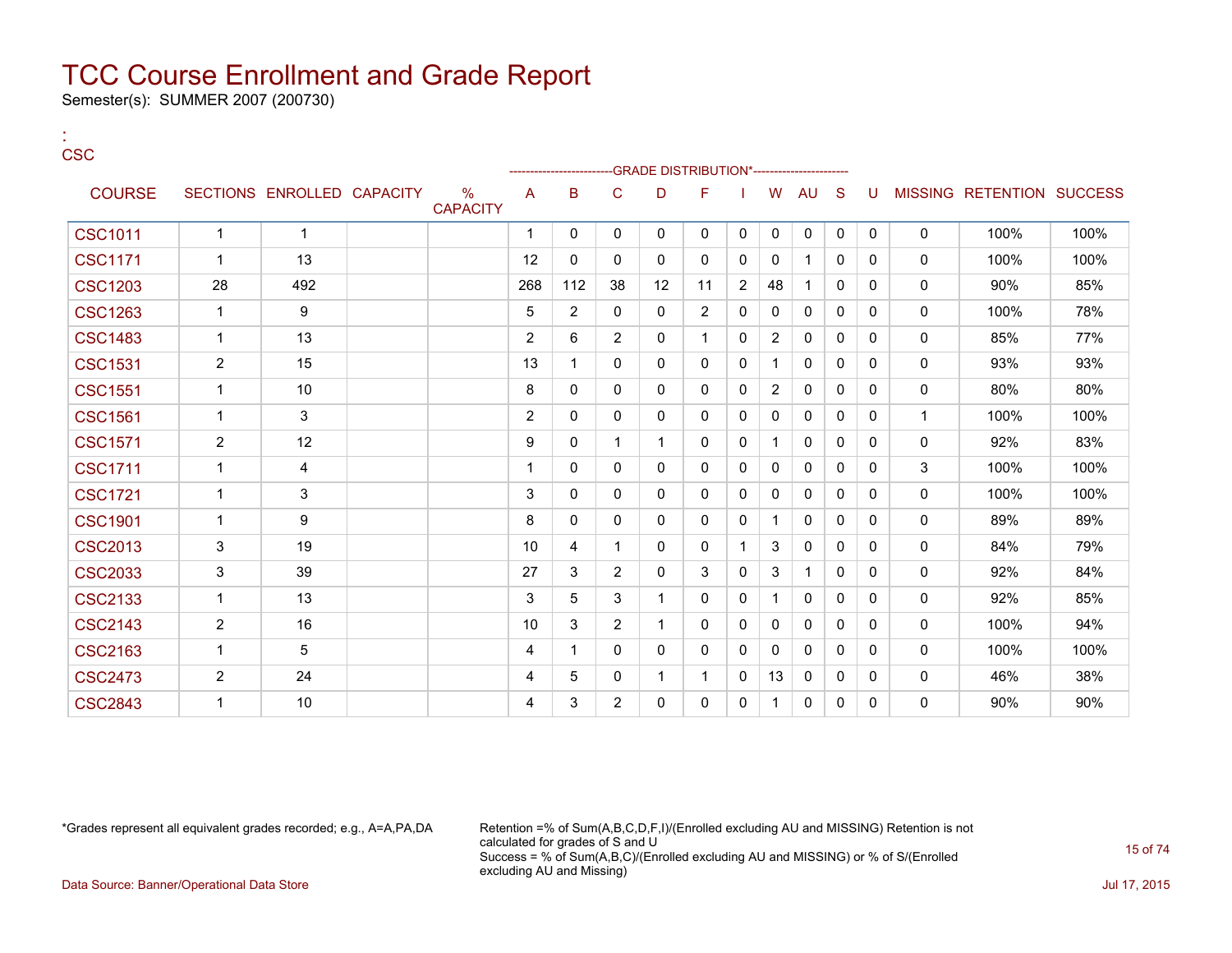# TCC Course Enrollment and Grade Report

Semester(s): SUMMER 2007 (200730)

:
CSC

| COURSE | SECTIONS | ENROLLED | CAPACITY | % CAPACITY | A | B | C | D | F | I | W | AU | S | U | MISSING | RETENTION | SUCCESS |
|---|---|---|---|---|---|---|---|---|---|---|---|---|---|---|---|---|---|
| | | | | | GRADE DISTRIBUTION* | | | | | | | | | | | | |
| CSC1011 | 1 | 1 | | | 1 | 0 | 0 | 0 | 0 | 0 | 0 | 0 | 0 | 0 | 0 | 100% | 100% |
| CSC1171 | 1 | 13 | | | 12 | 0 | 0 | 0 | 0 | 0 | 0 | 1 | 0 | 0 | 0 | 100% | 100% |
| CSC1203 | 28 | 492 | | | 268 | 112 | 38 | 12 | 11 | 2 | 48 | 1 | 0 | 0 | 0 | 90% | 85% |
| CSC1263 | 1 | 9 | | | 5 | 2 | 0 | 0 | 2 | 0 | 0 | 0 | 0 | 0 | 0 | 100% | 78% |
| CSC1483 | 1 | 13 | | | 2 | 6 | 2 | 0 | 1 | 0 | 2 | 0 | 0 | 0 | 0 | 85% | 77% |
| CSC1531 | 2 | 15 | | | 13 | 1 | 0 | 0 | 0 | 0 | 1 | 0 | 0 | 0 | 0 | 93% | 93% |
| CSC1551 | 1 | 10 | | | 8 | 0 | 0 | 0 | 0 | 0 | 2 | 0 | 0 | 0 | 0 | 80% | 80% |
| CSC1561 | 1 | 3 | | | 2 | 0 | 0 | 0 | 0 | 0 | 0 | 0 | 0 | 0 | 1 | 100% | 100% |
| CSC1571 | 2 | 12 | | | 9 | 0 | 1 | 1 | 0 | 0 | 1 | 0 | 0 | 0 | 0 | 92% | 83% |
| CSC1711 | 1 | 4 | | | 1 | 0 | 0 | 0 | 0 | 0 | 0 | 0 | 0 | 0 | 3 | 100% | 100% |
| CSC1721 | 1 | 3 | | | 3 | 0 | 0 | 0 | 0 | 0 | 0 | 0 | 0 | 0 | 0 | 100% | 100% |
| CSC1901 | 1 | 9 | | | 8 | 0 | 0 | 0 | 0 | 0 | 1 | 0 | 0 | 0 | 0 | 89% | 89% |
| CSC2013 | 3 | 19 | | | 10 | 4 | 1 | 0 | 0 | 1 | 3 | 0 | 0 | 0 | 0 | 84% | 79% |
| CSC2033 | 3 | 39 | | | 27 | 3 | 2 | 0 | 3 | 0 | 3 | 1 | 0 | 0 | 0 | 92% | 84% |
| CSC2133 | 1 | 13 | | | 3 | 5 | 3 | 1 | 0 | 0 | 1 | 0 | 0 | 0 | 0 | 92% | 85% |
| CSC2143 | 2 | 16 | | | 10 | 3 | 2 | 1 | 0 | 0 | 0 | 0 | 0 | 0 | 0 | 100% | 94% |
| CSC2163 | 1 | 5 | | | 4 | 1 | 0 | 0 | 0 | 0 | 0 | 0 | 0 | 0 | 0 | 100% | 100% |
| CSC2473 | 2 | 24 | | | 4 | 5 | 0 | 1 | 1 | 0 | 13 | 0 | 0 | 0 | 0 | 46% | 38% |
| CSC2843 | 1 | 10 | | | 4 | 3 | 2 | 0 | 0 | 0 | 1 | 0 | 0 | 0 | 0 | 90% | 90% |

*Grades represent all equivalent grades recorded; e.g., A=A,PA,DA

Retention =% of Sum(A,B,C,D,F,I)/(Enrolled excluding AU and MISSING) Retention is not calculated for grades of S and U
Success = % of Sum(A,B,C)/(Enrolled excluding AU and MISSING) or % of S/(Enrolled excluding AU and Missing)

Data Source: Banner/Operational Data Store

Jul 17, 2015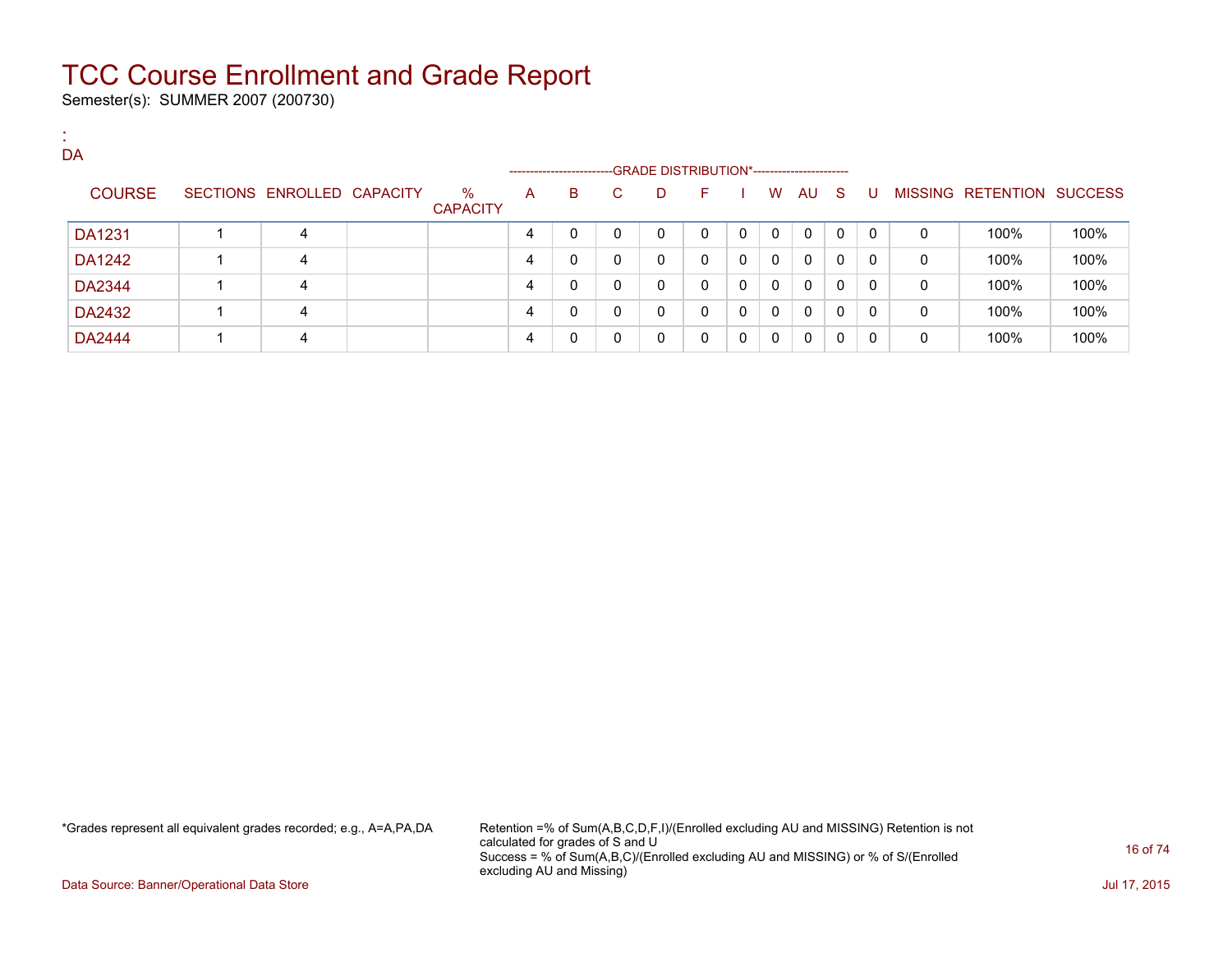# TCC Course Enrollment and Grade Report

Semester(s): SUMMER 2007 (200730)

:
DA

| COURSE | SECTIONS | ENROLLED | CAPACITY | % CAPACITY | A | B | C | D | F | I | W | AU | S | U | MISSING | RETENTION | SUCCESS |
|---|---|---|---|---|---|---|---|---|---|---|---|---|---|---|---|---|---|
| | | | | | GRADE DISTRIBUTION* | | | | | | | | | | | | |
| DA1231 | 1 | 4 | | | 4 | 0 | 0 | 0 | 0 | 0 | 0 | 0 | 0 | 0 | 0 | 100% | 100% |
| DA1242 | 1 | 4 | | | 4 | 0 | 0 | 0 | 0 | 0 | 0 | 0 | 0 | 0 | 0 | 100% | 100% |
| DA2344 | 1 | 4 | | | 4 | 0 | 0 | 0 | 0 | 0 | 0 | 0 | 0 | 0 | 0 | 100% | 100% |
| DA2432 | 1 | 4 | | | 4 | 0 | 0 | 0 | 0 | 0 | 0 | 0 | 0 | 0 | 0 | 100% | 100% |
| DA2444 | 1 | 4 | | | 4 | 0 | 0 | 0 | 0 | 0 | 0 | 0 | 0 | 0 | 0 | 100% | 100% |

*Grades represent all equivalent grades recorded; e.g., A=A,PA,DA

Retention =% of Sum(A,B,C,D,F,I)/(Enrolled excluding AU and MISSING) Retention is not calculated for grades of S and U
Success = % of Sum(A,B,C)/(Enrolled excluding AU and MISSING) or % of S/(Enrolled excluding AU and Missing)

Data Source: Banner/Operational Data Store

Jul 17, 2015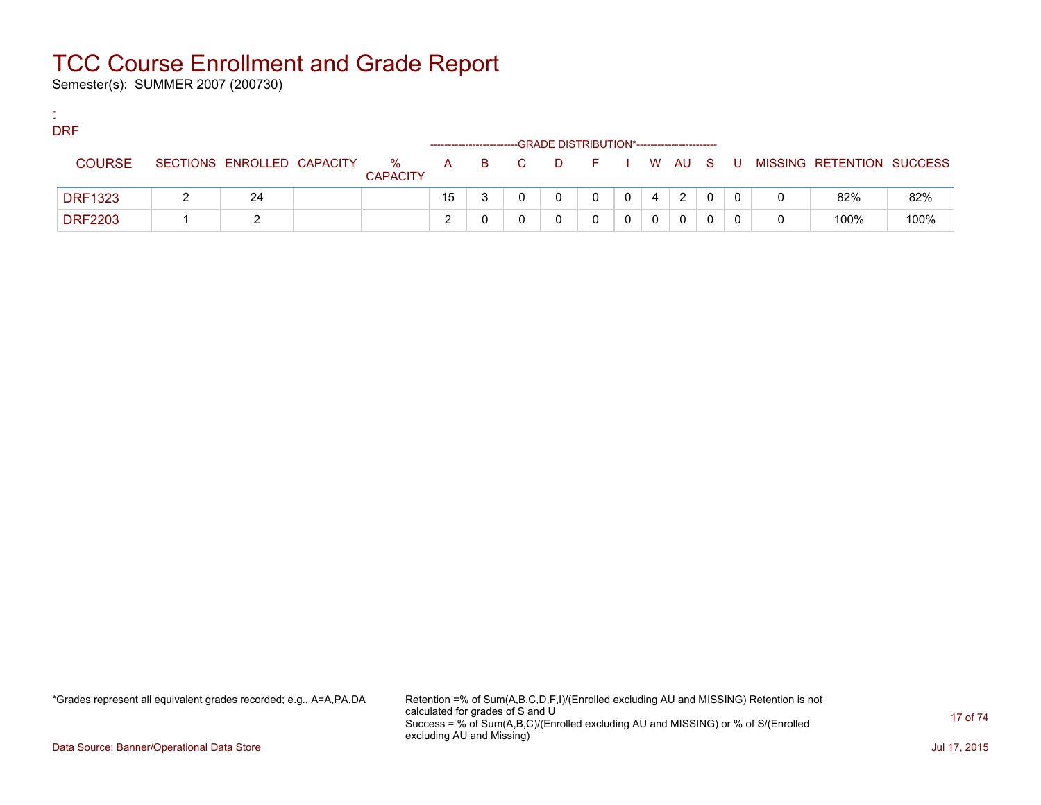# TCC Course Enrollment and Grade Report

Semester(s): SUMMER 2007 (200730)

:
DRF

| COURSE | SECTIONS | ENROLLED | CAPACITY | % CAPACITY | A | B | C | D | F | I | W | AU | S | U | MISSING | RETENTION | SUCCESS |
|---|---|---|---|---|---|---|---|---|---|---|---|---|---|---|---|---|---|
| | | | | | GRADE DISTRIBUTION* | | | | | | | | | | | | |
| DRF1323 | 2 | 24 | | | 15 | 3 | 0 | 0 | 0 | 0 | 4 | 2 | 0 | 0 | 0 | 82% | 82% |
| DRF2203 | 1 | 2 | | | 2 | 0 | 0 | 0 | 0 | 0 | 0 | 0 | 0 | 0 | 0 | 100% | 100% |

*Grades represent all equivalent grades recorded; e.g., A=A,PA,DA

Retention =% of Sum(A,B,C,D,F,I)/(Enrolled excluding AU and MISSING) Retention is not calculated for grades of S and U
Success = % of Sum(A,B,C)/(Enrolled excluding AU and MISSING) or % of S/(Enrolled excluding AU and Missing)

Data Source: Banner/Operational Data Store

Jul 17, 2015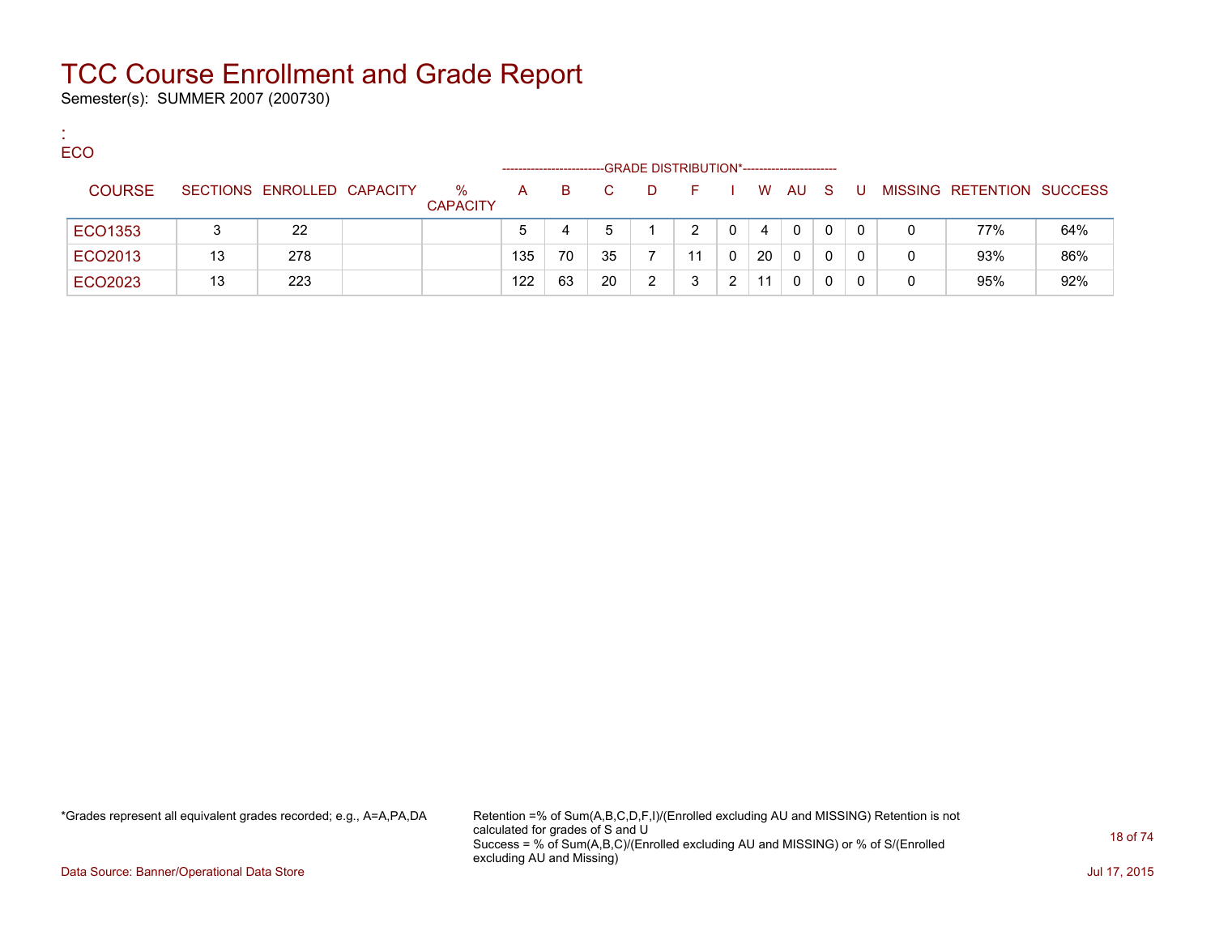# TCC Course Enrollment and Grade Report

Semester(s): SUMMER 2007 (200730)

:
ECO

| COURSE | SECTIONS | ENROLLED | CAPACITY | % CAPACITY | A | B | C | D | F | I | W | AU | S | U | MISSING | RETENTION | SUCCESS |
|---|---|---|---|---|---|---|---|---|---|---|---|---|---|---|---|---|---|
| | | | | | GRADE DISTRIBUTION* | | | | | | | | | | | | |
| ECO1353 | 3 | 22 | | | 5 | 4 | 5 | 1 | 2 | 0 | 4 | 0 | 0 | 0 | 0 | 77% | 64% |
| ECO2013 | 13 | 278 | | | 135 | 70 | 35 | 7 | 11 | 0 | 20 | 0 | 0 | 0 | 0 | 93% | 86% |
| ECO2023 | 13 | 223 | | | 122 | 63 | 20 | 2 | 3 | 2 | 11 | 0 | 0 | 0 | 0 | 95% | 92% |

*Grades represent all equivalent grades recorded; e.g., A=A,PA,DA

Retention =% of Sum(A,B,C,D,F,I)/(Enrolled excluding AU and MISSING) Retention is not calculated for grades of S and U
Success = % of Sum(A,B,C)/(Enrolled excluding AU and MISSING) or % of S/(Enrolled excluding AU and Missing)

Data Source: Banner/Operational Data Store

Jul 17, 2015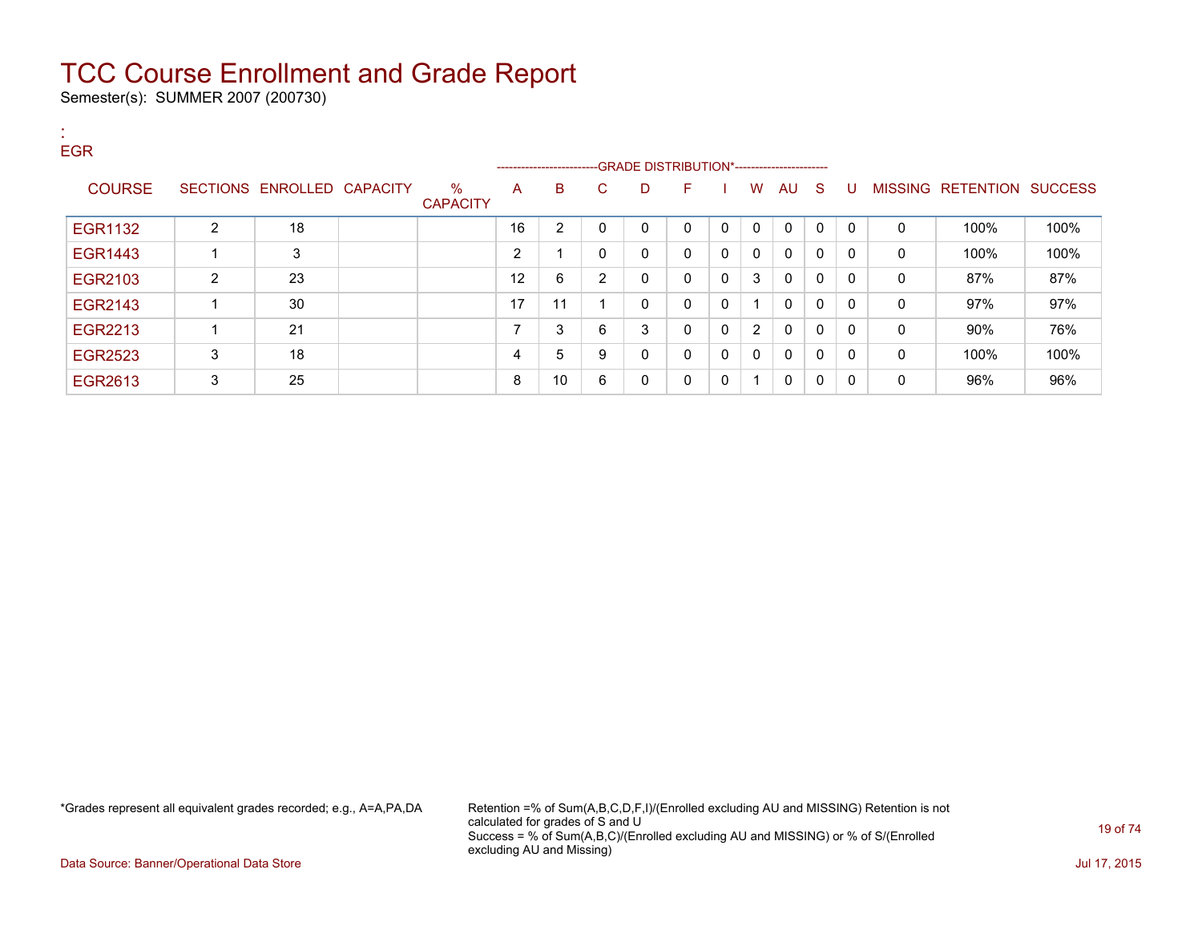# TCC Course Enrollment and Grade Report

Semester(s): SUMMER 2007 (200730)

:
EGR

| COURSE | SECTIONS | ENROLLED | CAPACITY | % CAPACITY | A | B | C | D | F | I | W | AU | S | U | MISSING | RETENTION | SUCCESS |
|---|---|---|---|---|---|---|---|---|---|---|---|---|---|---|---|---|---|
| | | | | | GRADE DISTRIBUTION* | | | | | | | | | | | | |
| EGR1132 | 2 | 18 | | | 16 | 2 | 0 | 0 | 0 | 0 | 0 | 0 | 0 | 0 | 0 | 100% | 100% |
| EGR1443 | 1 | 3 | | | 2 | 1 | 0 | 0 | 0 | 0 | 0 | 0 | 0 | 0 | 0 | 100% | 100% |
| EGR2103 | 2 | 23 | | | 12 | 6 | 2 | 0 | 0 | 0 | 3 | 0 | 0 | 0 | 0 | 87% | 87% |
| EGR2143 | 1 | 30 | | | 17 | 11 | 1 | 0 | 0 | 0 | 1 | 0 | 0 | 0 | 0 | 97% | 97% |
| EGR2213 | 1 | 21 | | | 7 | 3 | 6 | 3 | 0 | 0 | 2 | 0 | 0 | 0 | 0 | 90% | 76% |
| EGR2523 | 3 | 18 | | | 4 | 5 | 9 | 0 | 0 | 0 | 0 | 0 | 0 | 0 | 0 | 100% | 100% |
| EGR2613 | 3 | 25 | | | 8 | 10 | 6 | 0 | 0 | 0 | 1 | 0 | 0 | 0 | 0 | 96% | 96% |

*Grades represent all equivalent grades recorded; e.g., A=A,PA,DA

Retention =% of Sum(A,B,C,D,F,I)/(Enrolled excluding AU and MISSING) Retention is not calculated for grades of S and U
Success = % of Sum(A,B,C)/(Enrolled excluding AU and MISSING) or % of S/(Enrolled excluding AU and Missing)

Data Source: Banner/Operational Data Store

Jul 17, 2015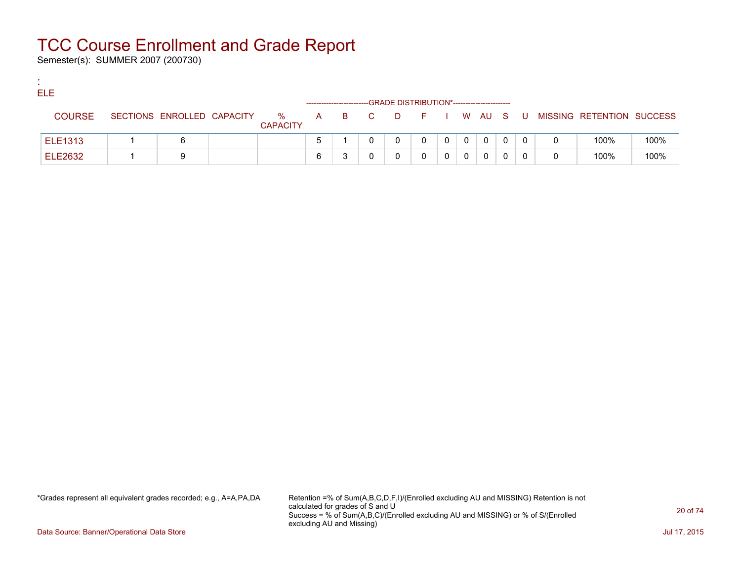# TCC Course Enrollment and Grade Report

Semester(s): SUMMER 2007 (200730)

:
ELE

| COURSE | SECTIONS | ENROLLED | CAPACITY | % CAPACITY | A | B | C | D | F | I | W | AU | S | U | MISSING | RETENTION | SUCCESS |
|---|---|---|---|---|---|---|---|---|---|---|---|---|---|---|---|---|---|
| | | | | | GRADE DISTRIBUTION* | | | | | | | | | | | | |
| ELE1313 | 1 | 6 | | | 5 | 1 | 0 | 0 | 0 | 0 | 0 | 0 | 0 | 0 | 0 | 100% | 100% |
| ELE2632 | 1 | 9 | | | 6 | 3 | 0 | 0 | 0 | 0 | 0 | 0 | 0 | 0 | 0 | 100% | 100% |

*Grades represent all equivalent grades recorded; e.g., A=A,PA,DA

Retention =% of Sum(A,B,C,D,F,I)/(Enrolled excluding AU and MISSING) Retention is not calculated for grades of S and U
Success = % of Sum(A,B,C)/(Enrolled excluding AU and MISSING) or % of S/(Enrolled excluding AU and Missing)

Data Source: Banner/Operational Data Store

Jul 17, 2015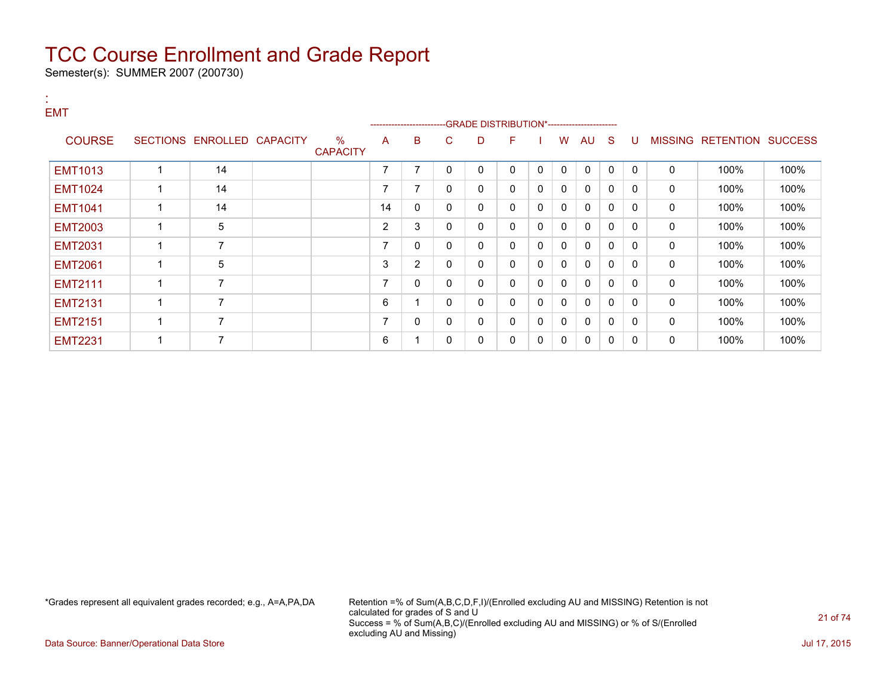# TCC Course Enrollment and Grade Report

Semester(s): SUMMER 2007 (200730)

:
EMT

| COURSE | SECTIONS | ENROLLED | CAPACITY | % CAPACITY | A | B | C | D | F | I | W | AU | S | U | MISSING | RETENTION | SUCCESS |
|---|---|---|---|---|---|---|---|---|---|---|---|---|---|---|---|---|---|
| | | | | | GRADE DISTRIBUTION* | | | | | | | | | | | | |
| EMT1013 | 1 | 14 | | | 7 | 7 | 0 | 0 | 0 | 0 | 0 | 0 | 0 | 0 | 0 | 100% | 100% |
| EMT1024 | 1 | 14 | | | 7 | 7 | 0 | 0 | 0 | 0 | 0 | 0 | 0 | 0 | 0 | 100% | 100% |
| EMT1041 | 1 | 14 | | | 14 | 0 | 0 | 0 | 0 | 0 | 0 | 0 | 0 | 0 | 0 | 100% | 100% |
| EMT2003 | 1 | 5 | | | 2 | 3 | 0 | 0 | 0 | 0 | 0 | 0 | 0 | 0 | 0 | 100% | 100% |
| EMT2031 | 1 | 7 | | | 7 | 0 | 0 | 0 | 0 | 0 | 0 | 0 | 0 | 0 | 0 | 100% | 100% |
| EMT2061 | 1 | 5 | | | 3 | 2 | 0 | 0 | 0 | 0 | 0 | 0 | 0 | 0 | 0 | 100% | 100% |
| EMT2111 | 1 | 7 | | | 7 | 0 | 0 | 0 | 0 | 0 | 0 | 0 | 0 | 0 | 0 | 100% | 100% |
| EMT2131 | 1 | 7 | | | 6 | 1 | 0 | 0 | 0 | 0 | 0 | 0 | 0 | 0 | 0 | 100% | 100% |
| EMT2151 | 1 | 7 | | | 7 | 0 | 0 | 0 | 0 | 0 | 0 | 0 | 0 | 0 | 0 | 100% | 100% |
| EMT2231 | 1 | 7 | | | 6 | 1 | 0 | 0 | 0 | 0 | 0 | 0 | 0 | 0 | 0 | 100% | 100% |

*Grades represent all equivalent grades recorded; e.g., A=A,PA,DA

Retention =% of Sum(A,B,C,D,F,I)/(Enrolled excluding AU and MISSING) Retention is not calculated for grades of S and U
Success = % of Sum(A,B,C)/(Enrolled excluding AU and MISSING) or % of S/(Enrolled excluding AU and Missing)

Data Source: Banner/Operational Data Store

Jul 17, 2015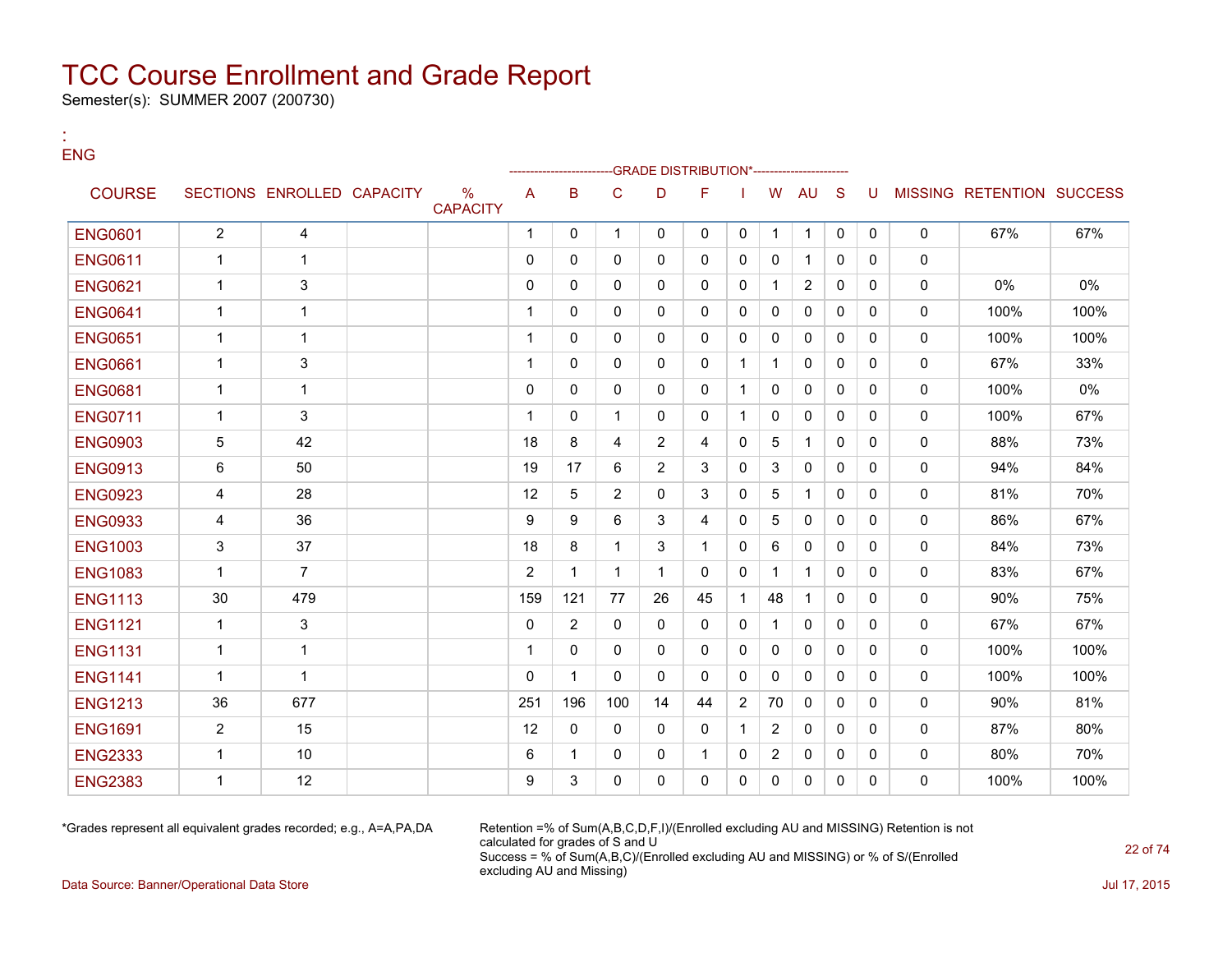# TCC Course Enrollment and Grade Report

Semester(s): SUMMER 2007 (200730)

:
ENG

| COURSE | SECTIONS | ENROLLED | CAPACITY | % CAPACITY | A | B | C | D | F | I | W | AU | S | U | MISSING | RETENTION | SUCCESS |
|---|---|---|---|---|---|---|---|---|---|---|---|---|---|---|---|---|---|
| | | | | | GRADE DISTRIBUTION* | | | | | | | | | | | | |
| ENG0601 | 2 | 4 | | | 1 | 0 | 1 | 0 | 0 | 0 | 1 | 1 | 0 | 0 | 0 | 67% | 67% |
| ENG0611 | 1 | 1 | | | 0 | 0 | 0 | 0 | 0 | 0 | 0 | 1 | 0 | 0 | 0 | | |
| ENG0621 | 1 | 3 | | | 0 | 0 | 0 | 0 | 0 | 0 | 1 | 2 | 0 | 0 | 0 | 0% | 0% |
| ENG0641 | 1 | 1 | | | 1 | 0 | 0 | 0 | 0 | 0 | 0 | 0 | 0 | 0 | 0 | 100% | 100% |
| ENG0651 | 1 | 1 | | | 1 | 0 | 0 | 0 | 0 | 0 | 0 | 0 | 0 | 0 | 0 | 100% | 100% |
| ENG0661 | 1 | 3 | | | 1 | 0 | 0 | 0 | 0 | 1 | 1 | 0 | 0 | 0 | 0 | 67% | 33% |
| ENG0681 | 1 | 1 | | | 0 | 0 | 0 | 0 | 0 | 1 | 0 | 0 | 0 | 0 | 0 | 100% | 0% |
| ENG0711 | 1 | 3 | | | 1 | 0 | 1 | 0 | 0 | 1 | 0 | 0 | 0 | 0 | 0 | 100% | 67% |
| ENG0903 | 5 | 42 | | | 18 | 8 | 4 | 2 | 4 | 0 | 5 | 1 | 0 | 0 | 0 | 88% | 73% |
| ENG0913 | 6 | 50 | | | 19 | 17 | 6 | 2 | 3 | 0 | 3 | 0 | 0 | 0 | 0 | 94% | 84% |
| ENG0923 | 4 | 28 | | | 12 | 5 | 2 | 0 | 3 | 0 | 5 | 1 | 0 | 0 | 0 | 81% | 70% |
| ENG0933 | 4 | 36 | | | 9 | 9 | 6 | 3 | 4 | 0 | 5 | 0 | 0 | 0 | 0 | 86% | 67% |
| ENG1003 | 3 | 37 | | | 18 | 8 | 1 | 3 | 1 | 0 | 6 | 0 | 0 | 0 | 0 | 84% | 73% |
| ENG1083 | 1 | 7 | | | 2 | 1 | 1 | 1 | 0 | 0 | 1 | 1 | 0 | 0 | 0 | 83% | 67% |
| ENG1113 | 30 | 479 | | | 159 | 121 | 77 | 26 | 45 | 1 | 48 | 1 | 0 | 0 | 0 | 90% | 75% |
| ENG1121 | 1 | 3 | | | 0 | 2 | 0 | 0 | 0 | 0 | 1 | 0 | 0 | 0 | 0 | 67% | 67% |
| ENG1131 | 1 | 1 | | | 1 | 0 | 0 | 0 | 0 | 0 | 0 | 0 | 0 | 0 | 0 | 100% | 100% |
| ENG1141 | 1 | 1 | | | 0 | 1 | 0 | 0 | 0 | 0 | 0 | 0 | 0 | 0 | 0 | 100% | 100% |
| ENG1213 | 36 | 677 | | | 251 | 196 | 100 | 14 | 44 | 2 | 70 | 0 | 0 | 0 | 0 | 90% | 81% |
| ENG1691 | 2 | 15 | | | 12 | 0 | 0 | 0 | 0 | 1 | 2 | 0 | 0 | 0 | 0 | 87% | 80% |
| ENG2333 | 1 | 10 | | | 6 | 1 | 0 | 0 | 1 | 0 | 2 | 0 | 0 | 0 | 0 | 80% | 70% |
| ENG2383 | 1 | 12 | | | 9 | 3 | 0 | 0 | 0 | 0 | 0 | 0 | 0 | 0 | 0 | 100% | 100% |

*Grades represent all equivalent grades recorded; e.g., A=A,PA,DA

Retention =% of Sum(A,B,C,D,F,I)/(Enrolled excluding AU and MISSING) Retention is not calculated for grades of S and U
Success = % of Sum(A,B,C)/(Enrolled excluding AU and MISSING) or % of S/(Enrolled excluding AU and Missing)

Data Source: Banner/Operational Data Store

Jul 17, 2015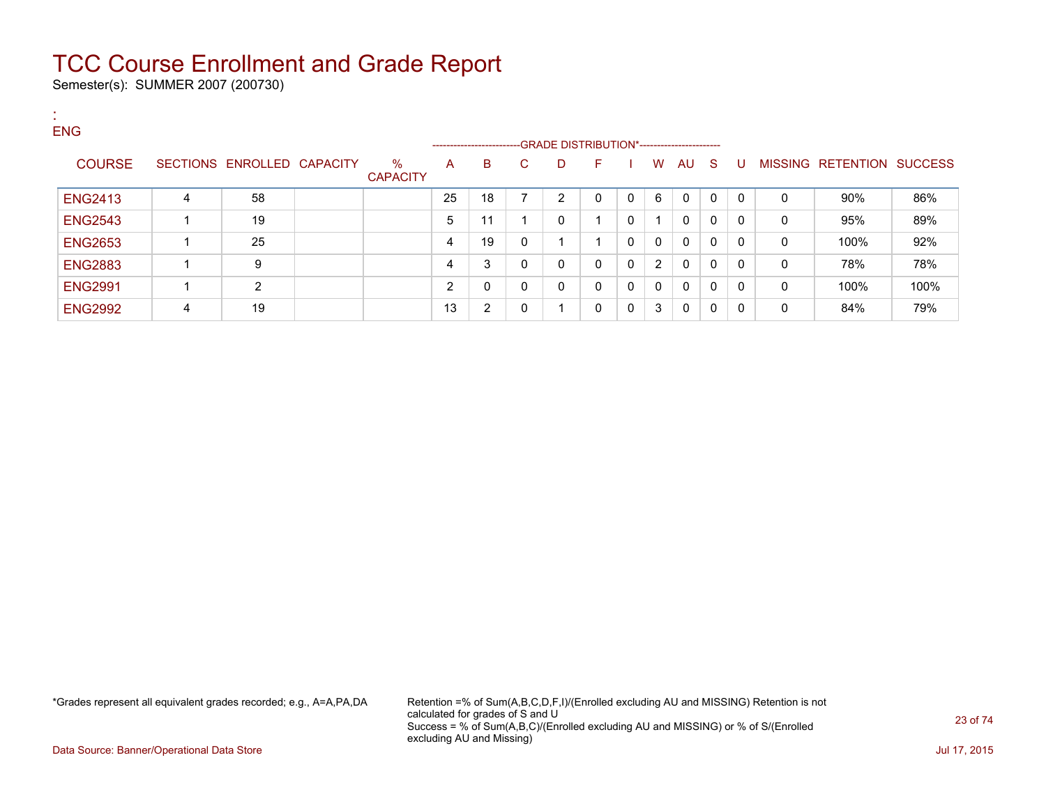# TCC Course Enrollment and Grade Report

Semester(s): SUMMER 2007 (200730)

:
ENG

| COURSE | SECTIONS | ENROLLED | CAPACITY | % CAPACITY | A | B | C | D | F | I | W | AU | S | U | MISSING | RETENTION | SUCCESS |
|---|---|---|---|---|---|---|---|---|---|---|---|---|---|---|---|---|---|
| | | | | | GRADE DISTRIBUTION* | | | | | | | | | | | | |
| ENG2413 | 4 | 58 | | | 25 | 18 | 7 | 2 | 0 | 0 | 6 | 0 | 0 | 0 | 0 | 90% | 86% |
| ENG2543 | 1 | 19 | | | 5 | 11 | 1 | 0 | 1 | 0 | 1 | 0 | 0 | 0 | 0 | 95% | 89% |
| ENG2653 | 1 | 25 | | | 4 | 19 | 0 | 1 | 1 | 0 | 0 | 0 | 0 | 0 | 0 | 100% | 92% |
| ENG2883 | 1 | 9 | | | 4 | 3 | 0 | 0 | 0 | 0 | 2 | 0 | 0 | 0 | 0 | 78% | 78% |
| ENG2991 | 1 | 2 | | | 2 | 0 | 0 | 0 | 0 | 0 | 0 | 0 | 0 | 0 | 0 | 100% | 100% |
| ENG2992 | 4 | 19 | | | 13 | 2 | 0 | 1 | 0 | 0 | 3 | 0 | 0 | 0 | 0 | 84% | 79% |

*Grades represent all equivalent grades recorded; e.g., A=A,PA,DA

Retention =% of Sum(A,B,C,D,F,I)/(Enrolled excluding AU and MISSING) Retention is not calculated for grades of S and U
Success = % of Sum(A,B,C)/(Enrolled excluding AU and MISSING) or % of S/(Enrolled excluding AU and Missing)

Data Source: Banner/Operational Data Store

Jul 17, 2015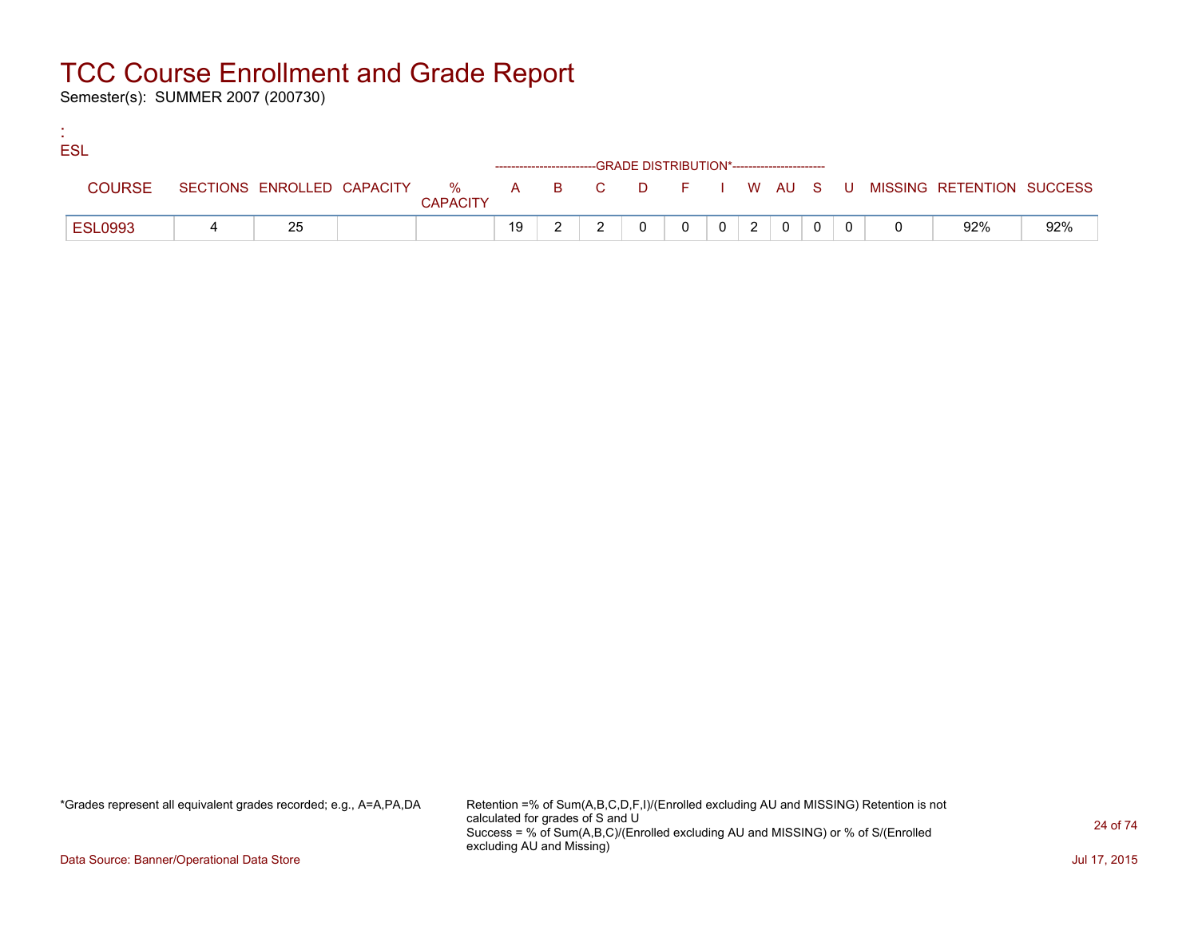# TCC Course Enrollment and Grade Report

Semester(s): SUMMER 2007 (200730)

:
ESL

| COURSE | SECTIONS | ENROLLED | CAPACITY | % CAPACITY | A | B | C | D | F | I | W | AU | S | U | MISSING | RETENTION | SUCCESS |
|---|---|---|---|---|---|---|---|---|---|---|---|---|---|---|---|---|---|
| ESL0993 | 4 | 25 | | | 19 | 2 | 2 | 0 | 0 | 0 | 2 | 0 | 0 | 0 | 0 | 92% | 92% |

*Grades represent all equivalent grades recorded; e.g., A=A,PA,DA

Retention =% of Sum(A,B,C,D,F,I)/(Enrolled excluding AU and MISSING) Retention is not calculated for grades of S and U
Success = % of Sum(A,B,C)/(Enrolled excluding AU and MISSING) or % of S/(Enrolled excluding AU and Missing)

Data Source: Banner/Operational Data Store

Jul 17, 2015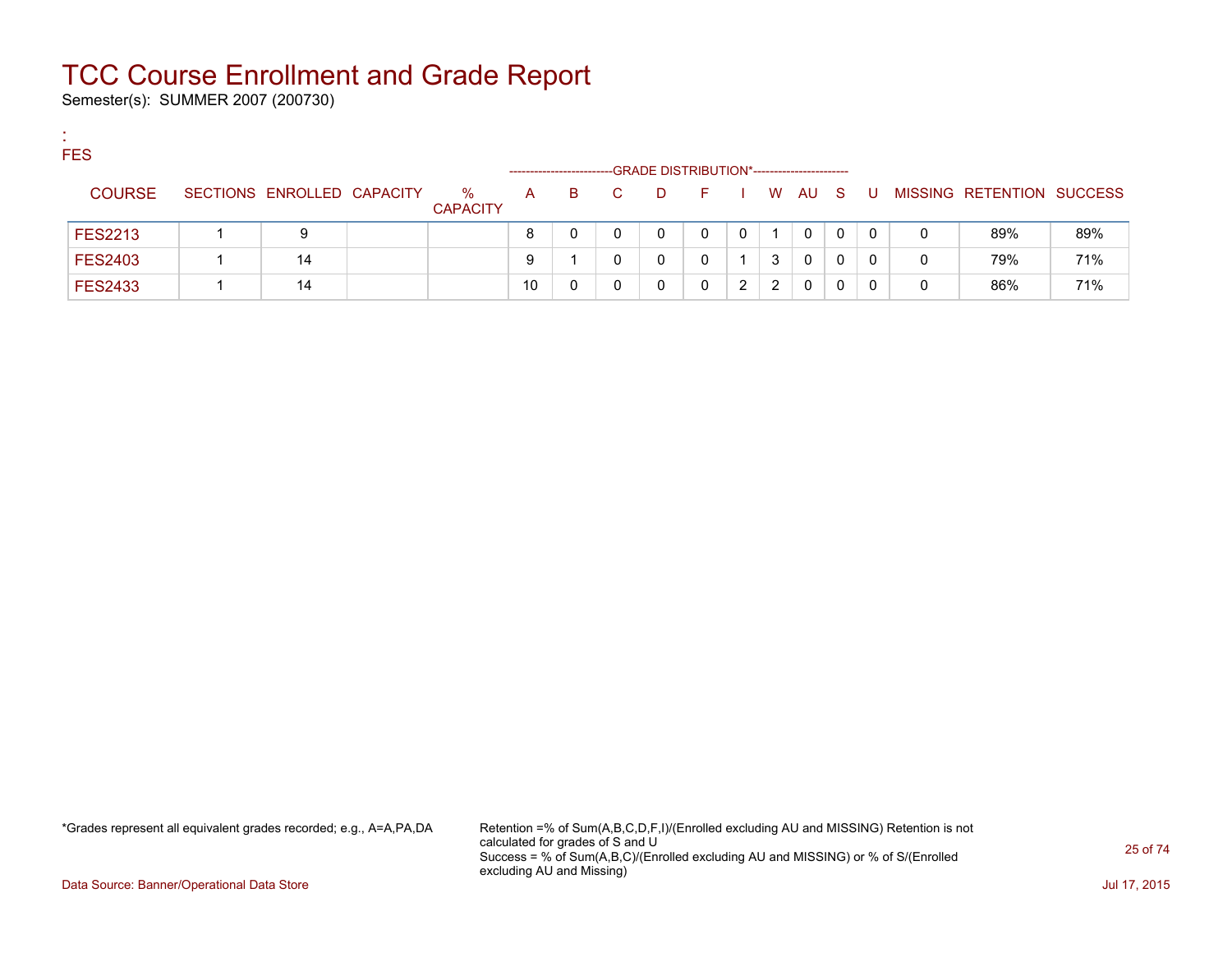# TCC Course Enrollment and Grade Report

Semester(s): SUMMER 2007 (200730)

:
FES

| COURSE | SECTIONS | ENROLLED | CAPACITY | % CAPACITY | A | B | C | D | F | I | W | AU | S | U | MISSING | RETENTION | SUCCESS |
|---|---|---|---|---|---|---|---|---|---|---|---|---|---|---|---|---|---|
| | | | | | GRADE DISTRIBUTION* | | | | | | | | | | | | |
| FES2213 | 1 | 9 | | | 8 | 0 | 0 | 0 | 0 | 0 | 1 | 0 | 0 | 0 | 0 | 89% | 89% |
| FES2403 | 1 | 14 | | | 9 | 1 | 0 | 0 | 0 | 1 | 3 | 0 | 0 | 0 | 0 | 79% | 71% |
| FES2433 | 1 | 14 | | | 10 | 0 | 0 | 0 | 0 | 2 | 2 | 0 | 0 | 0 | 0 | 86% | 71% |

*Grades represent all equivalent grades recorded; e.g., A=A,PA,DA

Retention =% of Sum(A,B,C,D,F,I)/(Enrolled excluding AU and MISSING) Retention is not calculated for grades of S and U
Success = % of Sum(A,B,C)/(Enrolled excluding AU and MISSING) or % of S/(Enrolled excluding AU and Missing)

Data Source: Banner/Operational Data Store

Jul 17, 2015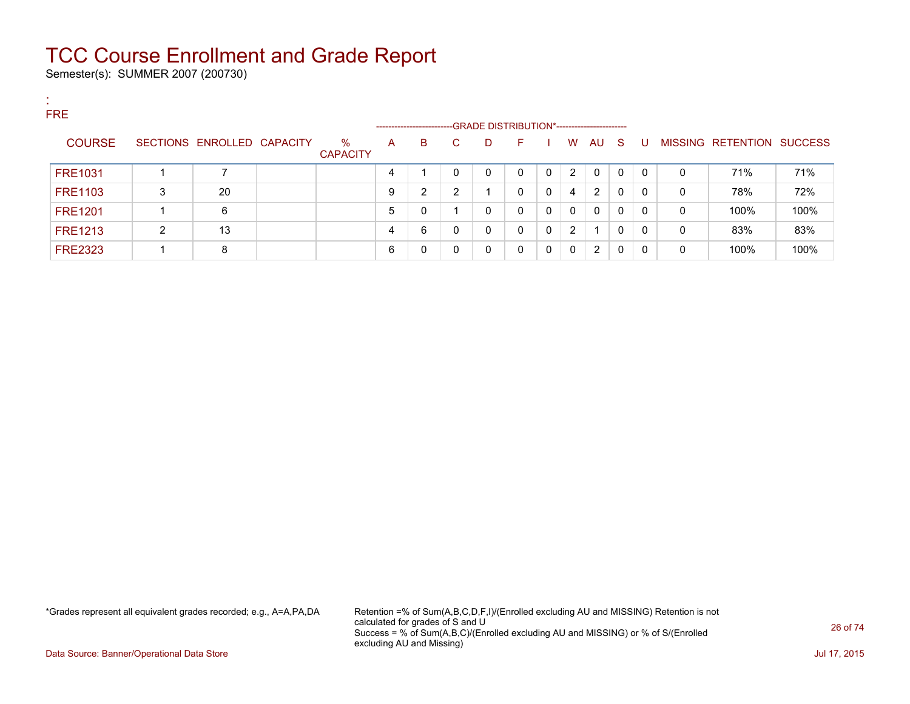# TCC Course Enrollment and Grade Report

Semester(s): SUMMER 2007 (200730)

:
FRE

| COURSE | SECTIONS | ENROLLED | CAPACITY | % CAPACITY | A | B | C | D | F | I | W | AU | S | U | MISSING | RETENTION | SUCCESS |
|---|---|---|---|---|---|---|---|---|---|---|---|---|---|---|---|---|---|
| | | | | | GRADE DISTRIBUTION* | | | | | | | | | | | | |
| FRE1031 | 1 | 7 | | | 4 | 1 | 0 | 0 | 0 | 0 | 2 | 0 | 0 | 0 | 0 | 71% | 71% |
| FRE1103 | 3 | 20 | | | 9 | 2 | 2 | 1 | 0 | 0 | 4 | 2 | 0 | 0 | 0 | 78% | 72% |
| FRE1201 | 1 | 6 | | | 5 | 0 | 1 | 0 | 0 | 0 | 0 | 0 | 0 | 0 | 0 | 100% | 100% |
| FRE1213 | 2 | 13 | | | 4 | 6 | 0 | 0 | 0 | 0 | 2 | 1 | 0 | 0 | 0 | 83% | 83% |
| FRE2323 | 1 | 8 | | | 6 | 0 | 0 | 0 | 0 | 0 | 0 | 2 | 0 | 0 | 0 | 100% | 100% |

*Grades represent all equivalent grades recorded; e.g., A=A,PA,DA

Retention =% of Sum(A,B,C,D,F,I)/(Enrolled excluding AU and MISSING) Retention is not calculated for grades of S and U
Success = % of Sum(A,B,C)/(Enrolled excluding AU and MISSING) or % of S/(Enrolled excluding AU and Missing)

Data Source: Banner/Operational Data Store

Jul 17, 2015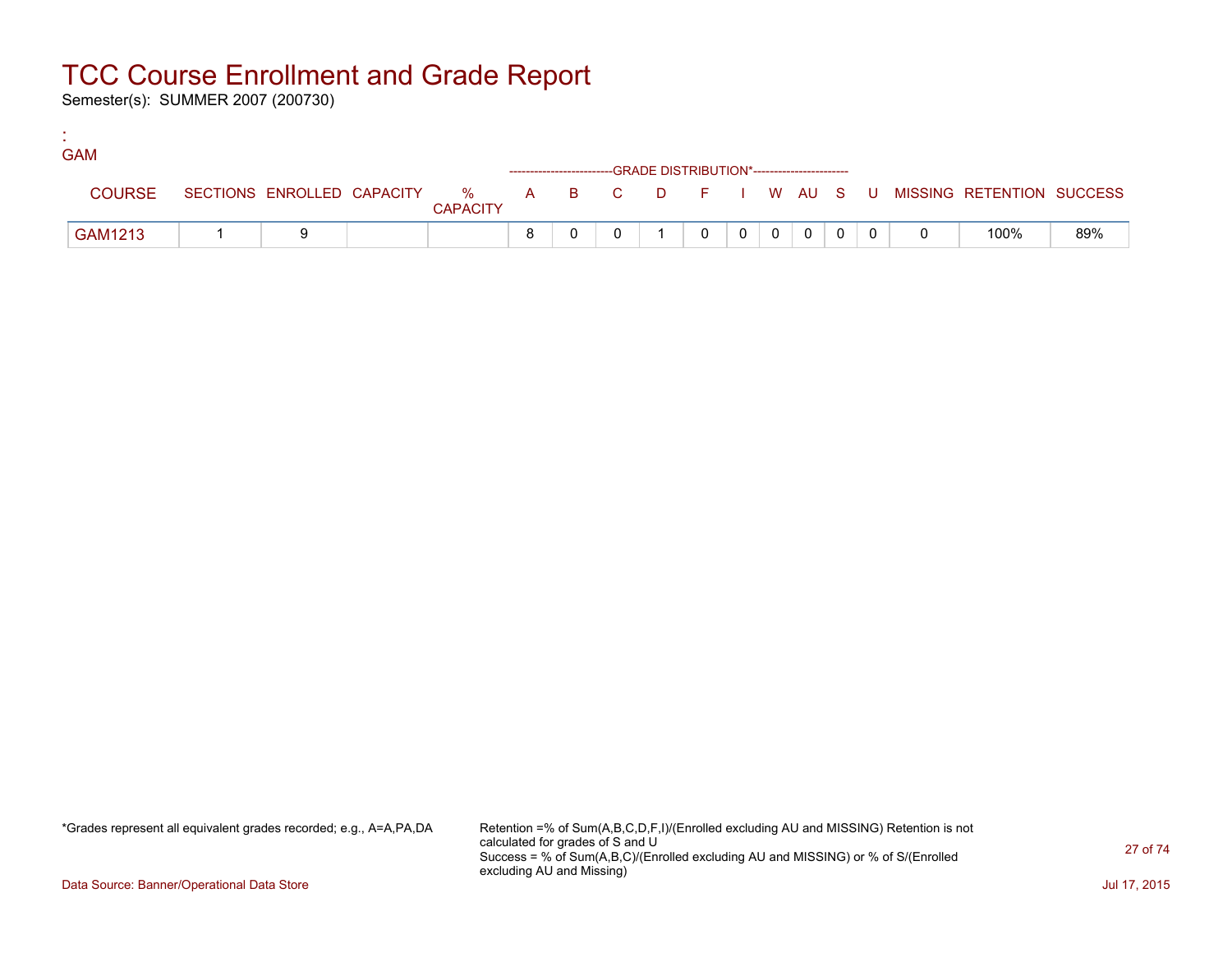# TCC Course Enrollment and Grade Report

Semester(s): SUMMER 2007 (200730)

:
GAM

| COURSE | SECTIONS | ENROLLED | CAPACITY | % CAPACITY | A | B | C | D | F | I | W | AU | S | U | MISSING | RETENTION | SUCCESS |
|---|---|---|---|---|---|---|---|---|---|---|---|---|---|---|---|---|---|
| | | | | | GRADE DISTRIBUTION* | | | | | | | | | | | | |
| GAM1213 | 1 | 9 | | | 8 | 0 | 0 | 1 | 0 | 0 | 0 | 0 | 0 | 0 | 0 | 100% | 89% |

*Grades represent all equivalent grades recorded; e.g., A=A,PA,DA

Retention =% of Sum(A,B,C,D,F,I)/(Enrolled excluding AU and MISSING) Retention is not calculated for grades of S and U
Success = % of Sum(A,B,C)/(Enrolled excluding AU and MISSING) or % of S/(Enrolled excluding AU and Missing)

Data Source: Banner/Operational Data Store

Jul 17, 2015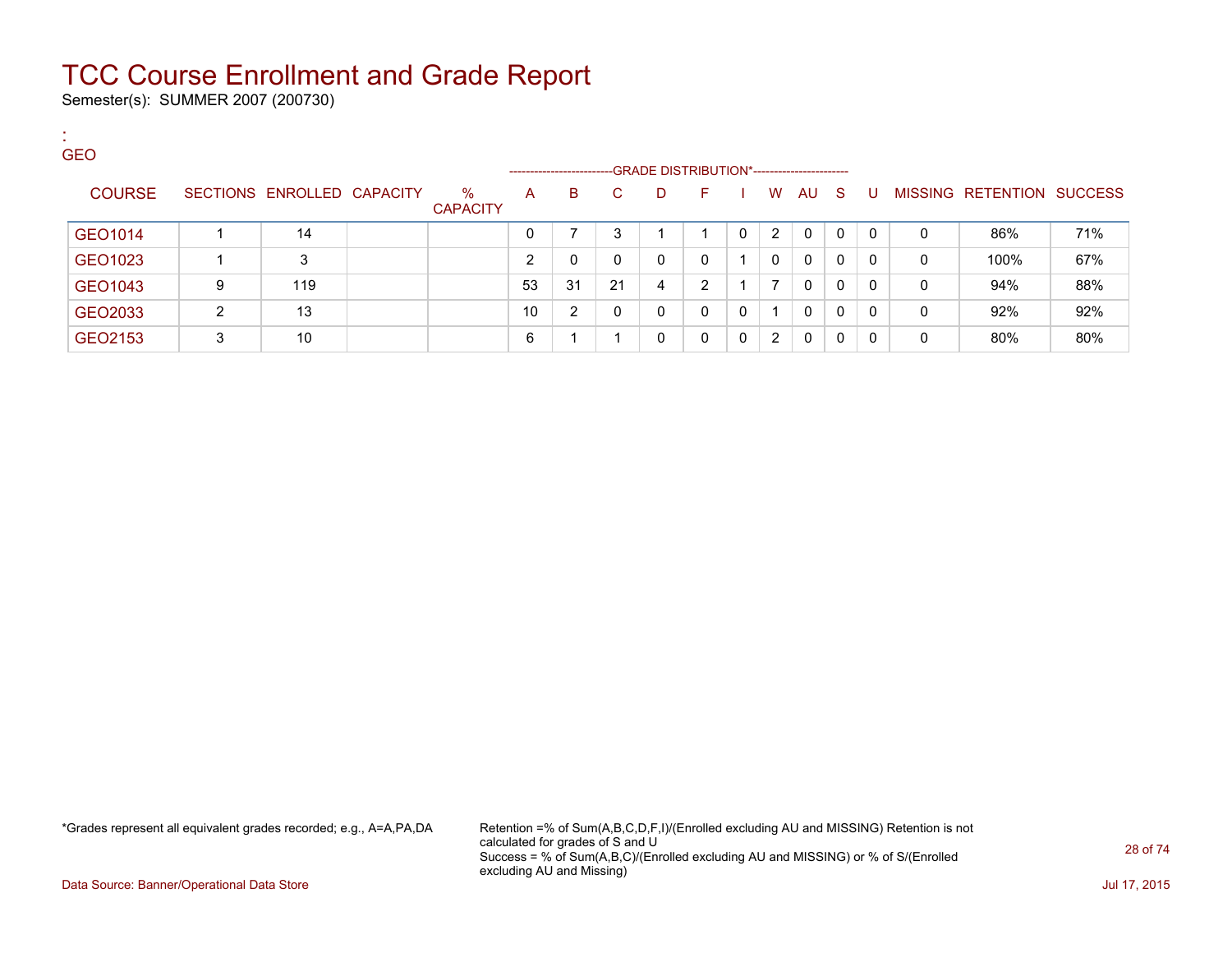# TCC Course Enrollment and Grade Report

Semester(s): SUMMER 2007 (200730)

:
GEO

| COURSE | SECTIONS | ENROLLED | CAPACITY | % CAPACITY | A | B | C | D | F | I | W | AU | S | U | MISSING | RETENTION | SUCCESS |
|---|---|---|---|---|---|---|---|---|---|---|---|---|---|---|---|---|---|
| | | | | | GRADE DISTRIBUTION* | | | | | | | | | | | | |
| GEO1014 | 1 | 14 | | | 0 | 7 | 3 | 1 | 1 | 0 | 2 | 0 | 0 | 0 | 0 | 86% | 71% |
| GEO1023 | 1 | 3 | | | 2 | 0 | 0 | 0 | 0 | 1 | 0 | 0 | 0 | 0 | 0 | 100% | 67% |
| GEO1043 | 9 | 119 | | | 53 | 31 | 21 | 4 | 2 | 1 | 7 | 0 | 0 | 0 | 0 | 94% | 88% |
| GEO2033 | 2 | 13 | | | 10 | 2 | 0 | 0 | 0 | 0 | 1 | 0 | 0 | 0 | 0 | 92% | 92% |
| GEO2153 | 3 | 10 | | | 6 | 1 | 1 | 0 | 0 | 0 | 2 | 0 | 0 | 0 | 0 | 80% | 80% |

*Grades represent all equivalent grades recorded; e.g., A=A,PA,DA

Retention =% of Sum(A,B,C,D,F,I)/(Enrolled excluding AU and MISSING) Retention is not calculated for grades of S and U
Success = % of Sum(A,B,C)/(Enrolled excluding AU and MISSING) or % of S/(Enrolled excluding AU and Missing)

Data Source: Banner/Operational Data Store

Jul 17, 2015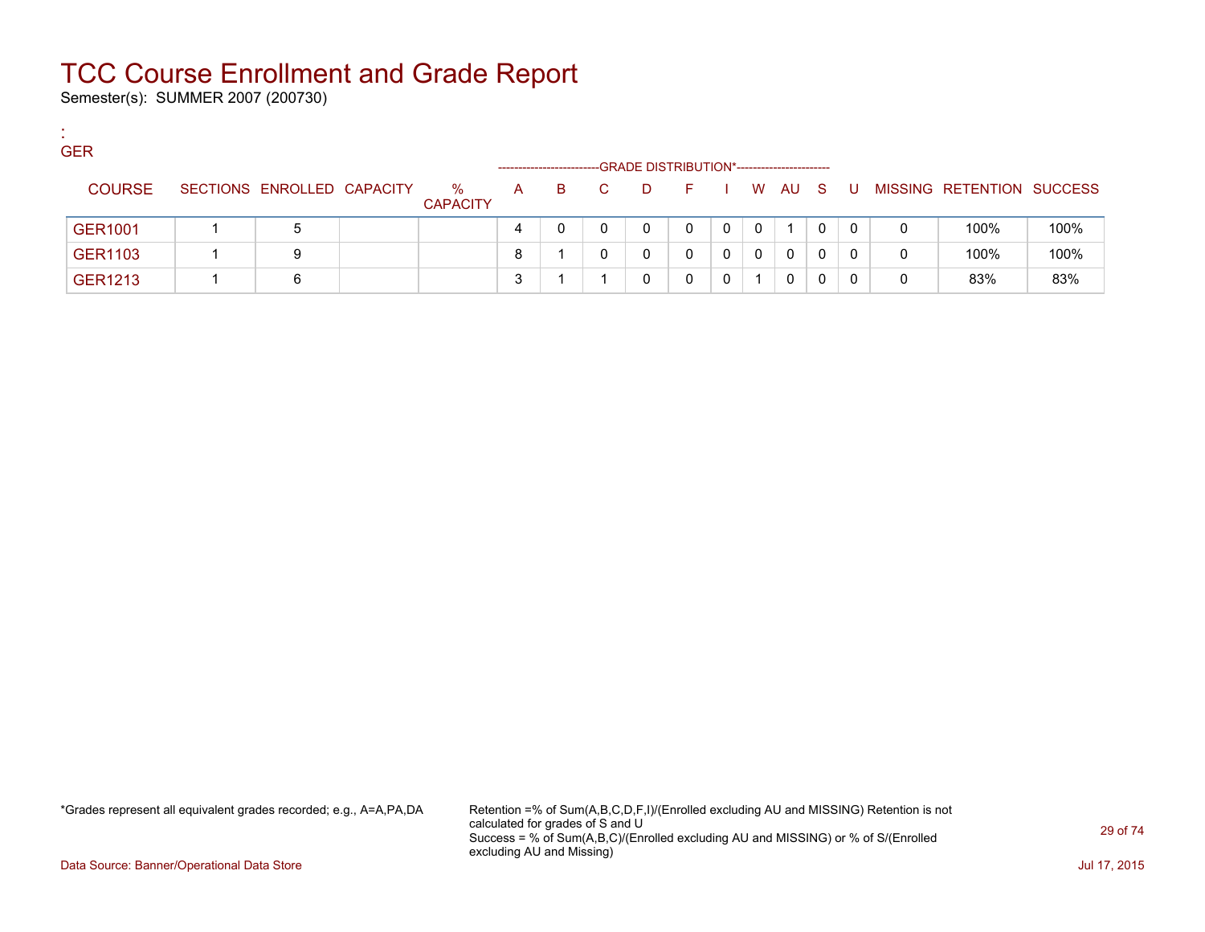# TCC Course Enrollment and Grade Report

Semester(s): SUMMER 2007 (200730)

:
GER

| COURSE | SECTIONS | ENROLLED | CAPACITY | % CAPACITY | A | B | C | D | F | I | W | AU | S | U | MISSING | RETENTION | SUCCESS |
|---|---|---|---|---|---|---|---|---|---|---|---|---|---|---|---|---|---|
| | | | | | GRADE DISTRIBUTION* | | | | | | | | | | | | |
| GER1001 | 1 | 5 | | | 4 | 0 | 0 | 0 | 0 | 0 | 0 | 1 | 0 | 0 | 0 | 100% | 100% |
| GER1103 | 1 | 9 | | | 8 | 1 | 0 | 0 | 0 | 0 | 0 | 0 | 0 | 0 | 0 | 100% | 100% |
| GER1213 | 1 | 6 | | | 3 | 1 | 1 | 0 | 0 | 0 | 1 | 0 | 0 | 0 | 0 | 83% | 83% |

*Grades represent all equivalent grades recorded; e.g., A=A,PA,DA

Retention =% of Sum(A,B,C,D,F,I)/(Enrolled excluding AU and MISSING) Retention is not calculated for grades of S and U
Success = % of Sum(A,B,C)/(Enrolled excluding AU and MISSING) or % of S/(Enrolled excluding AU and Missing)

Data Source: Banner/Operational Data Store

Jul 17, 2015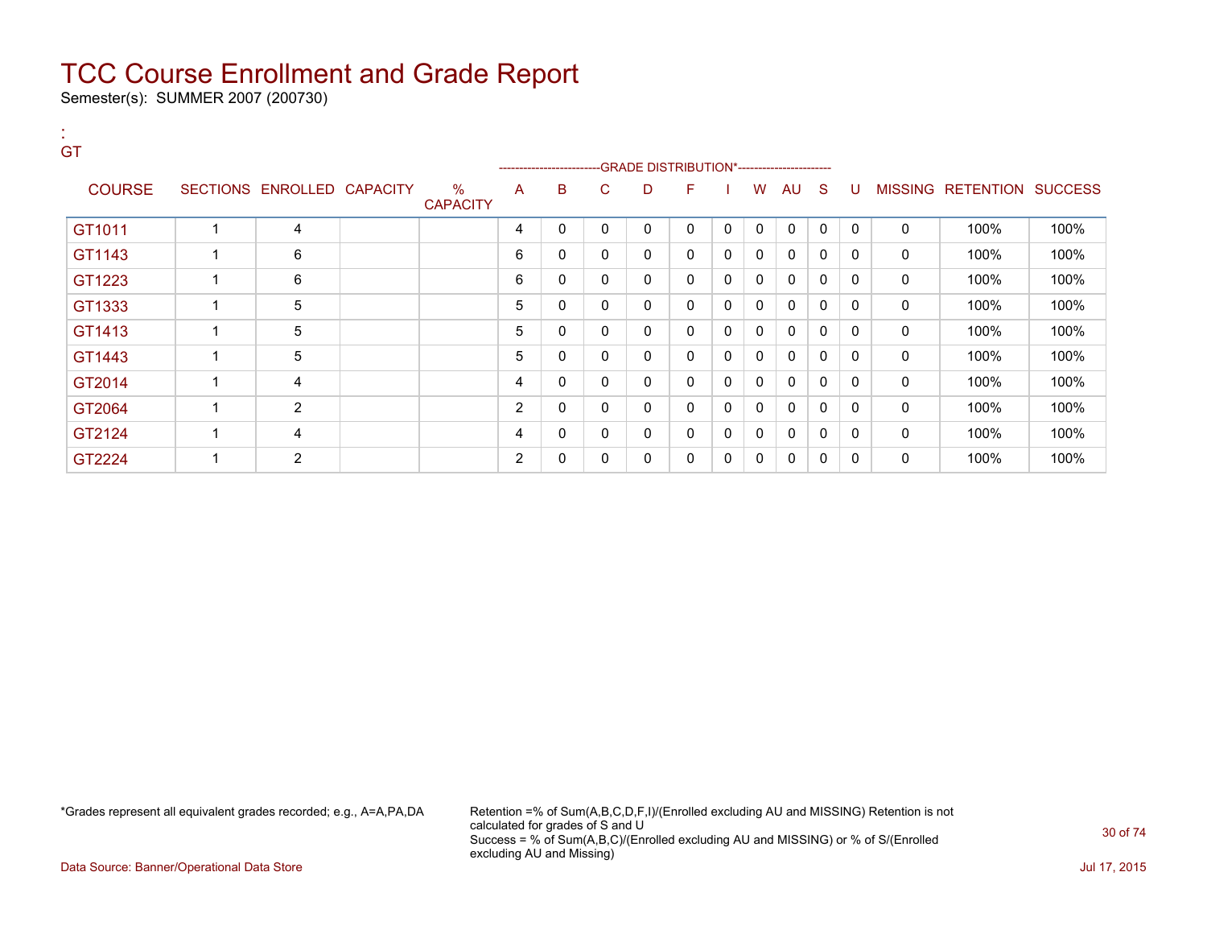# TCC Course Enrollment and Grade Report

Semester(s): SUMMER 2007 (200730)

:
GT

| COURSE | SECTIONS | ENROLLED | CAPACITY | % CAPACITY | A | B | C | D | F | I | W | AU | S | U | MISSING | RETENTION | SUCCESS |
|---|---|---|---|---|---|---|---|---|---|---|---|---|---|---|---|---|---|
| | | | | | GRADE DISTRIBUTION* | | | | | | | | | | | | |
| GT1011 | 1 | 4 | | | 4 | 0 | 0 | 0 | 0 | 0 | 0 | 0 | 0 | 0 | 0 | 100% | 100% |
| GT1143 | 1 | 6 | | | 6 | 0 | 0 | 0 | 0 | 0 | 0 | 0 | 0 | 0 | 0 | 100% | 100% |
| GT1223 | 1 | 6 | | | 6 | 0 | 0 | 0 | 0 | 0 | 0 | 0 | 0 | 0 | 0 | 100% | 100% |
| GT1333 | 1 | 5 | | | 5 | 0 | 0 | 0 | 0 | 0 | 0 | 0 | 0 | 0 | 0 | 100% | 100% |
| GT1413 | 1 | 5 | | | 5 | 0 | 0 | 0 | 0 | 0 | 0 | 0 | 0 | 0 | 0 | 100% | 100% |
| GT1443 | 1 | 5 | | | 5 | 0 | 0 | 0 | 0 | 0 | 0 | 0 | 0 | 0 | 0 | 100% | 100% |
| GT2014 | 1 | 4 | | | 4 | 0 | 0 | 0 | 0 | 0 | 0 | 0 | 0 | 0 | 0 | 100% | 100% |
| GT2064 | 1 | 2 | | | 2 | 0 | 0 | 0 | 0 | 0 | 0 | 0 | 0 | 0 | 0 | 100% | 100% |
| GT2124 | 1 | 4 | | | 4 | 0 | 0 | 0 | 0 | 0 | 0 | 0 | 0 | 0 | 0 | 100% | 100% |
| GT2224 | 1 | 2 | | | 2 | 0 | 0 | 0 | 0 | 0 | 0 | 0 | 0 | 0 | 0 | 100% | 100% |

*Grades represent all equivalent grades recorded; e.g., A=A,PA,DA

Retention =% of Sum(A,B,C,D,F,I)/(Enrolled excluding AU and MISSING) Retention is not calculated for grades of S and U
Success = % of Sum(A,B,C)/(Enrolled excluding AU and MISSING) or % of S/(Enrolled excluding AU and Missing)

Data Source: Banner/Operational Data Store

Jul 17, 2015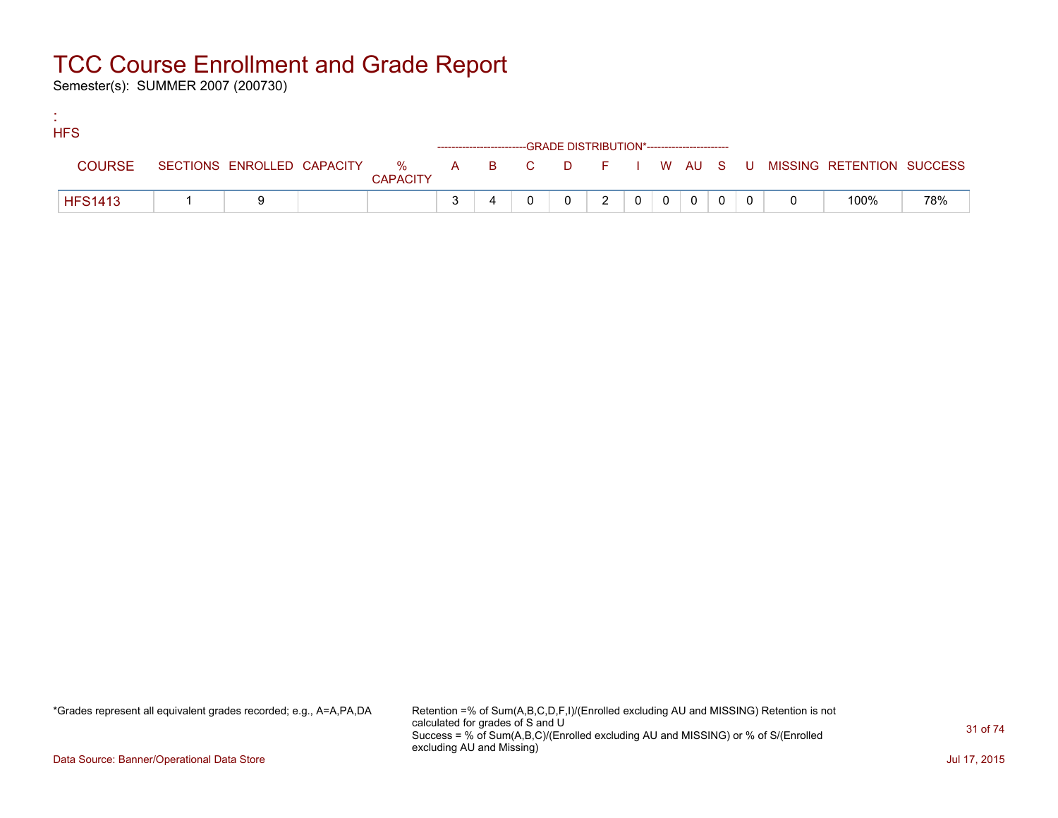# TCC Course Enrollment and Grade Report

Semester(s): SUMMER 2007 (200730)

:
HFS

| COURSE | SECTIONS | ENROLLED | CAPACITY | % CAPACITY | A | B | C | D | F | I | W | AU | S | U | MISSING | RETENTION | SUCCESS |
|---|---|---|---|---|---|---|---|---|---|---|---|---|---|---|---|---|---|
| | | | | | GRADE DISTRIBUTION* | | | | | | | | | | | | |
| HFS1413 | 1 | 9 | | | 3 | 4 | 0 | 0 | 2 | 0 | 0 | 0 | 0 | 0 | 0 | 100% | 78% |

*Grades represent all equivalent grades recorded; e.g., A=A,PA,DA

Retention =% of Sum(A,B,C,D,F,I)/(Enrolled excluding AU and MISSING) Retention is not calculated for grades of S and U
Success = % of Sum(A,B,C)/(Enrolled excluding AU and MISSING) or % of S/(Enrolled excluding AU and Missing)

Data Source: Banner/Operational Data Store

Jul 17, 2015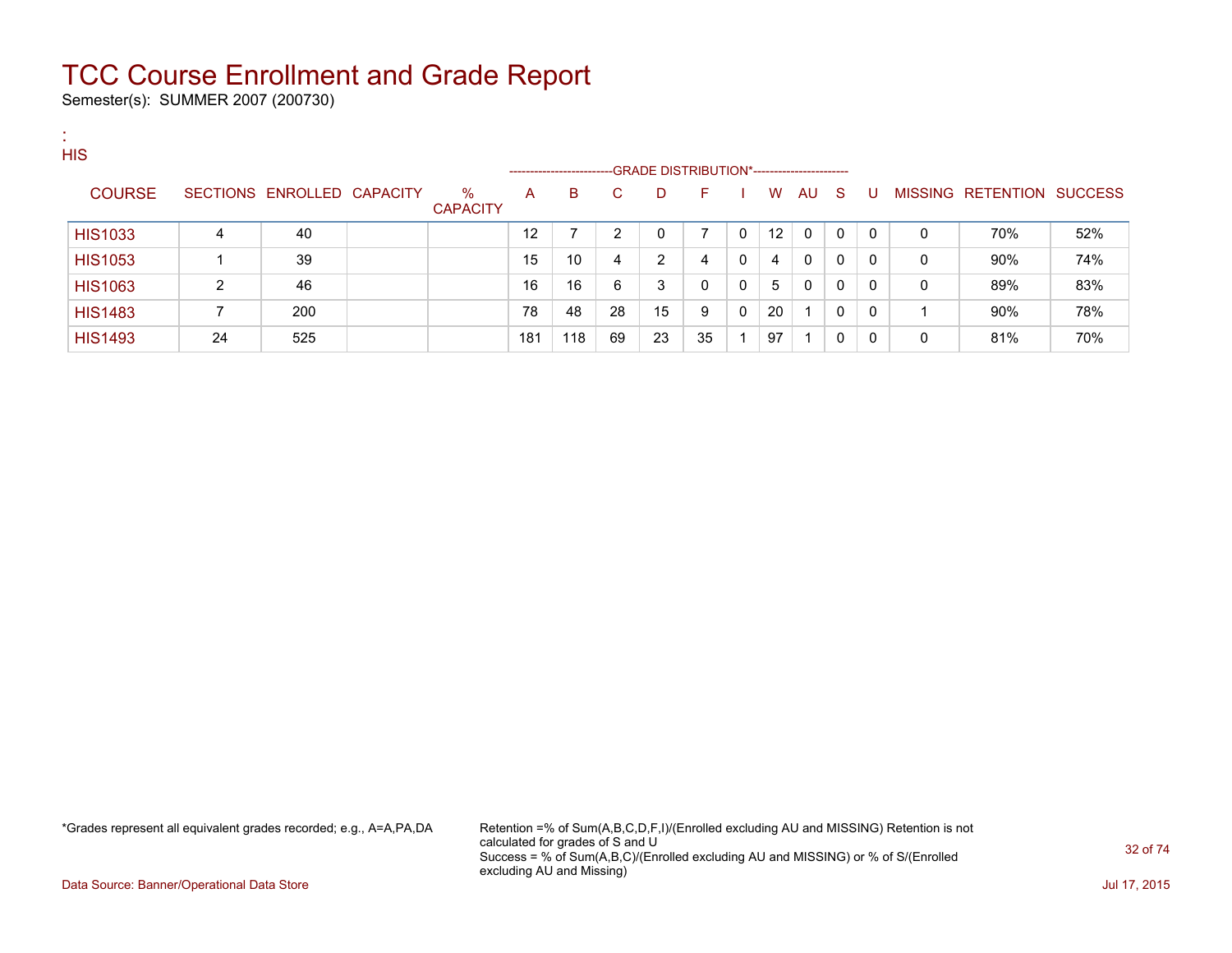# TCC Course Enrollment and Grade Report

Semester(s): SUMMER 2007 (200730)

:
HIS

| COURSE | SECTIONS | ENROLLED | CAPACITY | % CAPACITY | A | B | C | D | F | I | W | AU | S | U | MISSING | RETENTION | SUCCESS |
|---|---|---|---|---|---|---|---|---|---|---|---|---|---|---|---|---|---|
| | | | | | GRADE DISTRIBUTION* | | | | | | | | | | | | |
| HIS1033 | 4 | 40 | | | 12 | 7 | 2 | 0 | 7 | 0 | 12 | 0 | 0 | 0 | 0 | 70% | 52% |
| HIS1053 | 1 | 39 | | | 15 | 10 | 4 | 2 | 4 | 0 | 4 | 0 | 0 | 0 | 0 | 90% | 74% |
| HIS1063 | 2 | 46 | | | 16 | 16 | 6 | 3 | 0 | 0 | 5 | 0 | 0 | 0 | 0 | 89% | 83% |
| HIS1483 | 7 | 200 | | | 78 | 48 | 28 | 15 | 9 | 0 | 20 | 1 | 0 | 0 | 1 | 90% | 78% |
| HIS1493 | 24 | 525 | | | 181 | 118 | 69 | 23 | 35 | 1 | 97 | 1 | 0 | 0 | 0 | 81% | 70% |

*Grades represent all equivalent grades recorded; e.g., A=A,PA,DA

Retention =% of Sum(A,B,C,D,F,I)/(Enrolled excluding AU and MISSING) Retention is not calculated for grades of S and U
Success = % of Sum(A,B,C)/(Enrolled excluding AU and MISSING) or % of S/(Enrolled excluding AU and Missing)

Data Source: Banner/Operational Data Store

Jul 17, 2015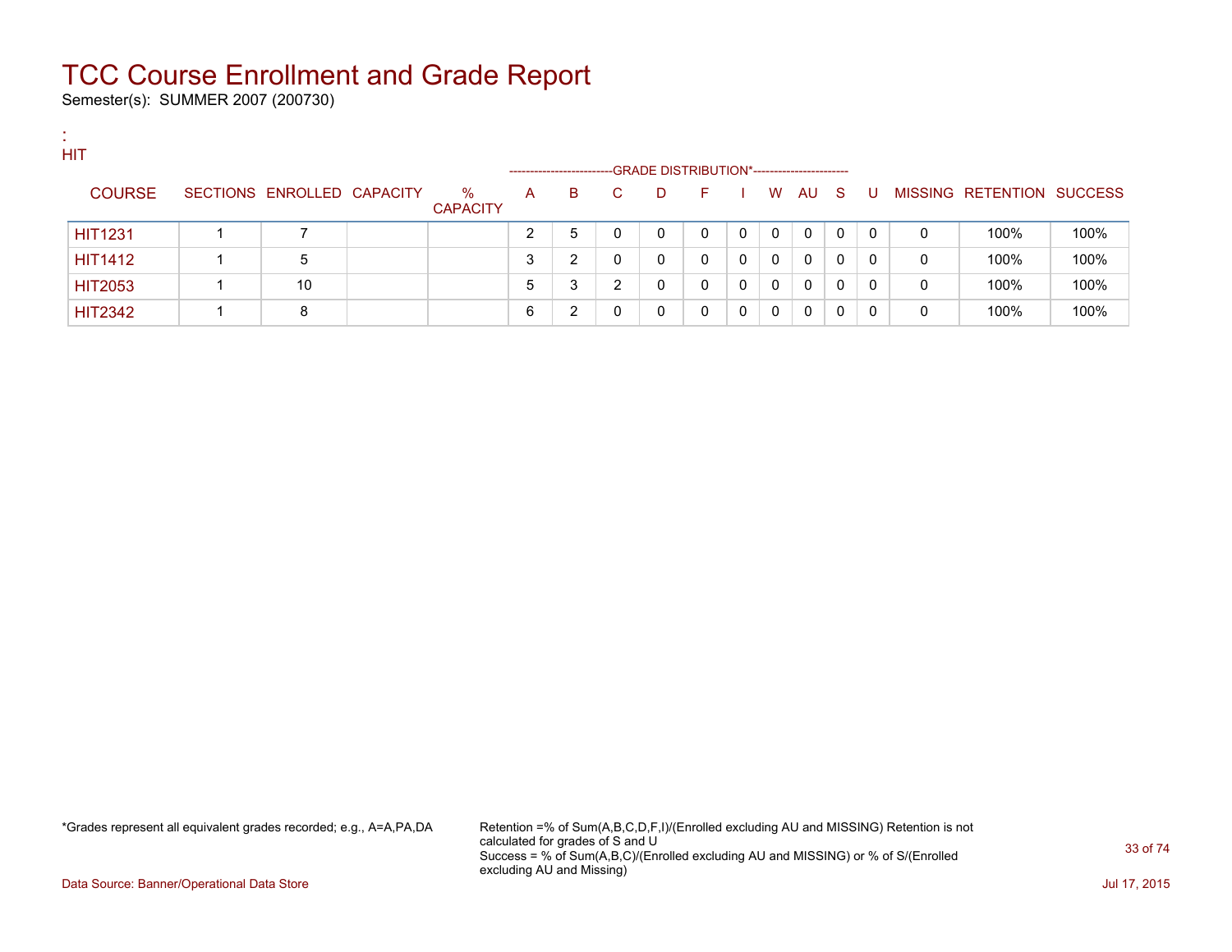# TCC Course Enrollment and Grade Report

Semester(s): SUMMER 2007 (200730)

:
HIT

| COURSE | SECTIONS | ENROLLED | CAPACITY | % CAPACITY | A | B | C | D | F | I | W | AU | S | U | MISSING | RETENTION | SUCCESS |
|---|---|---|---|---|---|---|---|---|---|---|---|---|---|---|---|---|---|
| | | | | | GRADE DISTRIBUTION* | | | | | | | | | | | | |
| HIT1231 | 1 | 7 | | | 2 | 5 | 0 | 0 | 0 | 0 | 0 | 0 | 0 | 0 | 0 | 100% | 100% |
| HIT1412 | 1 | 5 | | | 3 | 2 | 0 | 0 | 0 | 0 | 0 | 0 | 0 | 0 | 0 | 100% | 100% |
| HIT2053 | 1 | 10 | | | 5 | 3 | 2 | 0 | 0 | 0 | 0 | 0 | 0 | 0 | 0 | 100% | 100% |
| HIT2342 | 1 | 8 | | | 6 | 2 | 0 | 0 | 0 | 0 | 0 | 0 | 0 | 0 | 0 | 100% | 100% |

*Grades represent all equivalent grades recorded; e.g., A=A,PA,DA

Retention =% of Sum(A,B,C,D,F,I)/(Enrolled excluding AU and MISSING) Retention is not calculated for grades of S and U
Success = % of Sum(A,B,C)/(Enrolled excluding AU and MISSING) or % of S/(Enrolled excluding AU and Missing)

Data Source: Banner/Operational Data Store

Jul 17, 2015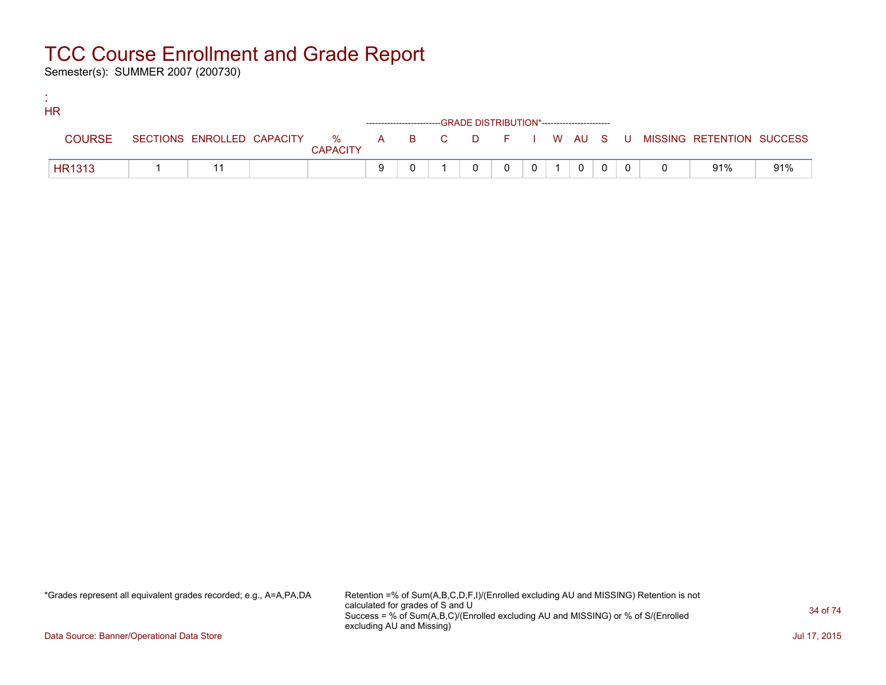# TCC Course Enrollment and Grade Report

Semester(s): SUMMER 2007 (200730)

:
HR

| COURSE | SECTIONS | ENROLLED | CAPACITY | % CAPACITY | A | B | C | D | F | I | W | AU | S | U | MISSING | RETENTION | SUCCESS |
|---|---|---|---|---|---|---|---|---|---|---|---|---|---|---|---|---|---|
| | | | | | GRADE DISTRIBUTION* | | | | | | | | | | | | |
| HR1313 | 1 | 11 | | | 9 | 0 | 1 | 0 | 0 | 0 | 1 | 0 | 0 | 0 | 0 | 91% | 91% |

*Grades represent all equivalent grades recorded; e.g., A=A,PA,DA

Retention =% of Sum(A,B,C,D,F,I)/(Enrolled excluding AU and MISSING) Retention is not calculated for grades of S and U
Success = % of Sum(A,B,C)/(Enrolled excluding AU and MISSING) or % of S/(Enrolled excluding AU and Missing)

Data Source: Banner/Operational Data Store

Jul 17, 2015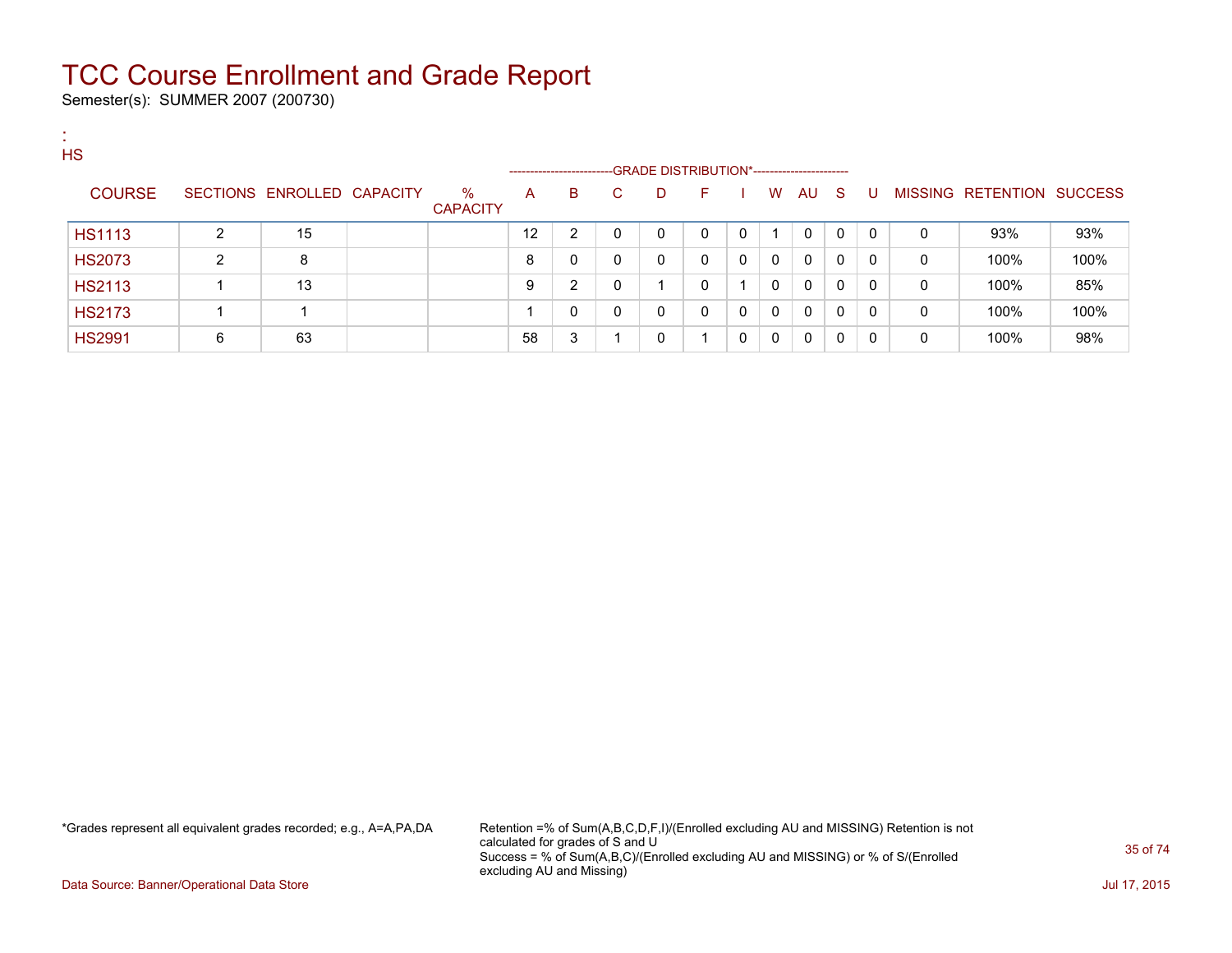# TCC Course Enrollment and Grade Report

Semester(s): SUMMER 2007 (200730)

:
HS

| COURSE | SECTIONS | ENROLLED | CAPACITY | % CAPACITY | A | B | C | D | F | I | W | AU | S | U | MISSING | RETENTION | SUCCESS |
|---|---|---|---|---|---|---|---|---|---|---|---|---|---|---|---|---|---|
| | | | | | GRADE DISTRIBUTION* | | | | | | | | | | | | |
| HS1113 | 2 | 15 | | | 12 | 2 | 0 | 0 | 0 | 0 | 1 | 0 | 0 | 0 | 0 | 93% | 93% |
| HS2073 | 2 | 8 | | | 8 | 0 | 0 | 0 | 0 | 0 | 0 | 0 | 0 | 0 | 0 | 100% | 100% |
| HS2113 | 1 | 13 | | | 9 | 2 | 0 | 1 | 0 | 1 | 0 | 0 | 0 | 0 | 0 | 100% | 85% |
| HS2173 | 1 | 1 | | | 1 | 0 | 0 | 0 | 0 | 0 | 0 | 0 | 0 | 0 | 0 | 100% | 100% |
| HS2991 | 6 | 63 | | | 58 | 3 | 1 | 0 | 1 | 0 | 0 | 0 | 0 | 0 | 0 | 100% | 98% |

*Grades represent all equivalent grades recorded; e.g., A=A,PA,DA

Retention =% of Sum(A,B,C,D,F,I)/(Enrolled excluding AU and MISSING) Retention is not calculated for grades of S and U
Success = % of Sum(A,B,C)/(Enrolled excluding AU and MISSING) or % of S/(Enrolled excluding AU and Missing)

Data Source: Banner/Operational Data Store

Jul 17, 2015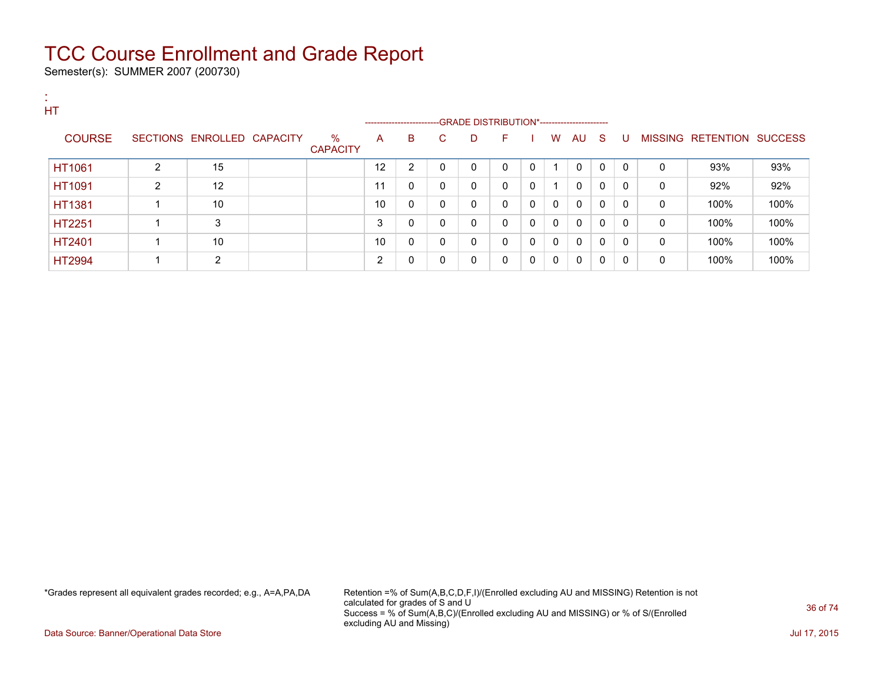# TCC Course Enrollment and Grade Report

Semester(s): SUMMER 2007 (200730)

:
HT

| COURSE | SECTIONS | ENROLLED | CAPACITY | % CAPACITY | A | B | C | D | F | I | W | AU | S | U | MISSING | RETENTION | SUCCESS |
|---|---|---|---|---|---|---|---|---|---|---|---|---|---|---|---|---|---|
| | | | | | GRADE DISTRIBUTION* | | | | | | | | | | | | |
| HT1061 | 2 | 15 | | | 12 | 2 | 0 | 0 | 0 | 0 | 1 | 0 | 0 | 0 | 0 | 93% | 93% |
| HT1091 | 2 | 12 | | | 11 | 0 | 0 | 0 | 0 | 0 | 1 | 0 | 0 | 0 | 0 | 92% | 92% |
| HT1381 | 1 | 10 | | | 10 | 0 | 0 | 0 | 0 | 0 | 0 | 0 | 0 | 0 | 0 | 100% | 100% |
| HT2251 | 1 | 3 | | | 3 | 0 | 0 | 0 | 0 | 0 | 0 | 0 | 0 | 0 | 0 | 100% | 100% |
| HT2401 | 1 | 10 | | | 10 | 0 | 0 | 0 | 0 | 0 | 0 | 0 | 0 | 0 | 0 | 100% | 100% |
| HT2994 | 1 | 2 | | | 2 | 0 | 0 | 0 | 0 | 0 | 0 | 0 | 0 | 0 | 0 | 100% | 100% |

*Grades represent all equivalent grades recorded; e.g., A=A,PA,DA

Retention =% of Sum(A,B,C,D,F,I)/(Enrolled excluding AU and MISSING) Retention is not calculated for grades of S and U
Success = % of Sum(A,B,C)/(Enrolled excluding AU and MISSING) or % of S/(Enrolled excluding AU and Missing)

Data Source: Banner/Operational Data Store

Jul 17, 2015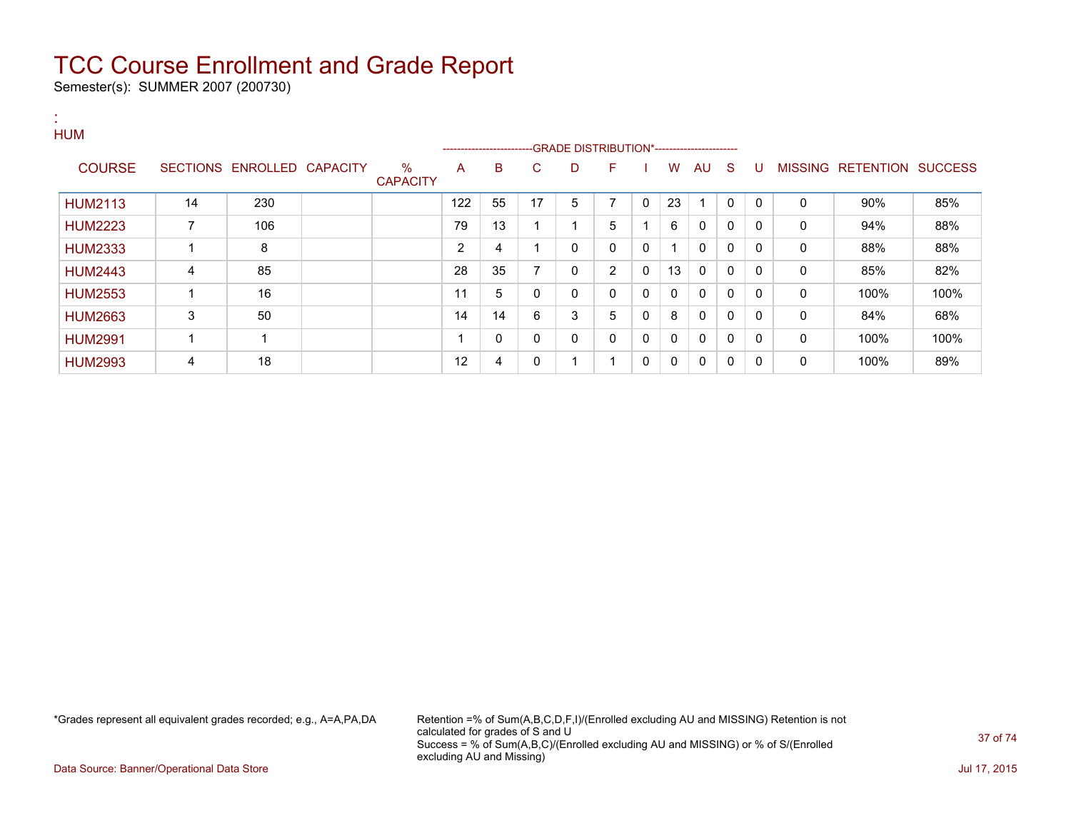# TCC Course Enrollment and Grade Report

Semester(s): SUMMER 2007 (200730)

:
HUM

| COURSE | SECTIONS | ENROLLED | CAPACITY | % CAPACITY | A | B | C | D | F | I | W | AU | S | U | MISSING | RETENTION | SUCCESS |
|---|---|---|---|---|---|---|---|---|---|---|---|---|---|---|---|---|---|
| | | | | | GRADE DISTRIBUTION* | | | | | | | | | | | | |
| HUM2113 | 14 | 230 | | | 122 | 55 | 17 | 5 | 7 | 0 | 23 | 1 | 0 | 0 | 0 | 90% | 85% |
| HUM2223 | 7 | 106 | | | 79 | 13 | 1 | 1 | 5 | 1 | 6 | 0 | 0 | 0 | 0 | 94% | 88% |
| HUM2333 | 1 | 8 | | | 2 | 4 | 1 | 0 | 0 | 0 | 1 | 0 | 0 | 0 | 0 | 88% | 88% |
| HUM2443 | 4 | 85 | | | 28 | 35 | 7 | 0 | 2 | 0 | 13 | 0 | 0 | 0 | 0 | 85% | 82% |
| HUM2553 | 1 | 16 | | | 11 | 5 | 0 | 0 | 0 | 0 | 0 | 0 | 0 | 0 | 0 | 100% | 100% |
| HUM2663 | 3 | 50 | | | 14 | 14 | 6 | 3 | 5 | 0 | 8 | 0 | 0 | 0 | 0 | 84% | 68% |
| HUM2991 | 1 | 1 | | | 1 | 0 | 0 | 0 | 0 | 0 | 0 | 0 | 0 | 0 | 0 | 100% | 100% |
| HUM2993 | 4 | 18 | | | 12 | 4 | 0 | 1 | 1 | 0 | 0 | 0 | 0 | 0 | 0 | 100% | 89% |

*Grades represent all equivalent grades recorded; e.g., A=A,PA,DA

Retention =% of Sum(A,B,C,D,F,I)/(Enrolled excluding AU and MISSING) Retention is not calculated for grades of S and U
Success = % of Sum(A,B,C)/(Enrolled excluding AU and MISSING) or % of S/(Enrolled excluding AU and Missing)

Data Source: Banner/Operational Data Store

Jul 17, 2015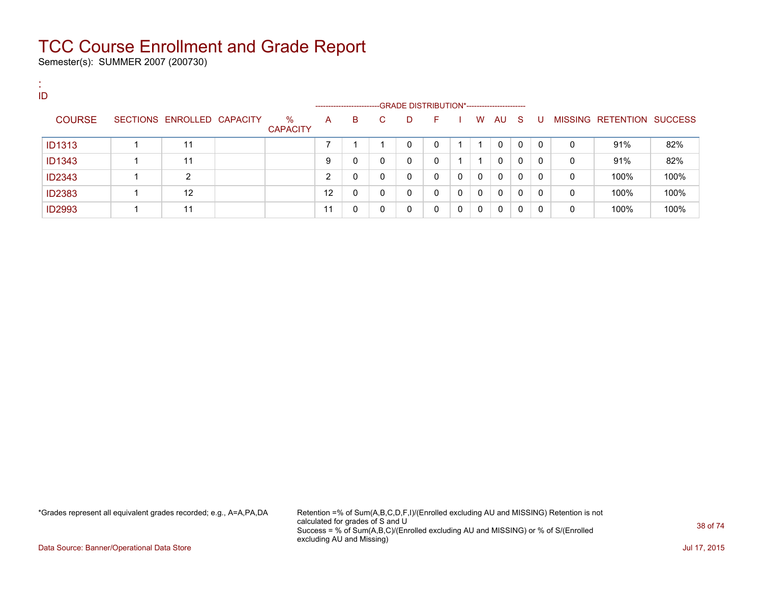# TCC Course Enrollment and Grade Report

Semester(s): SUMMER 2007 (200730)

:
ID

| COURSE | SECTIONS | ENROLLED | CAPACITY | % CAPACITY | A | B | C | D | F | I | W | AU | S | U | MISSING | RETENTION | SUCCESS |
|---|---|---|---|---|---|---|---|---|---|---|---|---|---|---|---|---|---|
| | | | | | GRADE DISTRIBUTION* | | | | | | | | | | | | |
| ID1313 | 1 | 11 | | | 7 | 1 | 1 | 0 | 0 | 1 | 1 | 0 | 0 | 0 | 0 | 91% | 82% |
| ID1343 | 1 | 11 | | | 9 | 0 | 0 | 0 | 0 | 1 | 1 | 0 | 0 | 0 | 0 | 91% | 82% |
| ID2343 | 1 | 2 | | | 2 | 0 | 0 | 0 | 0 | 0 | 0 | 0 | 0 | 0 | 0 | 100% | 100% |
| ID2383 | 1 | 12 | | | 12 | 0 | 0 | 0 | 0 | 0 | 0 | 0 | 0 | 0 | 0 | 100% | 100% |
| ID2993 | 1 | 11 | | | 11 | 0 | 0 | 0 | 0 | 0 | 0 | 0 | 0 | 0 | 0 | 100% | 100% |

*Grades represent all equivalent grades recorded; e.g., A=A,PA,DA

Retention =% of Sum(A,B,C,D,F,I)/(Enrolled excluding AU and MISSING) Retention is not calculated for grades of S and U
Success = % of Sum(A,B,C)/(Enrolled excluding AU and MISSING) or % of S/(Enrolled excluding AU and Missing)

Data Source: Banner/Operational Data Store

Jul 17, 2015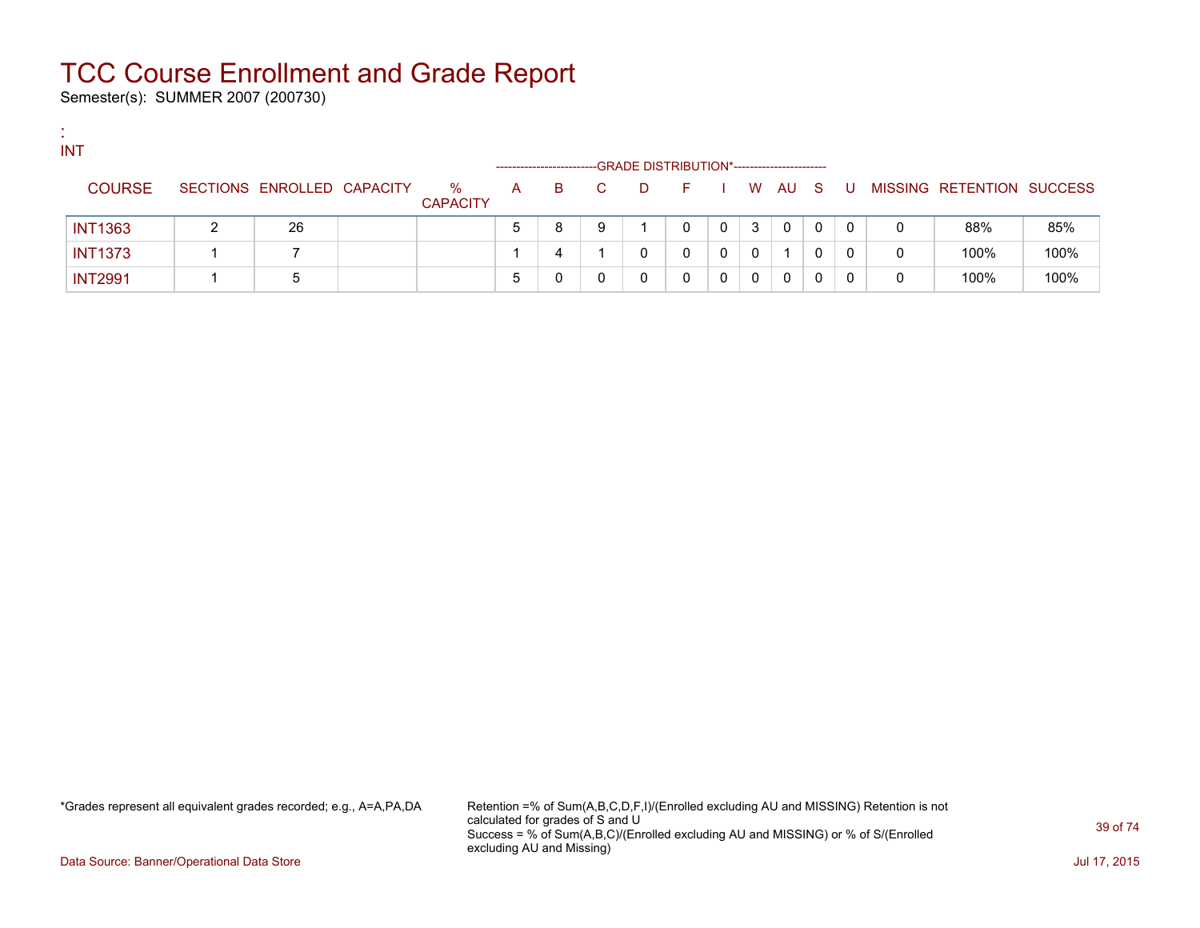# TCC Course Enrollment and Grade Report

Semester(s): SUMMER 2007 (200730)

:
INT

| COURSE | SECTIONS | ENROLLED | CAPACITY | % CAPACITY | A | B | C | D | F | I | W | AU | S | U | MISSING | RETENTION | SUCCESS |
|---|---|---|---|---|---|---|---|---|---|---|---|---|---|---|---|---|---|
| | | | | | GRADE DISTRIBUTION* | | | | | | | | | | | | |
| INT1363 | 2 | 26 | | | 5 | 8 | 9 | 1 | 0 | 0 | 3 | 0 | 0 | 0 | 0 | 88% | 85% |
| INT1373 | 1 | 7 | | | 1 | 4 | 1 | 0 | 0 | 0 | 0 | 1 | 0 | 0 | 0 | 100% | 100% |
| INT2991 | 1 | 5 | | | 5 | 0 | 0 | 0 | 0 | 0 | 0 | 0 | 0 | 0 | 0 | 100% | 100% |

*Grades represent all equivalent grades recorded; e.g., A=A,PA,DA

Retention =% of Sum(A,B,C,D,F,I)/(Enrolled excluding AU and MISSING) Retention is not calculated for grades of S and U
Success = % of Sum(A,B,C)/(Enrolled excluding AU and MISSING) or % of S/(Enrolled excluding AU and Missing)

Data Source: Banner/Operational Data Store

Jul 17, 2015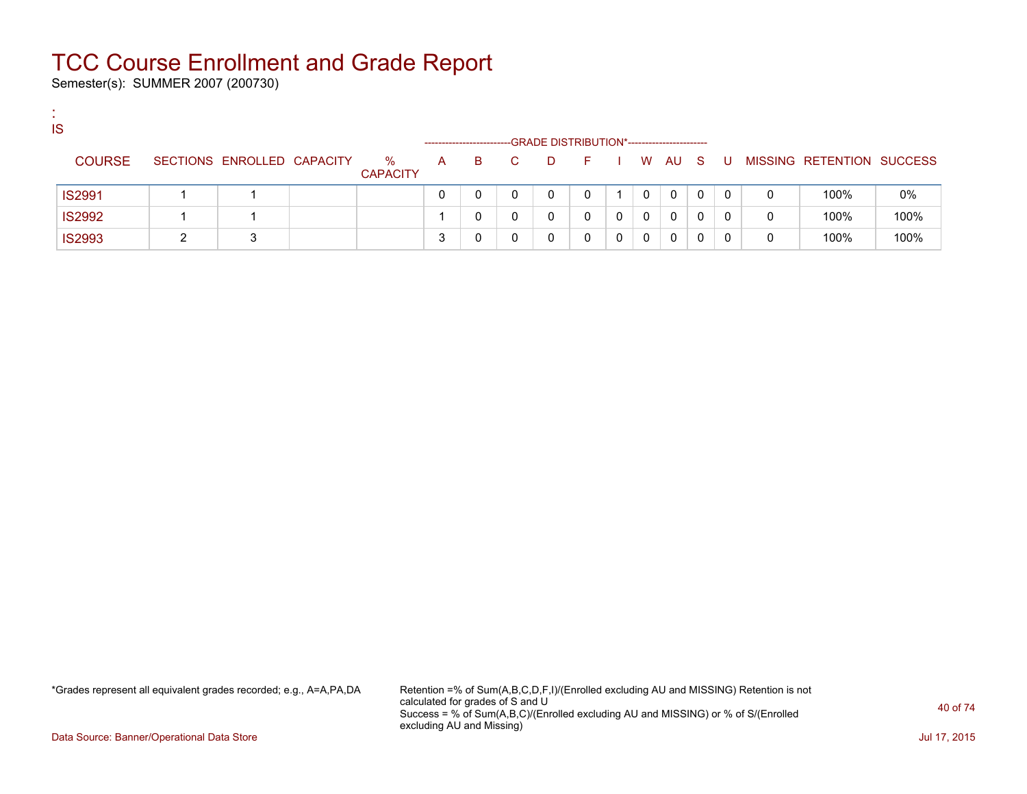# TCC Course Enrollment and Grade Report

Semester(s): SUMMER 2007 (200730)

:
IS

| COURSE | SECTIONS | ENROLLED | CAPACITY | % CAPACITY | A | B | C | D | F | I | W | AU | S | U | MISSING | RETENTION | SUCCESS |
|---|---|---|---|---|---|---|---|---|---|---|---|---|---|---|---|---|---|
| | | | | | GRADE DISTRIBUTION* | | | | | | | | | | | | |
| IS2991 | 1 | 1 | | | 0 | 0 | 0 | 0 | 0 | 1 | 0 | 0 | 0 | 0 | 0 | 100% | 0% |
| IS2992 | 1 | 1 | | | 1 | 0 | 0 | 0 | 0 | 0 | 0 | 0 | 0 | 0 | 0 | 100% | 100% |
| IS2993 | 2 | 3 | | | 3 | 0 | 0 | 0 | 0 | 0 | 0 | 0 | 0 | 0 | 0 | 100% | 100% |

*Grades represent all equivalent grades recorded; e.g., A=A,PA,DA

Retention =% of Sum(A,B,C,D,F,I)/(Enrolled excluding AU and MISSING) Retention is not calculated for grades of S and U
Success = % of Sum(A,B,C)/(Enrolled excluding AU and MISSING) or % of S/(Enrolled excluding AU and Missing)

Data Source: Banner/Operational Data Store

Jul 17, 2015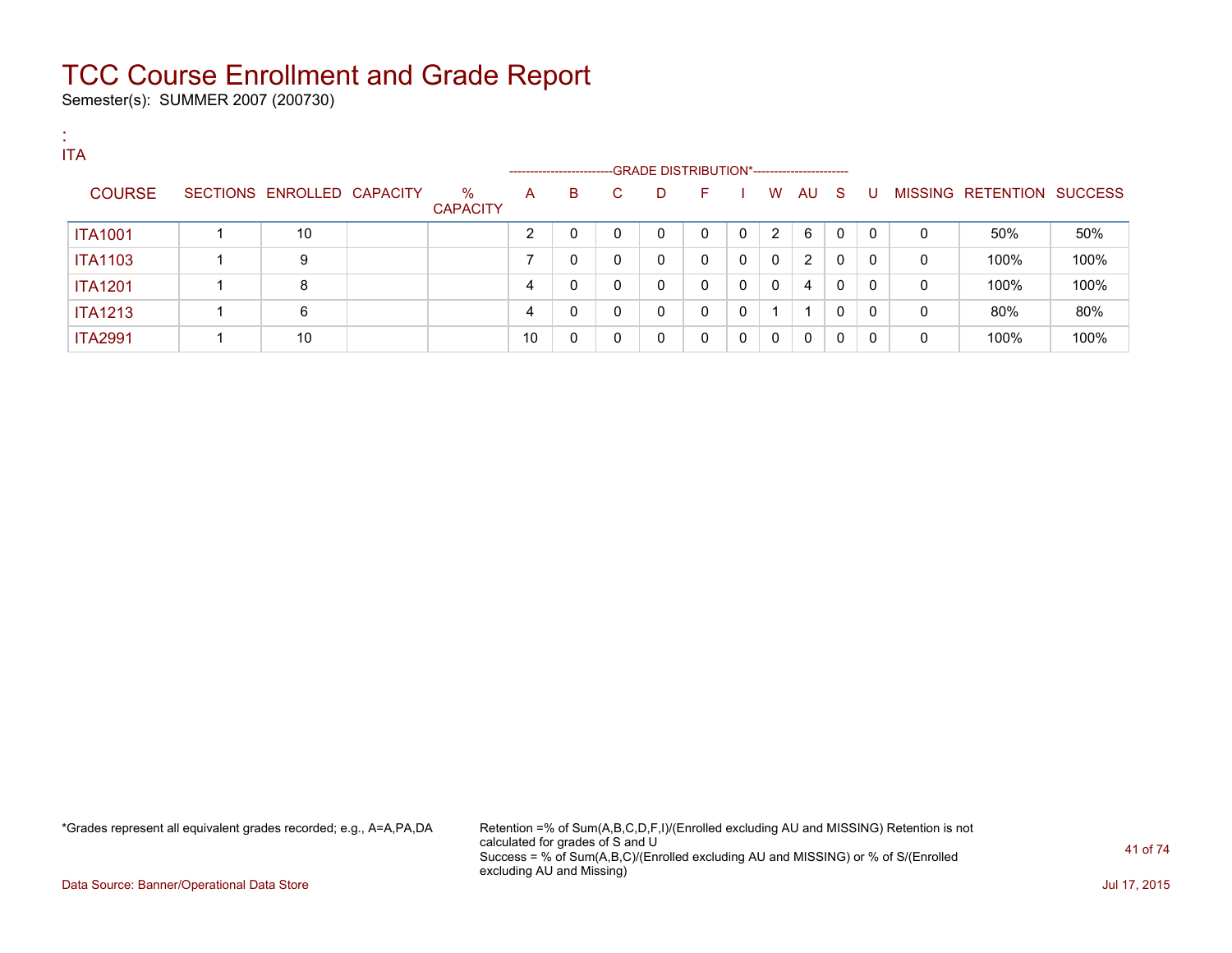# TCC Course Enrollment and Grade Report

Semester(s): SUMMER 2007 (200730)

:
ITA

| COURSE | SECTIONS | ENROLLED | CAPACITY | % CAPACITY | A | B | C | D | F | I | W | AU | S | U | MISSING | RETENTION | SUCCESS |
|---|---|---|---|---|---|---|---|---|---|---|---|---|---|---|---|---|---|
| | | | | | GRADE DISTRIBUTION* | | | | | | | | | | | | |
| ITA1001 | 1 | 10 | | | 2 | 0 | 0 | 0 | 0 | 0 | 2 | 6 | 0 | 0 | 0 | 50% | 50% |
| ITA1103 | 1 | 9 | | | 7 | 0 | 0 | 0 | 0 | 0 | 0 | 2 | 0 | 0 | 0 | 100% | 100% |
| ITA1201 | 1 | 8 | | | 4 | 0 | 0 | 0 | 0 | 0 | 0 | 4 | 0 | 0 | 0 | 100% | 100% |
| ITA1213 | 1 | 6 | | | 4 | 0 | 0 | 0 | 0 | 0 | 1 | 1 | 0 | 0 | 0 | 80% | 80% |
| ITA2991 | 1 | 10 | | | 10 | 0 | 0 | 0 | 0 | 0 | 0 | 0 | 0 | 0 | 0 | 100% | 100% |

*Grades represent all equivalent grades recorded; e.g., A=A,PA,DA

Retention =% of Sum(A,B,C,D,F,I)/(Enrolled excluding AU and MISSING) Retention is not calculated for grades of S and U
Success = % of Sum(A,B,C)/(Enrolled excluding AU and MISSING) or % of S/(Enrolled excluding AU and Missing)

Data Source: Banner/Operational Data Store

Jul 17, 2015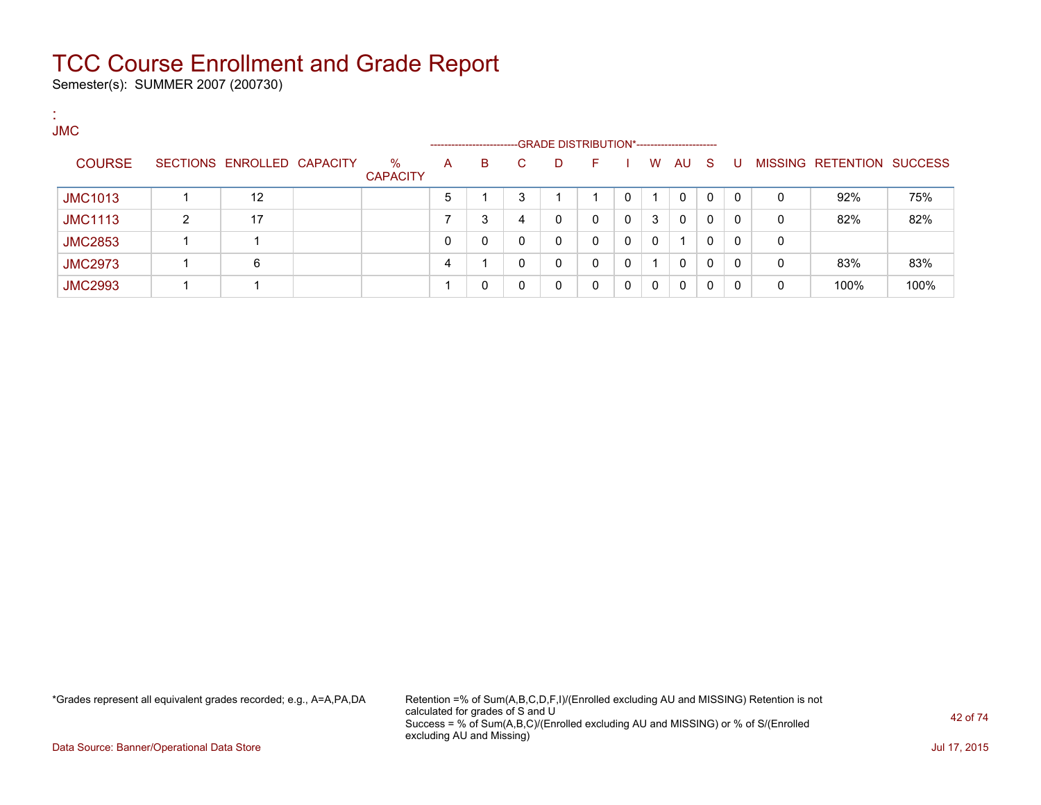# TCC Course Enrollment and Grade Report

Semester(s): SUMMER 2007 (200730)

:
JMC

| COURSE | SECTIONS | ENROLLED | CAPACITY | % CAPACITY | A | B | C | D | F | I | W | AU | S | U | MISSING | RETENTION | SUCCESS |
|---|---|---|---|---|---|---|---|---|---|---|---|---|---|---|---|---|---|
| | | | | | GRADE DISTRIBUTION* | | | | | | | | | | | | |
| JMC1013 | 1 | 12 | | | 5 | 1 | 3 | 1 | 1 | 0 | 1 | 0 | 0 | 0 | 0 | 92% | 75% |
| JMC1113 | 2 | 17 | | | 7 | 3 | 4 | 0 | 0 | 0 | 3 | 0 | 0 | 0 | 0 | 82% | 82% |
| JMC2853 | 1 | 1 | | | 0 | 0 | 0 | 0 | 0 | 0 | 0 | 1 | 0 | 0 | 0 | | |
| JMC2973 | 1 | 6 | | | 4 | 1 | 0 | 0 | 0 | 0 | 1 | 0 | 0 | 0 | 0 | 83% | 83% |
| JMC2993 | 1 | 1 | | | 1 | 0 | 0 | 0 | 0 | 0 | 0 | 0 | 0 | 0 | 0 | 100% | 100% |

*Grades represent all equivalent grades recorded; e.g., A=A,PA,DA

Retention =% of Sum(A,B,C,D,F,I)/(Enrolled excluding AU and MISSING) Retention is not calculated for grades of S and U
Success = % of Sum(A,B,C)/(Enrolled excluding AU and MISSING) or % of S/(Enrolled excluding AU and Missing)

Data Source: Banner/Operational Data Store

Jul 17, 2015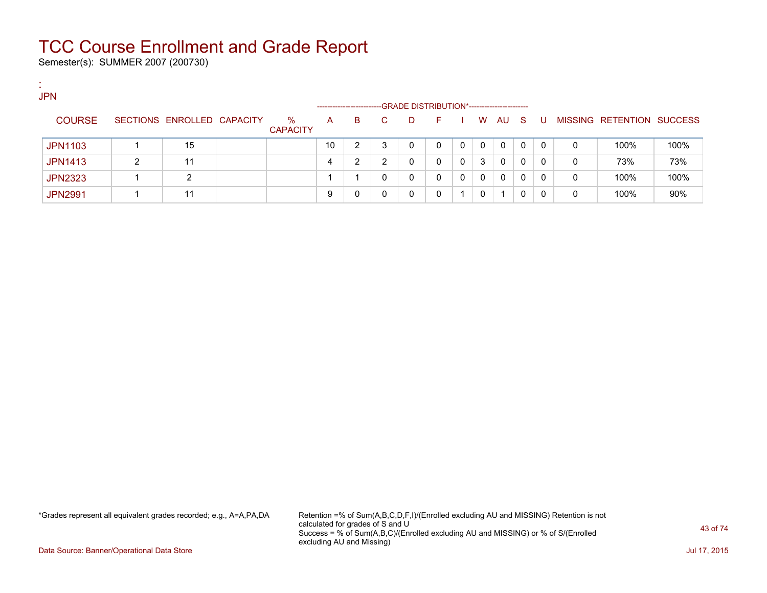# TCC Course Enrollment and Grade Report

Semester(s): SUMMER 2007 (200730)

:
JPN

| COURSE | SECTIONS | ENROLLED | CAPACITY | % CAPACITY | A | B | C | D | F | I | W | AU | S | U | MISSING | RETENTION | SUCCESS |
|---|---|---|---|---|---|---|---|---|---|---|---|---|---|---|---|---|---|
| | | | | | GRADE DISTRIBUTION* | | | | | | | | | | | | |
| JPN1103 | 1 | 15 | | | 10 | 2 | 3 | 0 | 0 | 0 | 0 | 0 | 0 | 0 | 0 | 100% | 100% |
| JPN1413 | 2 | 11 | | | 4 | 2 | 2 | 0 | 0 | 0 | 3 | 0 | 0 | 0 | 0 | 73% | 73% |
| JPN2323 | 1 | 2 | | | 1 | 1 | 0 | 0 | 0 | 0 | 0 | 0 | 0 | 0 | 0 | 100% | 100% |
| JPN2991 | 1 | 11 | | | 9 | 0 | 0 | 0 | 0 | 1 | 0 | 1 | 0 | 0 | 0 | 100% | 90% |

*Grades represent all equivalent grades recorded; e.g., A=A,PA,DA

Retention =% of Sum(A,B,C,D,F,I)/(Enrolled excluding AU and MISSING) Retention is not calculated for grades of S and U
Success = % of Sum(A,B,C)/(Enrolled excluding AU and MISSING) or % of S/(Enrolled excluding AU and Missing)

Data Source: Banner/Operational Data Store

Jul 17, 2015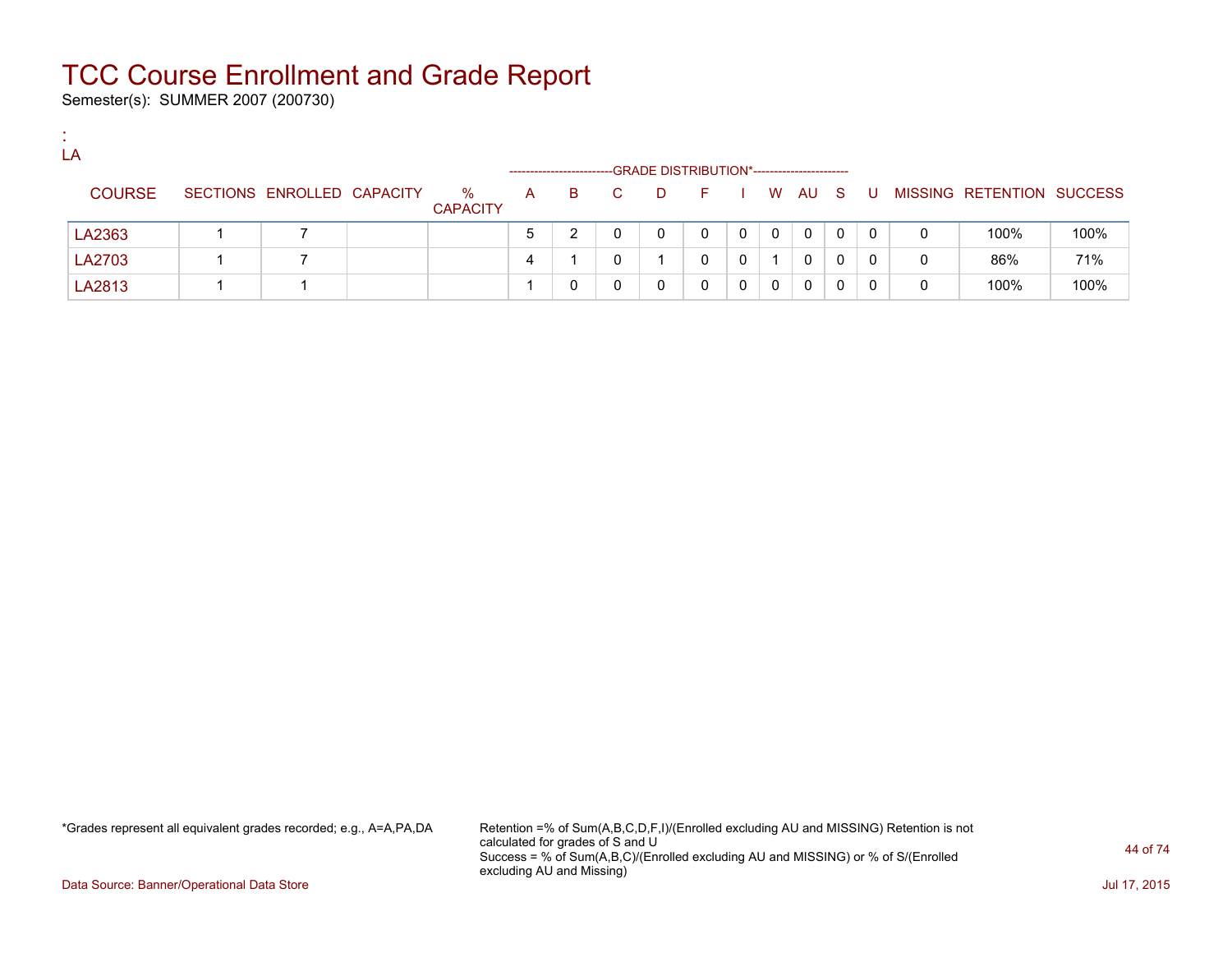# TCC Course Enrollment and Grade Report

Semester(s): SUMMER 2007 (200730)

:
LA

| COURSE | SECTIONS | ENROLLED | CAPACITY | % CAPACITY | A | B | C | D | F | I | W | AU | S | U | MISSING | RETENTION | SUCCESS |
|---|---|---|---|---|---|---|---|---|---|---|---|---|---|---|---|---|---|
| | | | | | GRADE DISTRIBUTION* | | | | | | | | | | | | |
| LA2363 | 1 | 7 | | | 5 | 2 | 0 | 0 | 0 | 0 | 0 | 0 | 0 | 0 | 0 | 100% | 100% |
| LA2703 | 1 | 7 | | | 4 | 1 | 0 | 1 | 0 | 0 | 1 | 0 | 0 | 0 | 0 | 86% | 71% |
| LA2813 | 1 | 1 | | | 1 | 0 | 0 | 0 | 0 | 0 | 0 | 0 | 0 | 0 | 0 | 100% | 100% |

*Grades represent all equivalent grades recorded; e.g., A=A,PA,DA

Retention =% of Sum(A,B,C,D,F,I)/(Enrolled excluding AU and MISSING) Retention is not calculated for grades of S and U
Success = % of Sum(A,B,C)/(Enrolled excluding AU and MISSING) or % of S/(Enrolled excluding AU and Missing)

Data Source: Banner/Operational Data Store

Jul 17, 2015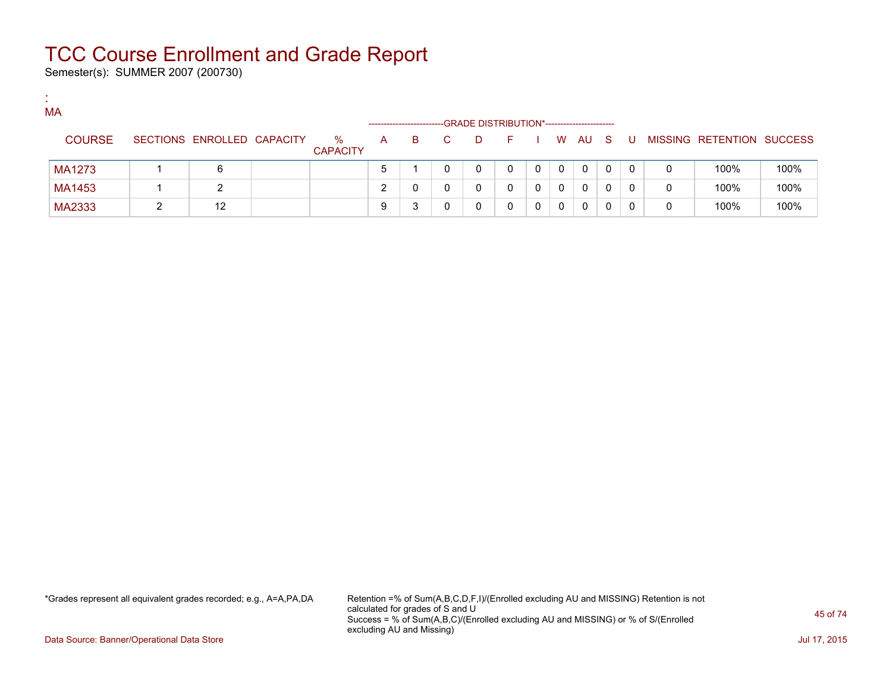# TCC Course Enrollment and Grade Report

Semester(s): SUMMER 2007 (200730)

:
MA

| COURSE | SECTIONS | ENROLLED | CAPACITY | % CAPACITY | A | B | C | D | F | I | W | AU | S | U | MISSING | RETENTION | SUCCESS |
|---|---|---|---|---|---|---|---|---|---|---|---|---|---|---|---|---|---|
| | | | | | GRADE DISTRIBUTION* | | | | | | | | | | | | |
| MA1273 | 1 | 6 | | | 5 | 1 | 0 | 0 | 0 | 0 | 0 | 0 | 0 | 0 | 0 | 100% | 100% |
| MA1453 | 1 | 2 | | | 2 | 0 | 0 | 0 | 0 | 0 | 0 | 0 | 0 | 0 | 0 | 100% | 100% |
| MA2333 | 2 | 12 | | | 9 | 3 | 0 | 0 | 0 | 0 | 0 | 0 | 0 | 0 | 0 | 100% | 100% |

*Grades represent all equivalent grades recorded; e.g., A=A,PA,DA

Retention =% of Sum(A,B,C,D,F,I)/(Enrolled excluding AU and MISSING) Retention is not calculated for grades of S and U
Success = % of Sum(A,B,C)/(Enrolled excluding AU and MISSING) or % of S/(Enrolled excluding AU and Missing)

Data Source: Banner/Operational Data Store

Jul 17, 2015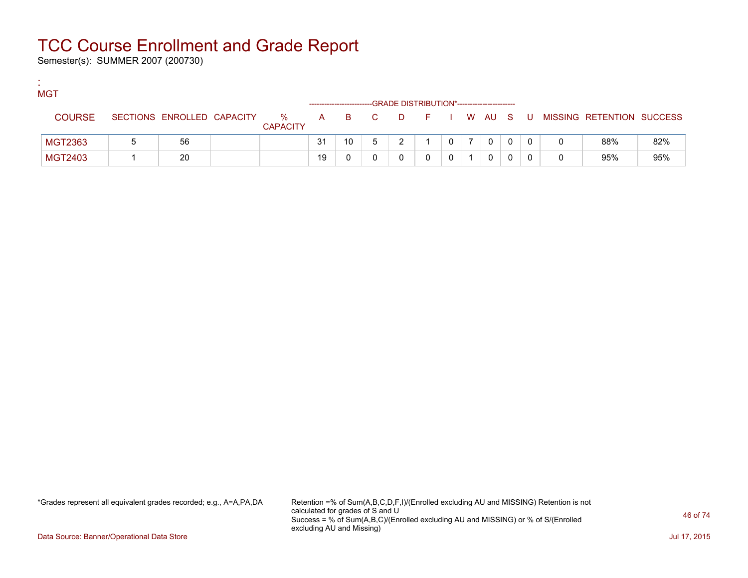# TCC Course Enrollment and Grade Report

Semester(s): SUMMER 2007 (200730)

:
MGT

| COURSE | SECTIONS | ENROLLED | CAPACITY | % CAPACITY | A | B | C | D | F | I | W | AU | S | U | MISSING | RETENTION | SUCCESS |
|---|---|---|---|---|---|---|---|---|---|---|---|---|---|---|---|---|---|
| | | | | | GRADE DISTRIBUTION* | | | | | | | | | | | | |
| MGT2363 | 5 | 56 | | | 31 | 10 | 5 | 2 | 1 | 0 | 7 | 0 | 0 | 0 | 0 | 88% | 82% |
| MGT2403 | 1 | 20 | | | 19 | 0 | 0 | 0 | 0 | 0 | 1 | 0 | 0 | 0 | 0 | 95% | 95% |

*Grades represent all equivalent grades recorded; e.g., A=A,PA,DA

Retention =% of Sum(A,B,C,D,F,I)/(Enrolled excluding AU and MISSING) Retention is not calculated for grades of S and U
Success = % of Sum(A,B,C)/(Enrolled excluding AU and MISSING) or % of S/(Enrolled excluding AU and Missing)

Data Source: Banner/Operational Data Store

Jul 17, 2015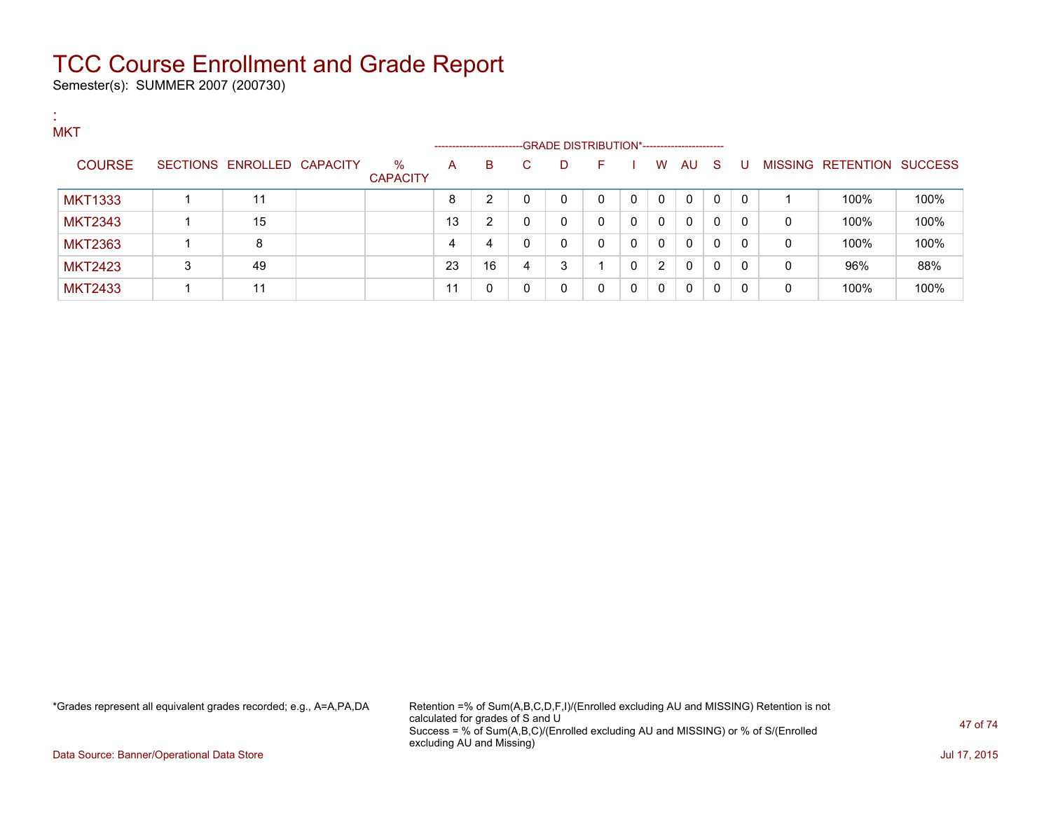# TCC Course Enrollment and Grade Report

Semester(s): SUMMER 2007 (200730)

:
MKT

| COURSE | SECTIONS | ENROLLED | CAPACITY | % CAPACITY | A | B | C | D | F | I | W | AU | S | U | MISSING | RETENTION | SUCCESS |
|---|---|---|---|---|---|---|---|---|---|---|---|---|---|---|---|---|---|
| | | | | | GRADE DISTRIBUTION* | | | | | | | | | | | | |
| MKT1333 | 1 | 11 | | | 8 | 2 | 0 | 0 | 0 | 0 | 0 | 0 | 0 | 0 | 1 | 100% | 100% |
| MKT2343 | 1 | 15 | | | 13 | 2 | 0 | 0 | 0 | 0 | 0 | 0 | 0 | 0 | 0 | 100% | 100% |
| MKT2363 | 1 | 8 | | | 4 | 4 | 0 | 0 | 0 | 0 | 0 | 0 | 0 | 0 | 0 | 100% | 100% |
| MKT2423 | 3 | 49 | | | 23 | 16 | 4 | 3 | 1 | 0 | 2 | 0 | 0 | 0 | 0 | 96% | 88% |
| MKT2433 | 1 | 11 | | | 11 | 0 | 0 | 0 | 0 | 0 | 0 | 0 | 0 | 0 | 0 | 100% | 100% |

*Grades represent all equivalent grades recorded; e.g., A=A,PA,DA

Retention =% of Sum(A,B,C,D,F,I)/(Enrolled excluding AU and MISSING) Retention is not calculated for grades of S and U
Success = % of Sum(A,B,C)/(Enrolled excluding AU and MISSING) or % of S/(Enrolled excluding AU and Missing)

Data Source: Banner/Operational Data Store

Jul 17, 2015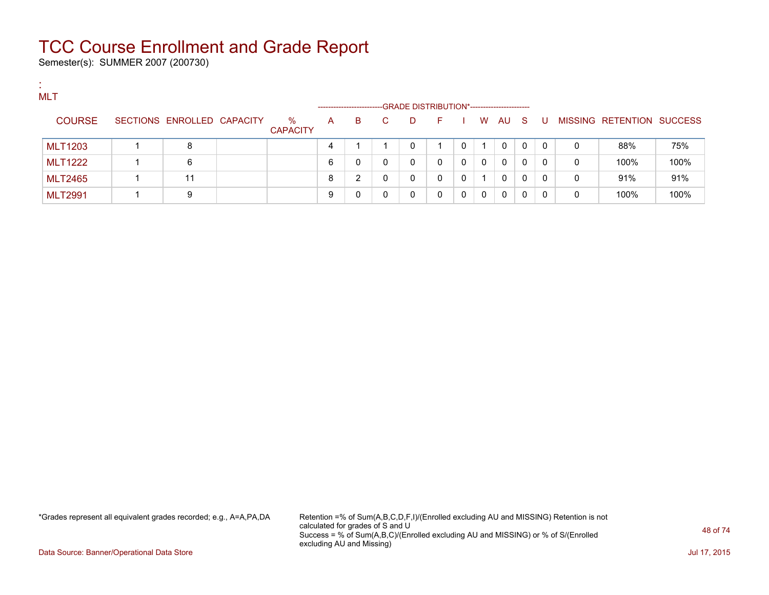# TCC Course Enrollment and Grade Report

Semester(s): SUMMER 2007 (200730)

:
MLT

| COURSE | SECTIONS | ENROLLED | CAPACITY | % CAPACITY | A | B | C | D | F | I | W | AU | S | U | MISSING | RETENTION | SUCCESS |
|---|---|---|---|---|---|---|---|---|---|---|---|---|---|---|---|---|---|
| | | | | | GRADE DISTRIBUTION* | | | | | | | | | | | | |
| MLT1203 | 1 | 8 | | | 4 | 1 | 1 | 0 | 1 | 0 | 1 | 0 | 0 | 0 | 0 | 88% | 75% |
| MLT1222 | 1 | 6 | | | 6 | 0 | 0 | 0 | 0 | 0 | 0 | 0 | 0 | 0 | 0 | 100% | 100% |
| MLT2465 | 1 | 11 | | | 8 | 2 | 0 | 0 | 0 | 0 | 1 | 0 | 0 | 0 | 0 | 91% | 91% |
| MLT2991 | 1 | 9 | | | 9 | 0 | 0 | 0 | 0 | 0 | 0 | 0 | 0 | 0 | 0 | 100% | 100% |

*Grades represent all equivalent grades recorded; e.g., A=A,PA,DA

Retention =% of Sum(A,B,C,D,F,I)/(Enrolled excluding AU and MISSING) Retention is not calculated for grades of S and U
Success = % of Sum(A,B,C)/(Enrolled excluding AU and MISSING) or % of S/(Enrolled excluding AU and Missing)

Data Source: Banner/Operational Data Store

Jul 17, 2015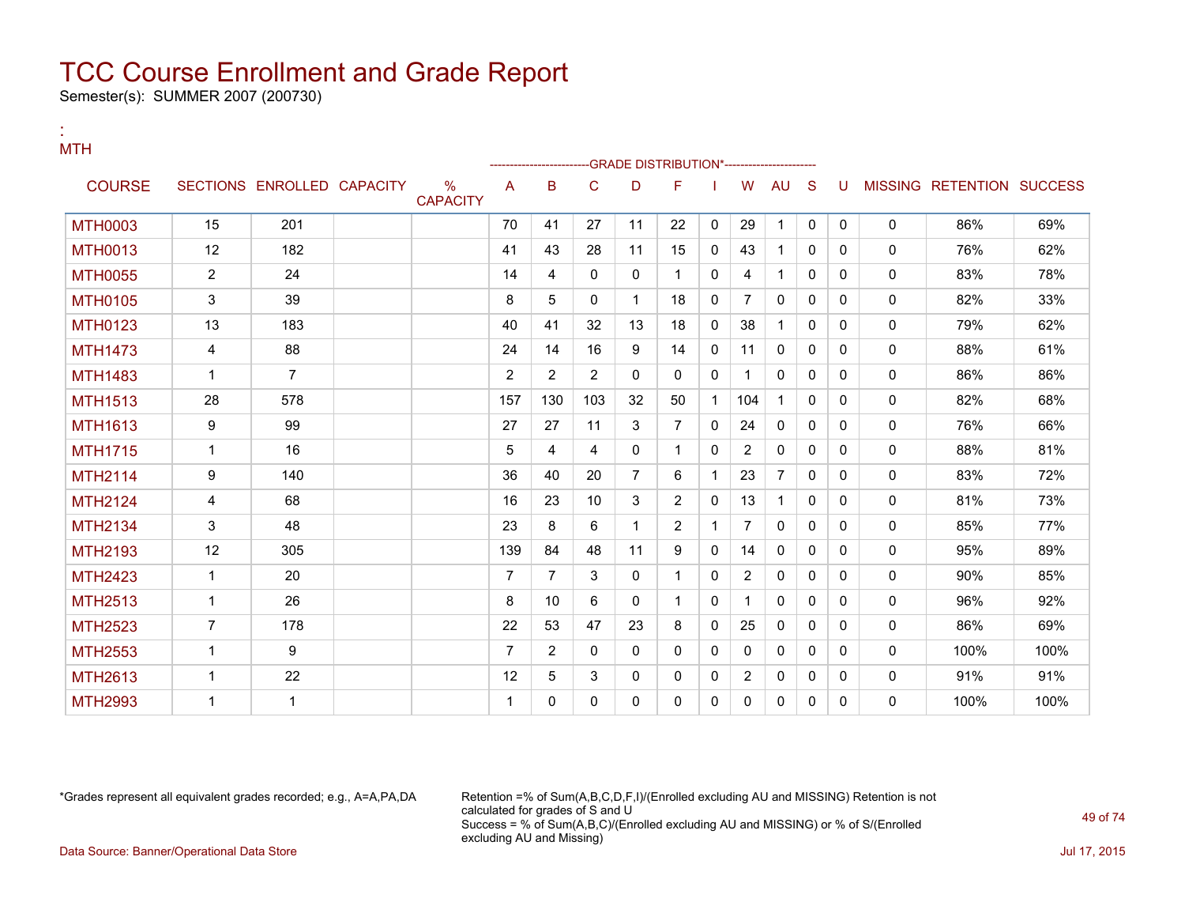# TCC Course Enrollment and Grade Report

Semester(s): SUMMER 2007 (200730)

:
MTH

| COURSE | SECTIONS | ENROLLED | CAPACITY | % CAPACITY | A | B | C | D | F | I | W | AU | S | U | MISSING | RETENTION | SUCCESS |
|---|---|---|---|---|---|---|---|---|---|---|---|---|---|---|---|---|---|
| | | | | | GRADE DISTRIBUTION* | | | | | | | | | | | | |
| MTH0003 | 15 | 201 | | | 70 | 41 | 27 | 11 | 22 | 0 | 29 | 1 | 0 | 0 | 0 | 86% | 69% |
| MTH0013 | 12 | 182 | | | 41 | 43 | 28 | 11 | 15 | 0 | 43 | 1 | 0 | 0 | 0 | 76% | 62% |
| MTH0055 | 2 | 24 | | | 14 | 4 | 0 | 0 | 1 | 0 | 4 | 1 | 0 | 0 | 0 | 83% | 78% |
| MTH0105 | 3 | 39 | | | 8 | 5 | 0 | 1 | 18 | 0 | 7 | 0 | 0 | 0 | 0 | 82% | 33% |
| MTH0123 | 13 | 183 | | | 40 | 41 | 32 | 13 | 18 | 0 | 38 | 1 | 0 | 0 | 0 | 79% | 62% |
| MTH1473 | 4 | 88 | | | 24 | 14 | 16 | 9 | 14 | 0 | 11 | 0 | 0 | 0 | 0 | 88% | 61% |
| MTH1483 | 1 | 7 | | | 2 | 2 | 2 | 0 | 0 | 0 | 1 | 0 | 0 | 0 | 0 | 86% | 86% |
| MTH1513 | 28 | 578 | | | 157 | 130 | 103 | 32 | 50 | 1 | 104 | 1 | 0 | 0 | 0 | 82% | 68% |
| MTH1613 | 9 | 99 | | | 27 | 27 | 11 | 3 | 7 | 0 | 24 | 0 | 0 | 0 | 0 | 76% | 66% |
| MTH1715 | 1 | 16 | | | 5 | 4 | 4 | 0 | 1 | 0 | 2 | 0 | 0 | 0 | 0 | 88% | 81% |
| MTH2114 | 9 | 140 | | | 36 | 40 | 20 | 7 | 6 | 1 | 23 | 7 | 0 | 0 | 0 | 83% | 72% |
| MTH2124 | 4 | 68 | | | 16 | 23 | 10 | 3 | 2 | 0 | 13 | 1 | 0 | 0 | 0 | 81% | 73% |
| MTH2134 | 3 | 48 | | | 23 | 8 | 6 | 1 | 2 | 1 | 7 | 0 | 0 | 0 | 0 | 85% | 77% |
| MTH2193 | 12 | 305 | | | 139 | 84 | 48 | 11 | 9 | 0 | 14 | 0 | 0 | 0 | 0 | 95% | 89% |
| MTH2423 | 1 | 20 | | | 7 | 7 | 3 | 0 | 1 | 0 | 2 | 0 | 0 | 0 | 0 | 90% | 85% |
| MTH2513 | 1 | 26 | | | 8 | 10 | 6 | 0 | 1 | 0 | 1 | 0 | 0 | 0 | 0 | 96% | 92% |
| MTH2523 | 7 | 178 | | | 22 | 53 | 47 | 23 | 8 | 0 | 25 | 0 | 0 | 0 | 0 | 86% | 69% |
| MTH2553 | 1 | 9 | | | 7 | 2 | 0 | 0 | 0 | 0 | 0 | 0 | 0 | 0 | 0 | 100% | 100% |
| MTH2613 | 1 | 22 | | | 12 | 5 | 3 | 0 | 0 | 0 | 2 | 0 | 0 | 0 | 0 | 91% | 91% |
| MTH2993 | 1 | 1 | | | 1 | 0 | 0 | 0 | 0 | 0 | 0 | 0 | 0 | 0 | 0 | 100% | 100% |

*Grades represent all equivalent grades recorded; e.g., A=A,PA,DA

Retention =% of Sum(A,B,C,D,F,I)/(Enrolled excluding AU and MISSING) Retention is not calculated for grades of S and U
Success = % of Sum(A,B,C)/(Enrolled excluding AU and MISSING) or % of S/(Enrolled excluding AU and Missing)

Data Source: Banner/Operational Data Store

Jul 17, 2015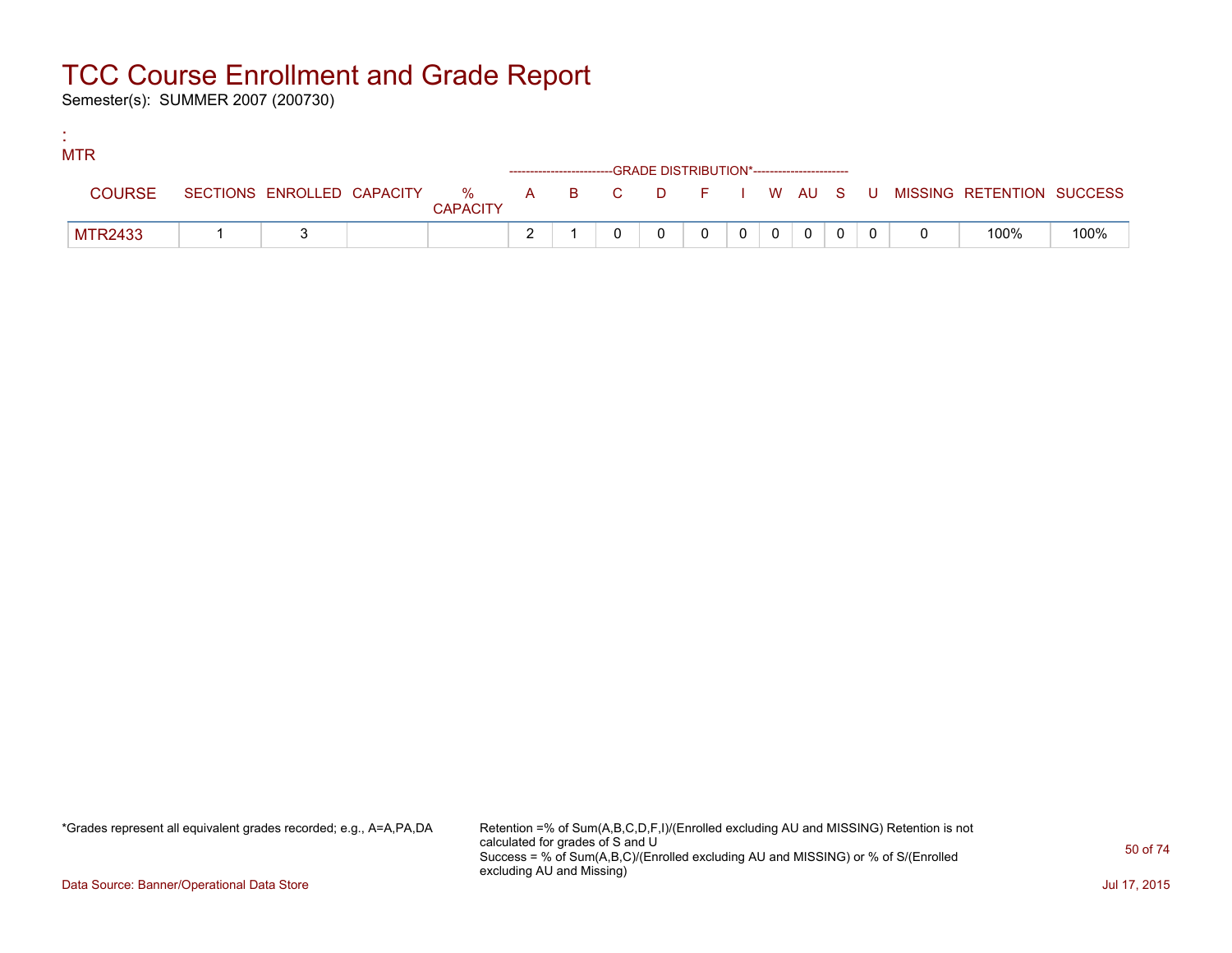# TCC Course Enrollment and Grade Report

Semester(s): SUMMER 2007 (200730)

:
MTR

| COURSE | SECTIONS | ENROLLED | CAPACITY | % CAPACITY | A | B | C | D | F | I | W | AU | S | U | MISSING | RETENTION | SUCCESS |
|---|---|---|---|---|---|---|---|---|---|---|---|---|---|---|---|---|---|
| | | | | | GRADE DISTRIBUTION* | | | | | | | | | | | | |
| MTR2433 | 1 | 3 | | | 2 | 1 | 0 | 0 | 0 | 0 | 0 | 0 | 0 | 0 | 0 | 100% | 100% |

*Grades represent all equivalent grades recorded; e.g., A=A,PA,DA

Retention =% of Sum(A,B,C,D,F,I)/(Enrolled excluding AU and MISSING) Retention is not calculated for grades of S and U
Success = % of Sum(A,B,C)/(Enrolled excluding AU and MISSING) or % of S/(Enrolled excluding AU and Missing)

Data Source: Banner/Operational Data Store

Jul 17, 2015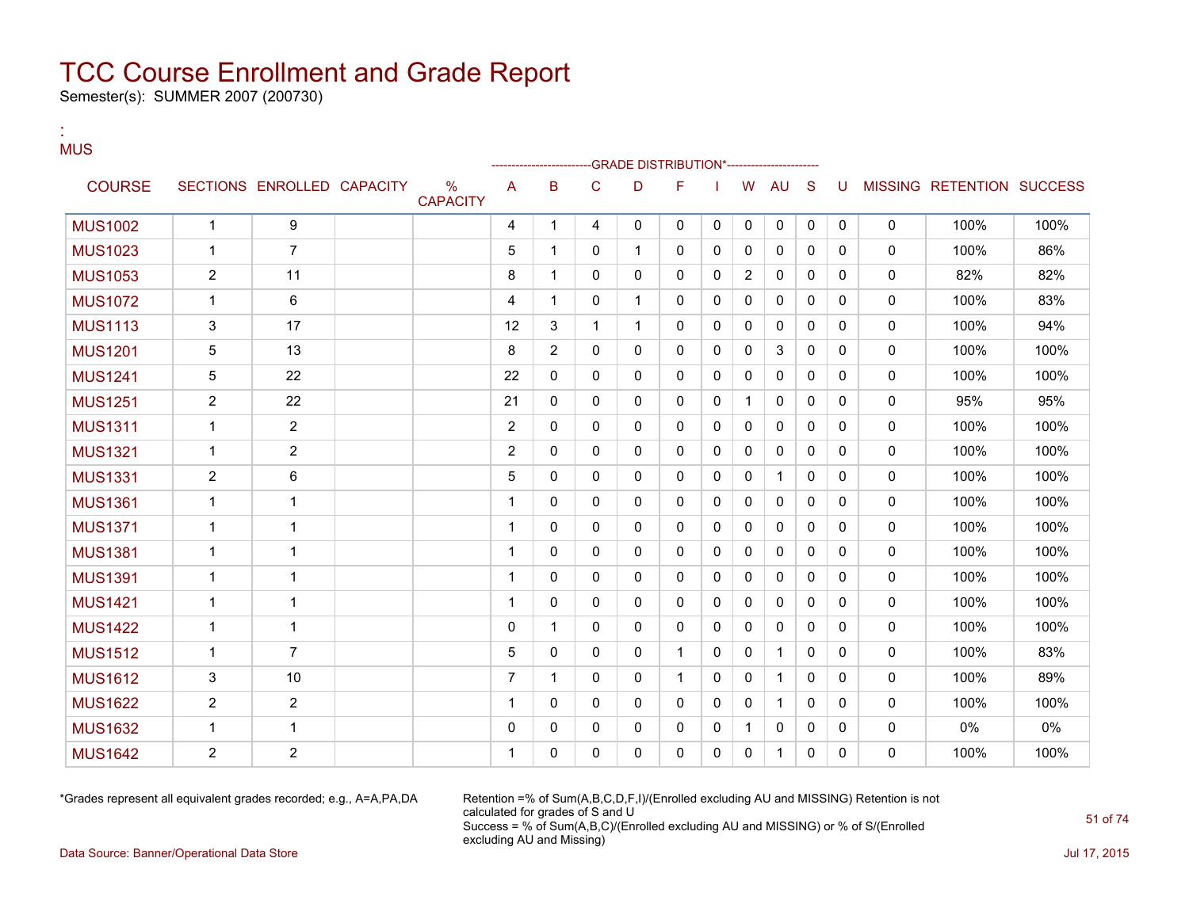# TCC Course Enrollment and Grade Report

Semester(s): SUMMER 2007 (200730)

:
MUS

| COURSE | SECTIONS | ENROLLED | CAPACITY | % CAPACITY | A | B | C | D | F | I | W | AU | S | U | MISSING | RETENTION | SUCCESS |
|---|---|---|---|---|---|---|---|---|---|---|---|---|---|---|---|---|---|
| MUS1002 | 1 | 9 | | | 4 | 1 | 4 | 0 | 0 | 0 | 0 | 0 | 0 | 0 | 0 | 100% | 100% |
| MUS1023 | 1 | 7 | | | 5 | 1 | 0 | 1 | 0 | 0 | 0 | 0 | 0 | 0 | 0 | 100% | 86% |
| MUS1053 | 2 | 11 | | | 8 | 1 | 0 | 0 | 0 | 0 | 2 | 0 | 0 | 0 | 0 | 82% | 82% |
| MUS1072 | 1 | 6 | | | 4 | 1 | 0 | 1 | 0 | 0 | 0 | 0 | 0 | 0 | 0 | 100% | 83% |
| MUS1113 | 3 | 17 | | | 12 | 3 | 1 | 1 | 0 | 0 | 0 | 0 | 0 | 0 | 0 | 100% | 94% |
| MUS1201 | 5 | 13 | | | 8 | 2 | 0 | 0 | 0 | 0 | 0 | 3 | 0 | 0 | 0 | 100% | 100% |
| MUS1241 | 5 | 22 | | | 22 | 0 | 0 | 0 | 0 | 0 | 0 | 0 | 0 | 0 | 0 | 100% | 100% |
| MUS1251 | 2 | 22 | | | 21 | 0 | 0 | 0 | 0 | 0 | 1 | 0 | 0 | 0 | 0 | 95% | 95% |
| MUS1311 | 1 | 2 | | | 2 | 0 | 0 | 0 | 0 | 0 | 0 | 0 | 0 | 0 | 0 | 100% | 100% |
| MUS1321 | 1 | 2 | | | 2 | 0 | 0 | 0 | 0 | 0 | 0 | 0 | 0 | 0 | 0 | 100% | 100% |
| MUS1331 | 2 | 6 | | | 5 | 0 | 0 | 0 | 0 | 0 | 0 | 1 | 0 | 0 | 0 | 100% | 100% |
| MUS1361 | 1 | 1 | | | 1 | 0 | 0 | 0 | 0 | 0 | 0 | 0 | 0 | 0 | 0 | 100% | 100% |
| MUS1371 | 1 | 1 | | | 1 | 0 | 0 | 0 | 0 | 0 | 0 | 0 | 0 | 0 | 0 | 100% | 100% |
| MUS1381 | 1 | 1 | | | 1 | 0 | 0 | 0 | 0 | 0 | 0 | 0 | 0 | 0 | 0 | 100% | 100% |
| MUS1391 | 1 | 1 | | | 1 | 0 | 0 | 0 | 0 | 0 | 0 | 0 | 0 | 0 | 0 | 100% | 100% |
| MUS1421 | 1 | 1 | | | 1 | 0 | 0 | 0 | 0 | 0 | 0 | 0 | 0 | 0 | 0 | 100% | 100% |
| MUS1422 | 1 | 1 | | | 0 | 1 | 0 | 0 | 0 | 0 | 0 | 0 | 0 | 0 | 0 | 100% | 100% |
| MUS1512 | 1 | 7 | | | 5 | 0 | 0 | 0 | 1 | 0 | 0 | 1 | 0 | 0 | 0 | 100% | 83% |
| MUS1612 | 3 | 10 | | | 7 | 1 | 0 | 0 | 1 | 0 | 0 | 1 | 0 | 0 | 0 | 100% | 89% |
| MUS1622 | 2 | 2 | | | 1 | 0 | 0 | 0 | 0 | 0 | 0 | 1 | 0 | 0 | 0 | 100% | 100% |
| MUS1632 | 1 | 1 | | | 0 | 0 | 0 | 0 | 0 | 0 | 1 | 0 | 0 | 0 | 0 | 0% | 0% |
| MUS1642 | 2 | 2 | | | 1 | 0 | 0 | 0 | 0 | 0 | 0 | 1 | 0 | 0 | 0 | 100% | 100% |

*Grades represent all equivalent grades recorded; e.g., A=A,PA,DA

Retention =% of Sum(A,B,C,D,F,I)/(Enrolled excluding AU and MISSING) Retention is not calculated for grades of S and U
Success = % of Sum(A,B,C)/(Enrolled excluding AU and MISSING) or % of S/(Enrolled excluding AU and Missing)

Data Source: Banner/Operational Data Store

Jul 17, 2015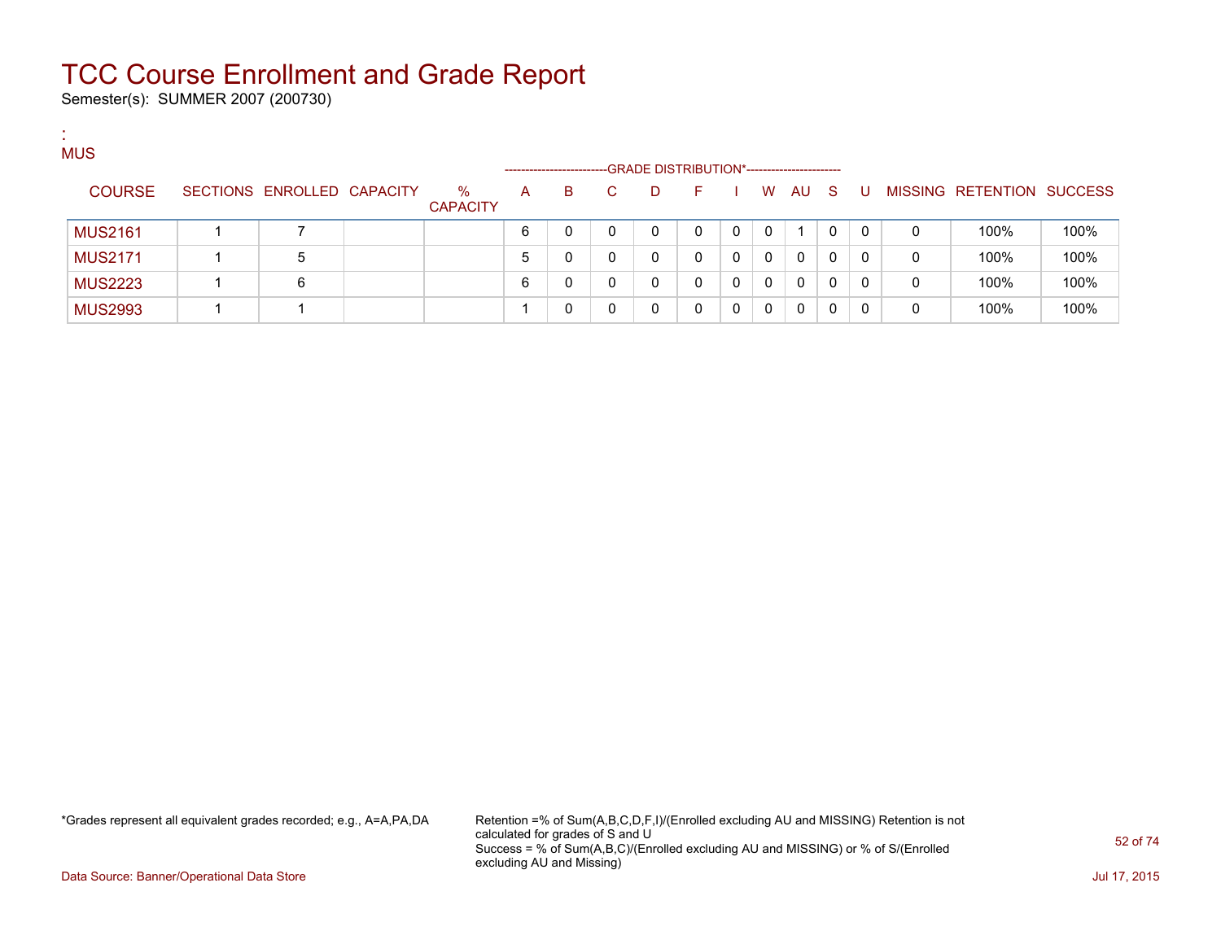# TCC Course Enrollment and Grade Report

Semester(s): SUMMER 2007 (200730)

:
MUS

| COURSE | SECTIONS | ENROLLED | CAPACITY | % CAPACITY | A | B | C | D | F | I | W | AU | S | U | MISSING | RETENTION | SUCCESS |
|---|---|---|---|---|---|---|---|---|---|---|---|---|---|---|---|---|---|
| | | | | | GRADE DISTRIBUTION* | | | | | | | | | | | | |
| MUS2161 | 1 | 7 | | | 6 | 0 | 0 | 0 | 0 | 0 | 0 | 1 | 0 | 0 | 0 | 100% | 100% |
| MUS2171 | 1 | 5 | | | 5 | 0 | 0 | 0 | 0 | 0 | 0 | 0 | 0 | 0 | 0 | 100% | 100% |
| MUS2223 | 1 | 6 | | | 6 | 0 | 0 | 0 | 0 | 0 | 0 | 0 | 0 | 0 | 0 | 100% | 100% |
| MUS2993 | 1 | 1 | | | 1 | 0 | 0 | 0 | 0 | 0 | 0 | 0 | 0 | 0 | 0 | 100% | 100% |

*Grades represent all equivalent grades recorded; e.g., A=A,PA,DA

Retention =% of Sum(A,B,C,D,F,I)/(Enrolled excluding AU and MISSING) Retention is not calculated for grades of S and U
Success = % of Sum(A,B,C)/(Enrolled excluding AU and MISSING) or % of S/(Enrolled excluding AU and Missing)

Data Source: Banner/Operational Data Store

Jul 17, 2015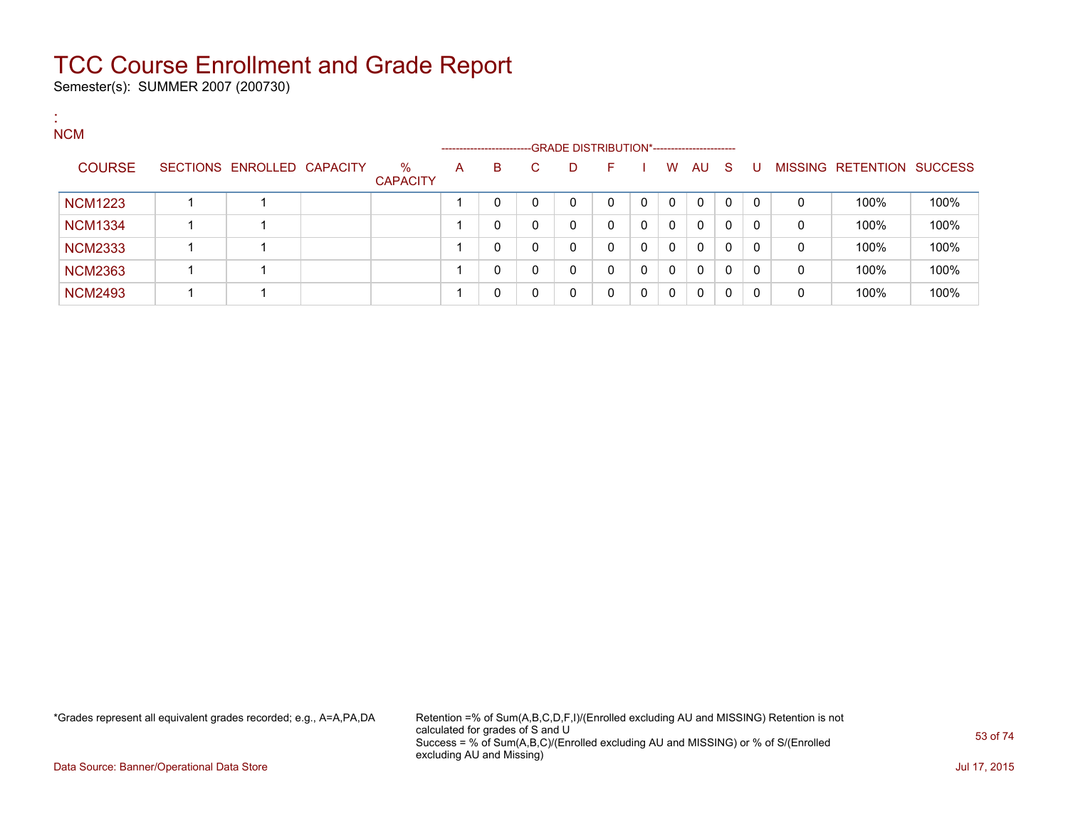# TCC Course Enrollment and Grade Report

Semester(s): SUMMER 2007 (200730)

:
NCM

| COURSE | SECTIONS | ENROLLED | CAPACITY | % CAPACITY | A | B | C | D | F | I | W | AU | S | U | MISSING | RETENTION | SUCCESS |
|---|---|---|---|---|---|---|---|---|---|---|---|---|---|---|---|---|---|
| | | | | | GRADE DISTRIBUTION* | | | | | | | | | | | | |
| NCM1223 | 1 | 1 | | | 1 | 0 | 0 | 0 | 0 | 0 | 0 | 0 | 0 | 0 | 0 | 100% | 100% |
| NCM1334 | 1 | 1 | | | 1 | 0 | 0 | 0 | 0 | 0 | 0 | 0 | 0 | 0 | 0 | 100% | 100% |
| NCM2333 | 1 | 1 | | | 1 | 0 | 0 | 0 | 0 | 0 | 0 | 0 | 0 | 0 | 0 | 100% | 100% |
| NCM2363 | 1 | 1 | | | 1 | 0 | 0 | 0 | 0 | 0 | 0 | 0 | 0 | 0 | 0 | 100% | 100% |
| NCM2493 | 1 | 1 | | | 1 | 0 | 0 | 0 | 0 | 0 | 0 | 0 | 0 | 0 | 0 | 100% | 100% |

*Grades represent all equivalent grades recorded; e.g., A=A,PA,DA

Retention =% of Sum(A,B,C,D,F,I)/(Enrolled excluding AU and MISSING) Retention is not calculated for grades of S and U
Success = % of Sum(A,B,C)/(Enrolled excluding AU and MISSING) or % of S/(Enrolled excluding AU and Missing)

Data Source: Banner/Operational Data Store

Jul 17, 2015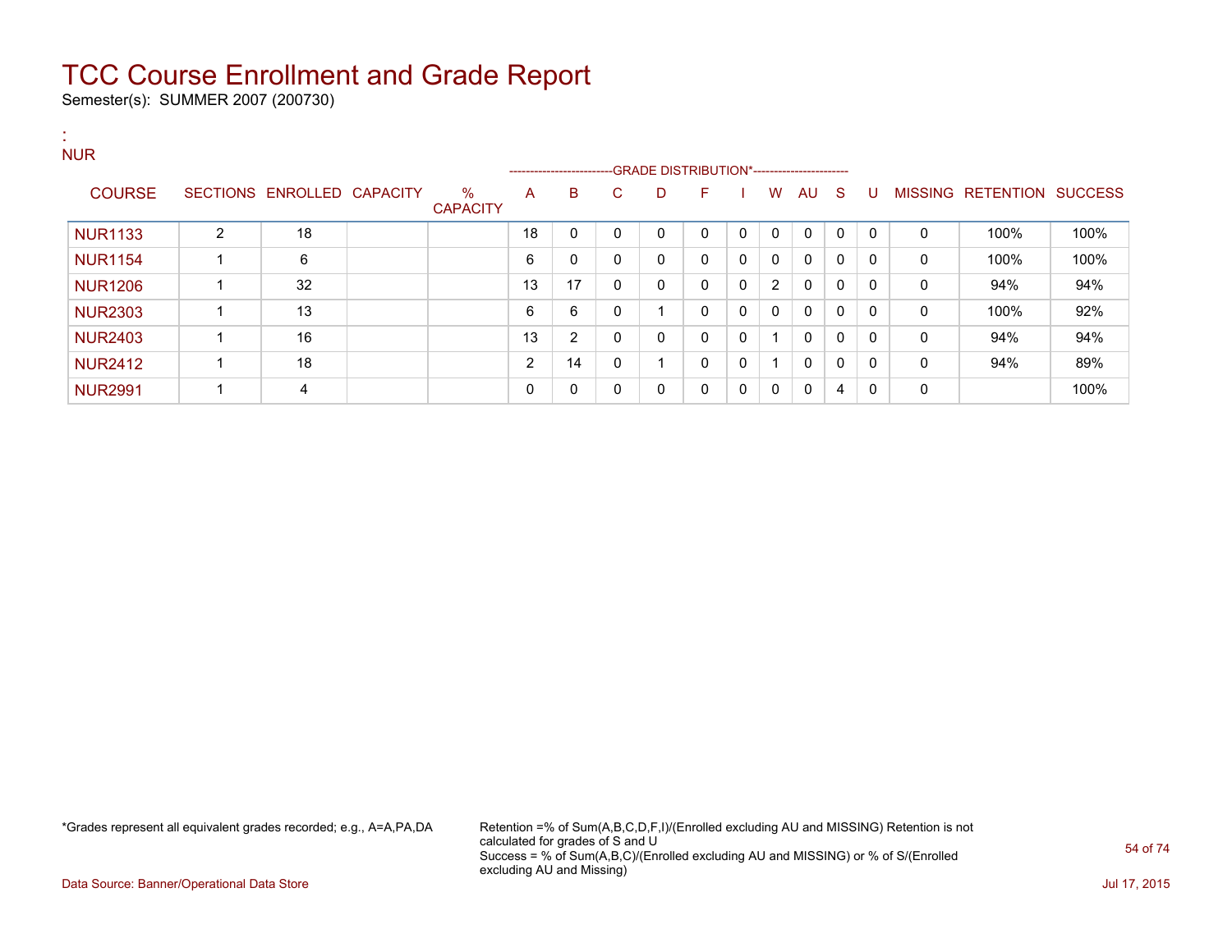# TCC Course Enrollment and Grade Report

Semester(s): SUMMER 2007 (200730)

:
NUR

| COURSE | SECTIONS | ENROLLED | CAPACITY | % CAPACITY | A | B | C | D | F | I | W | AU | S | U | MISSING | RETENTION | SUCCESS |
|---|---|---|---|---|---|---|---|---|---|---|---|---|---|---|---|---|---|
| | | | | | GRADE DISTRIBUTION* | | | | | | | | | | | | |
| NUR1133 | 2 | 18 | | | 18 | 0 | 0 | 0 | 0 | 0 | 0 | 0 | 0 | 0 | 0 | 100% | 100% |
| NUR1154 | 1 | 6 | | | 6 | 0 | 0 | 0 | 0 | 0 | 0 | 0 | 0 | 0 | 0 | 100% | 100% |
| NUR1206 | 1 | 32 | | | 13 | 17 | 0 | 0 | 0 | 0 | 2 | 0 | 0 | 0 | 0 | 94% | 94% |
| NUR2303 | 1 | 13 | | | 6 | 6 | 0 | 1 | 0 | 0 | 0 | 0 | 0 | 0 | 0 | 100% | 92% |
| NUR2403 | 1 | 16 | | | 13 | 2 | 0 | 0 | 0 | 0 | 1 | 0 | 0 | 0 | 0 | 94% | 94% |
| NUR2412 | 1 | 18 | | | 2 | 14 | 0 | 1 | 0 | 0 | 1 | 0 | 0 | 0 | 0 | 94% | 89% |
| NUR2991 | 1 | 4 | | | 0 | 0 | 0 | 0 | 0 | 0 | 0 | 0 | 4 | 0 | 0 | | 100% |

*Grades represent all equivalent grades recorded; e.g., A=A,PA,DA

Retention =% of Sum(A,B,C,D,F,I)/(Enrolled excluding AU and MISSING) Retention is not calculated for grades of S and U
Success = % of Sum(A,B,C)/(Enrolled excluding AU and MISSING) or % of S/(Enrolled excluding AU and Missing)

Data Source: Banner/Operational Data Store

Jul 17, 2015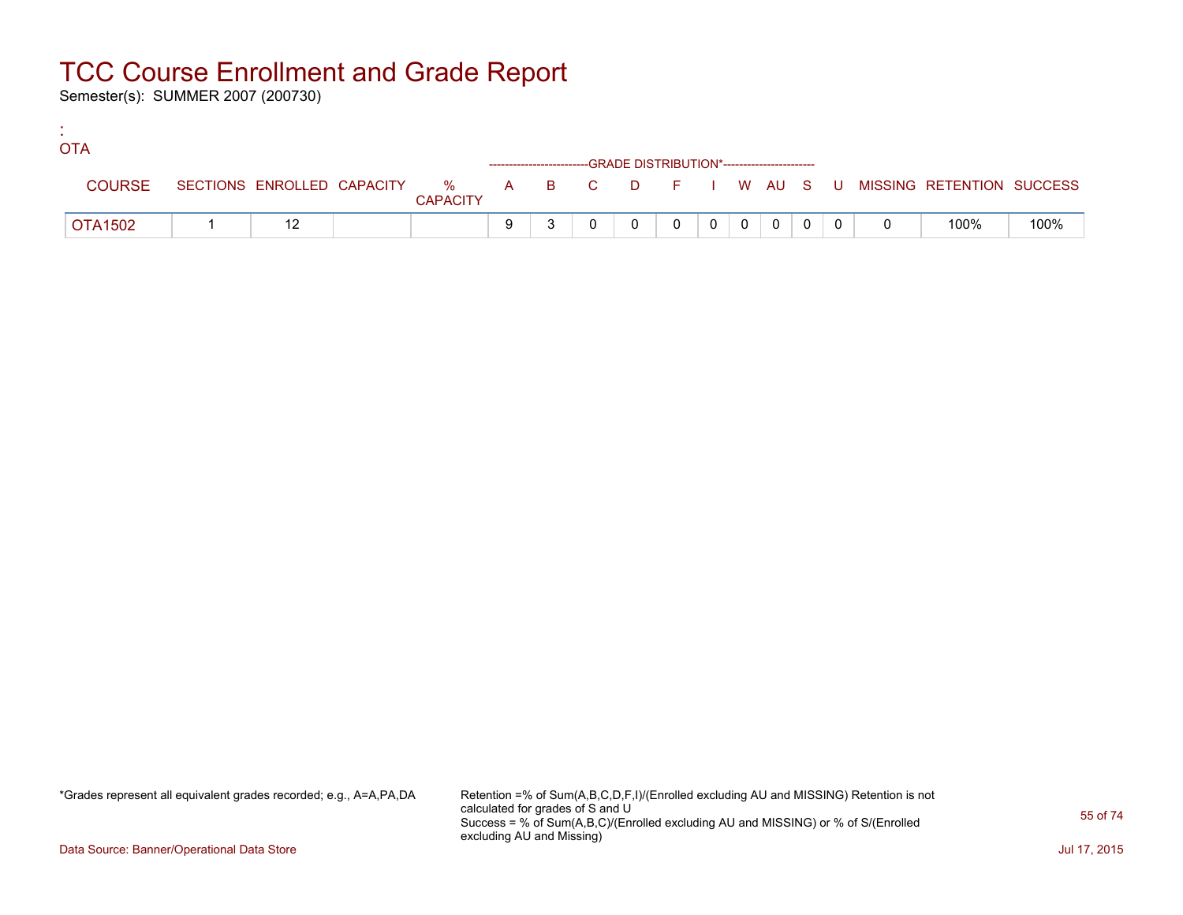# TCC Course Enrollment and Grade Report

Semester(s): SUMMER 2007 (200730)

:
OTA

| COURSE | SECTIONS | ENROLLED | CAPACITY | % CAPACITY | A | B | C | D | F | I | W | AU | S | U | MISSING | RETENTION | SUCCESS |
|---|---|---|---|---|---|---|---|---|---|---|---|---|---|---|---|---|---|
| | | | | | GRADE DISTRIBUTION* | | | | | | | | | | | | |
| OTA1502 | 1 | 12 | | | 9 | 3 | 0 | 0 | 0 | 0 | 0 | 0 | 0 | 0 | 0 | 100% | 100% |

*Grades represent all equivalent grades recorded; e.g., A=A,PA,DA

Retention =% of Sum(A,B,C,D,F,I)/(Enrolled excluding AU and MISSING) Retention is not calculated for grades of S and U
Success = % of Sum(A,B,C)/(Enrolled excluding AU and MISSING) or % of S/(Enrolled excluding AU and Missing)

Data Source: Banner/Operational Data Store

Jul 17, 2015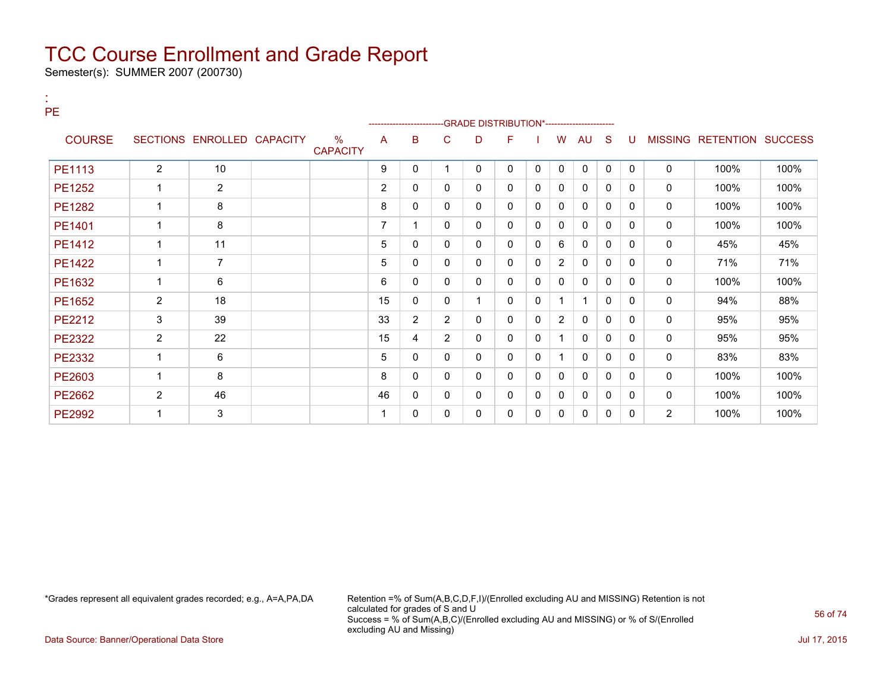# TCC Course Enrollment and Grade Report

Semester(s): SUMMER 2007 (200730)

:
PE

| COURSE | SECTIONS | ENROLLED | CAPACITY | % CAPACITY | A | B | C | D | F | I | W | AU | S | U | MISSING | RETENTION | SUCCESS |
|---|---|---|---|---|---|---|---|---|---|---|---|---|---|---|---|---|---|
| | | | | | GRADE DISTRIBUTION* | | | | | | | | | | | | |
| PE1113 | 2 | 10 | | | 9 | 0 | 1 | 0 | 0 | 0 | 0 | 0 | 0 | 0 | 0 | 100% | 100% |
| PE1252 | 1 | 2 | | | 2 | 0 | 0 | 0 | 0 | 0 | 0 | 0 | 0 | 0 | 0 | 100% | 100% |
| PE1282 | 1 | 8 | | | 8 | 0 | 0 | 0 | 0 | 0 | 0 | 0 | 0 | 0 | 0 | 100% | 100% |
| PE1401 | 1 | 8 | | | 7 | 1 | 0 | 0 | 0 | 0 | 0 | 0 | 0 | 0 | 0 | 100% | 100% |
| PE1412 | 1 | 11 | | | 5 | 0 | 0 | 0 | 0 | 0 | 6 | 0 | 0 | 0 | 0 | 45% | 45% |
| PE1422 | 1 | 7 | | | 5 | 0 | 0 | 0 | 0 | 0 | 2 | 0 | 0 | 0 | 0 | 71% | 71% |
| PE1632 | 1 | 6 | | | 6 | 0 | 0 | 0 | 0 | 0 | 0 | 0 | 0 | 0 | 0 | 100% | 100% |
| PE1652 | 2 | 18 | | | 15 | 0 | 0 | 1 | 0 | 0 | 1 | 1 | 0 | 0 | 0 | 94% | 88% |
| PE2212 | 3 | 39 | | | 33 | 2 | 2 | 0 | 0 | 0 | 2 | 0 | 0 | 0 | 0 | 95% | 95% |
| PE2322 | 2 | 22 | | | 15 | 4 | 2 | 0 | 0 | 0 | 1 | 0 | 0 | 0 | 0 | 95% | 95% |
| PE2332 | 1 | 6 | | | 5 | 0 | 0 | 0 | 0 | 0 | 1 | 0 | 0 | 0 | 0 | 83% | 83% |
| PE2603 | 1 | 8 | | | 8 | 0 | 0 | 0 | 0 | 0 | 0 | 0 | 0 | 0 | 0 | 100% | 100% |
| PE2662 | 2 | 46 | | | 46 | 0 | 0 | 0 | 0 | 0 | 0 | 0 | 0 | 0 | 0 | 100% | 100% |
| PE2992 | 1 | 3 | | | 1 | 0 | 0 | 0 | 0 | 0 | 0 | 0 | 0 | 0 | 2 | 100% | 100% |

*Grades represent all equivalent grades recorded; e.g., A=A,PA,DA

Retention =% of Sum(A,B,C,D,F,I)/(Enrolled excluding AU and MISSING) Retention is not calculated for grades of S and U
Success = % of Sum(A,B,C)/(Enrolled excluding AU and MISSING) or % of S/(Enrolled excluding AU and Missing)

Data Source: Banner/Operational Data Store

Jul 17, 2015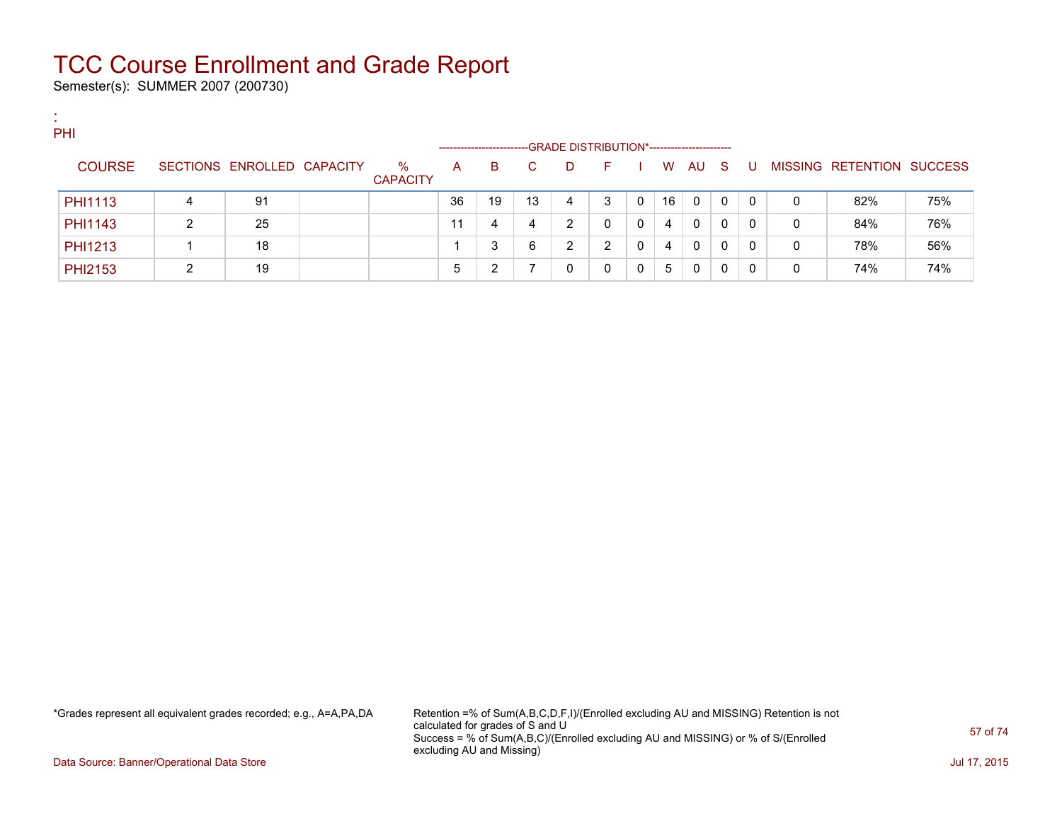# TCC Course Enrollment and Grade Report

Semester(s): SUMMER 2007 (200730)

:
PHI

| COURSE | SECTIONS | ENROLLED | CAPACITY | % CAPACITY | A | B | C | D | F | I | W | AU | S | U | MISSING | RETENTION | SUCCESS |
|---|---|---|---|---|---|---|---|---|---|---|---|---|---|---|---|---|---|
| | | | | | GRADE DISTRIBUTION* | | | | | | | | | | | | |
| PHI1113 | 4 | 91 | | | 36 | 19 | 13 | 4 | 3 | 0 | 16 | 0 | 0 | 0 | 0 | 82% | 75% |
| PHI1143 | 2 | 25 | | | 11 | 4 | 4 | 2 | 0 | 0 | 4 | 0 | 0 | 0 | 0 | 84% | 76% |
| PHI1213 | 1 | 18 | | | 1 | 3 | 6 | 2 | 2 | 0 | 4 | 0 | 0 | 0 | 0 | 78% | 56% |
| PHI2153 | 2 | 19 | | | 5 | 2 | 7 | 0 | 0 | 0 | 5 | 0 | 0 | 0 | 0 | 74% | 74% |

*Grades represent all equivalent grades recorded; e.g., A=A,PA,DA

Retention =% of Sum(A,B,C,D,F,I)/(Enrolled excluding AU and MISSING) Retention is not calculated for grades of S and U
Success = % of Sum(A,B,C)/(Enrolled excluding AU and MISSING) or % of S/(Enrolled excluding AU and Missing)

Data Source: Banner/Operational Data Store

Jul 17, 2015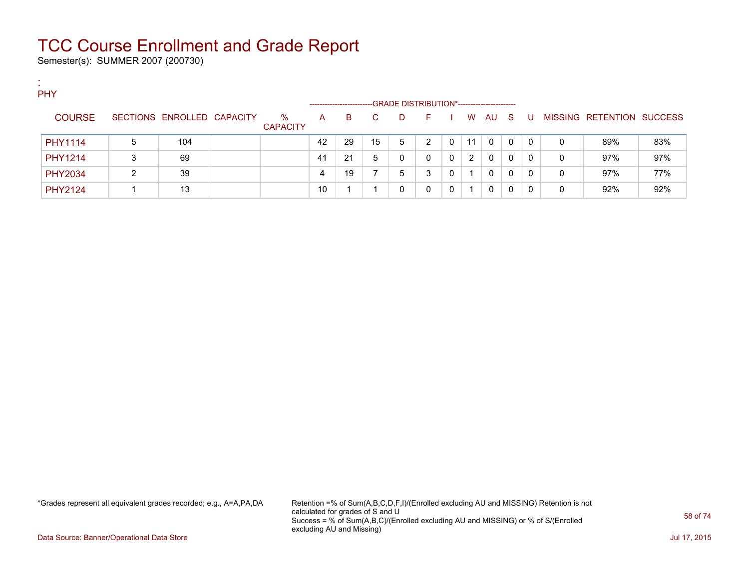# TCC Course Enrollment and Grade Report

Semester(s): SUMMER 2007 (200730)

:
PHY

| COURSE | SECTIONS | ENROLLED | CAPACITY | % CAPACITY | A | B | C | D | F | I | W | AU | S | U | MISSING | RETENTION | SUCCESS |
|---|---|---|---|---|---|---|---|---|---|---|---|---|---|---|---|---|---|
| | | | | | GRADE DISTRIBUTION* | | | | | | | | | | | | |
| PHY1114 | 5 | 104 | | | 42 | 29 | 15 | 5 | 2 | 0 | 11 | 0 | 0 | 0 | 0 | 89% | 83% |
| PHY1214 | 3 | 69 | | | 41 | 21 | 5 | 0 | 0 | 0 | 2 | 0 | 0 | 0 | 0 | 97% | 97% |
| PHY2034 | 2 | 39 | | | 4 | 19 | 7 | 5 | 3 | 0 | 1 | 0 | 0 | 0 | 0 | 97% | 77% |
| PHY2124 | 1 | 13 | | | 10 | 1 | 1 | 0 | 0 | 0 | 1 | 0 | 0 | 0 | 0 | 92% | 92% |

*Grades represent all equivalent grades recorded; e.g., A=A,PA,DA

Retention =% of Sum(A,B,C,D,F,I)/(Enrolled excluding AU and MISSING) Retention is not calculated for grades of S and U
Success = % of Sum(A,B,C)/(Enrolled excluding AU and MISSING) or % of S/(Enrolled excluding AU and Missing)

Data Source: Banner/Operational Data Store

Jul 17, 2015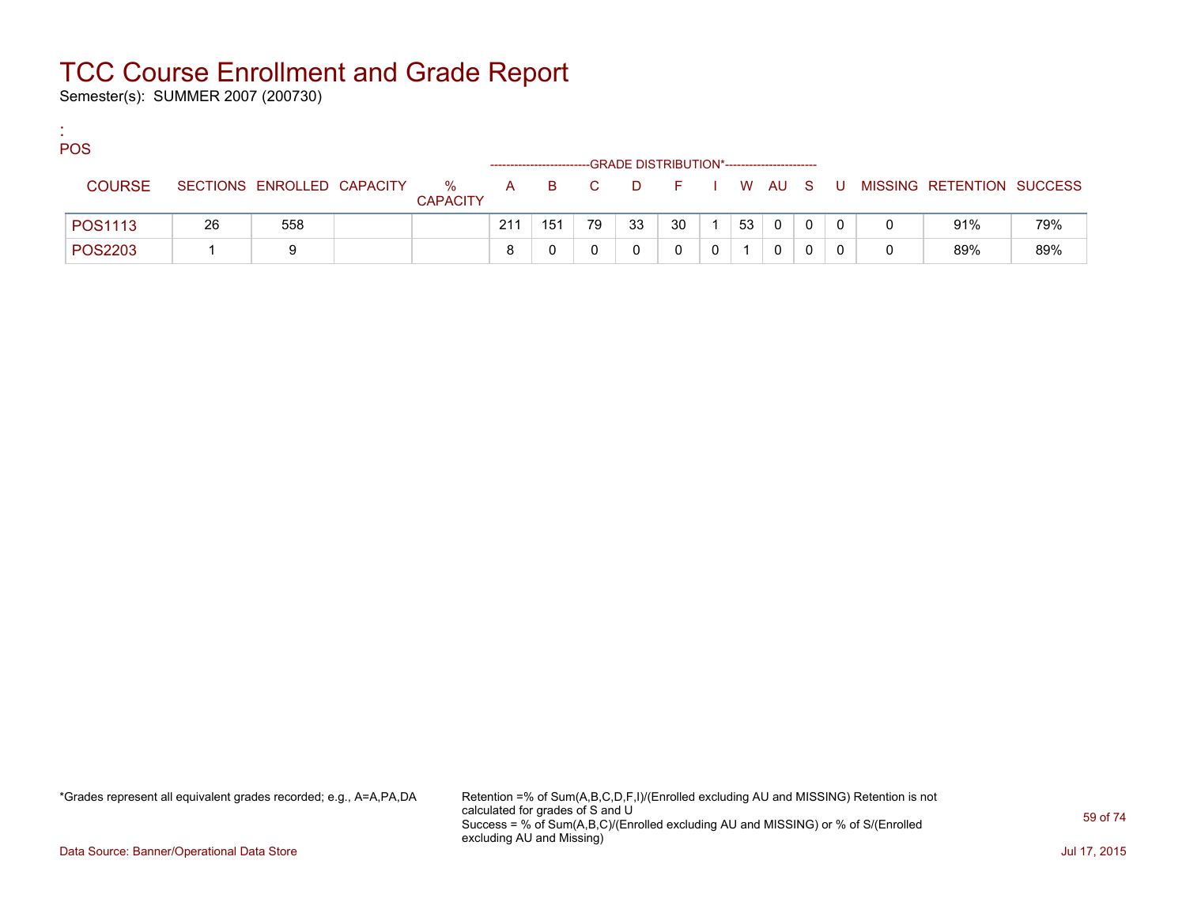# TCC Course Enrollment and Grade Report

Semester(s): SUMMER 2007 (200730)

:
POS

| COURSE | SECTIONS | ENROLLED | CAPACITY | % CAPACITY | A | B | C | D | F | I | W | AU | S | U | MISSING | RETENTION | SUCCESS |
|---|---|---|---|---|---|---|---|---|---|---|---|---|---|---|---|---|---|
| | | | | | GRADE DISTRIBUTION* | | | | | | | | | | | | |
| POS1113 | 26 | 558 | | | 211 | 151 | 79 | 33 | 30 | 1 | 53 | 0 | 0 | 0 | 0 | 91% | 79% |
| POS2203 | 1 | 9 | | | 8 | 0 | 0 | 0 | 0 | 0 | 1 | 0 | 0 | 0 | 0 | 89% | 89% |

*Grades represent all equivalent grades recorded; e.g., A=A,PA,DA

Retention =% of Sum(A,B,C,D,F,I)/(Enrolled excluding AU and MISSING) Retention is not calculated for grades of S and U
Success = % of Sum(A,B,C)/(Enrolled excluding AU and MISSING) or % of S/(Enrolled excluding AU and Missing)

Data Source: Banner/Operational Data Store

Jul 17, 2015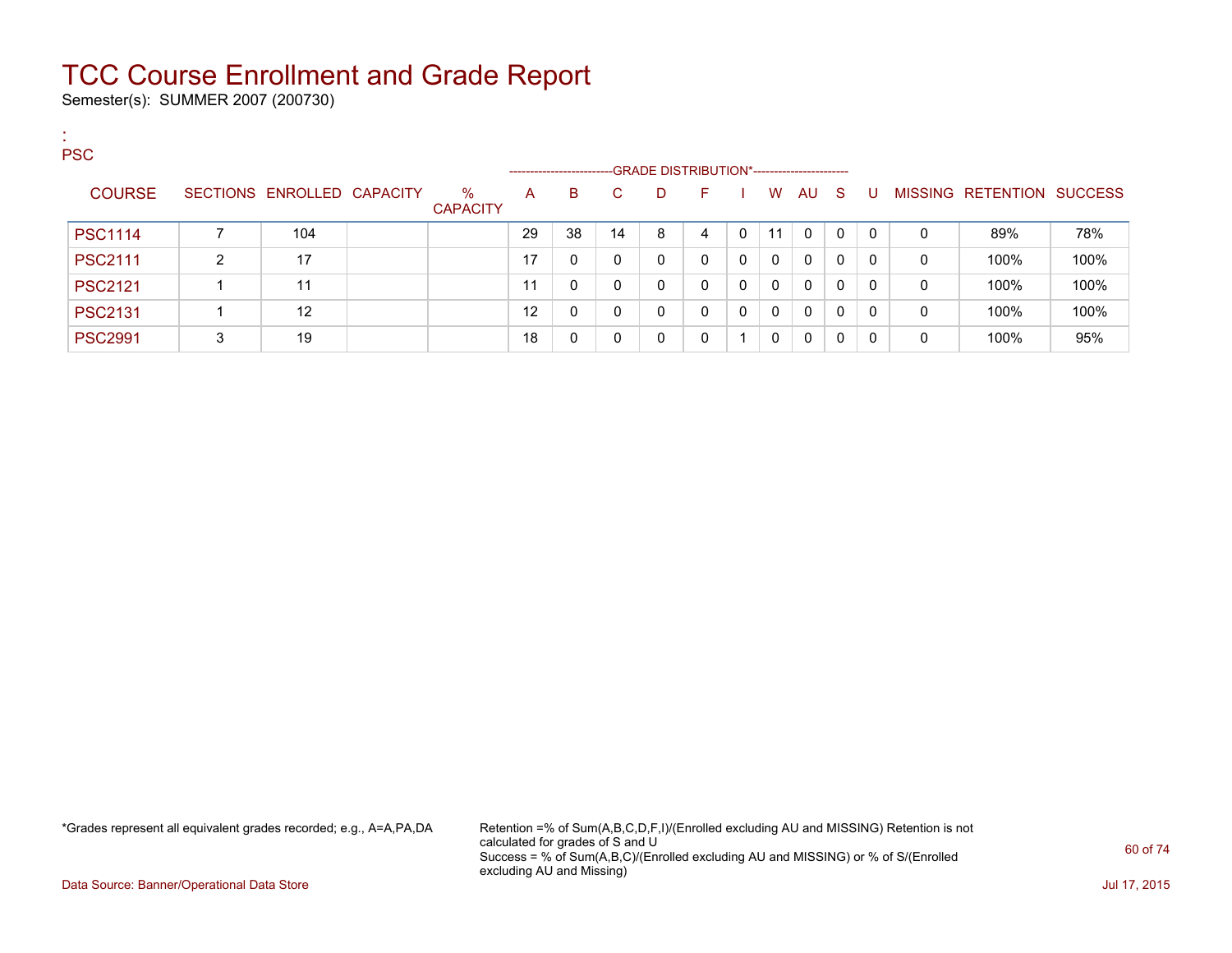# TCC Course Enrollment and Grade Report

Semester(s): SUMMER 2007 (200730)

:
PSC

| COURSE | SECTIONS | ENROLLED | CAPACITY | % CAPACITY | A | B | C | D | F | I | W | AU | S | U | MISSING | RETENTION | SUCCESS |
|---|---|---|---|---|---|---|---|---|---|---|---|---|---|---|---|---|---|
| | | | | | GRADE DISTRIBUTION* | | | | | | | | | | | | |
| PSC1114 | 7 | 104 | | | 29 | 38 | 14 | 8 | 4 | 0 | 11 | 0 | 0 | 0 | 0 | 89% | 78% |
| PSC2111 | 2 | 17 | | | 17 | 0 | 0 | 0 | 0 | 0 | 0 | 0 | 0 | 0 | 0 | 100% | 100% |
| PSC2121 | 1 | 11 | | | 11 | 0 | 0 | 0 | 0 | 0 | 0 | 0 | 0 | 0 | 0 | 100% | 100% |
| PSC2131 | 1 | 12 | | | 12 | 0 | 0 | 0 | 0 | 0 | 0 | 0 | 0 | 0 | 0 | 100% | 100% |
| PSC2991 | 3 | 19 | | | 18 | 0 | 0 | 0 | 0 | 1 | 0 | 0 | 0 | 0 | 0 | 100% | 95% |

*Grades represent all equivalent grades recorded; e.g., A=A,PA,DA

Retention =% of Sum(A,B,C,D,F,I)/(Enrolled excluding AU and MISSING) Retention is not calculated for grades of S and U
Success = % of Sum(A,B,C)/(Enrolled excluding AU and MISSING) or % of S/(Enrolled excluding AU and Missing)

Data Source: Banner/Operational Data Store

Jul 17, 2015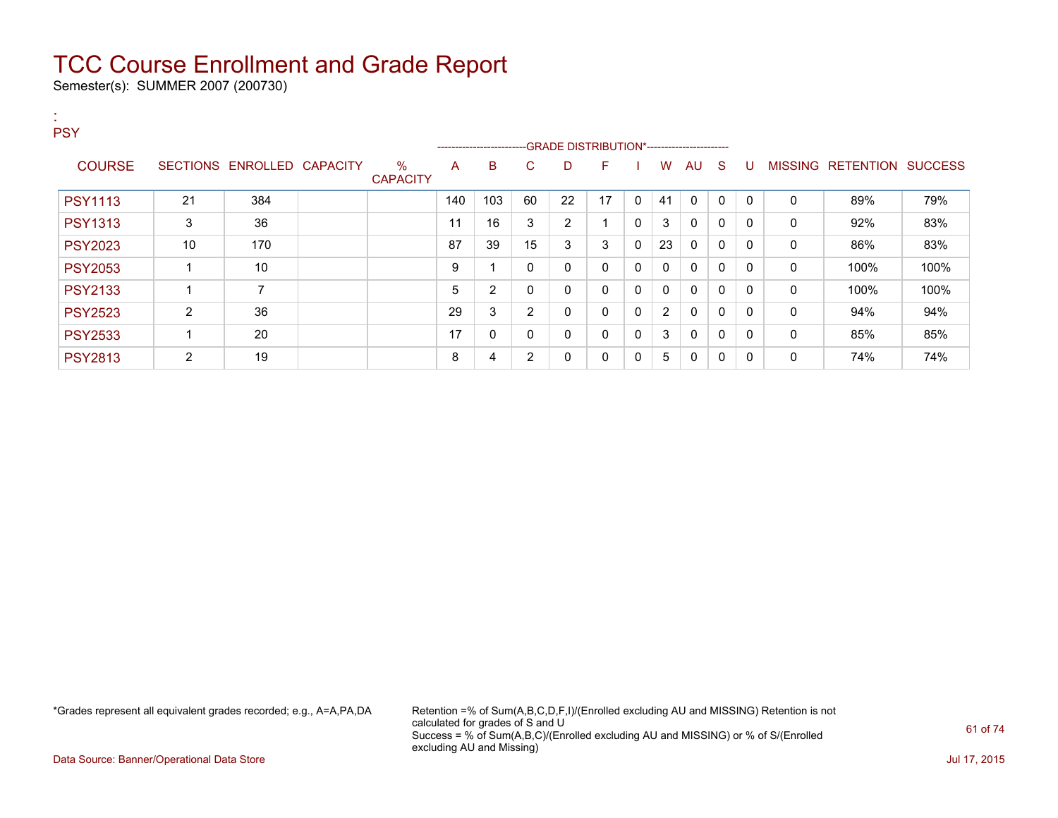# TCC Course Enrollment and Grade Report

Semester(s): SUMMER 2007 (200730)

:
PSY

| COURSE | SECTIONS | ENROLLED | CAPACITY | % CAPACITY | A | B | C | D | F | I | W | AU | S | U | MISSING | RETENTION | SUCCESS |
|---|---|---|---|---|---|---|---|---|---|---|---|---|---|---|---|---|---|
| | | | | | GRADE DISTRIBUTION* | | | | | | | | | | | | |
| PSY1113 | 21 | 384 | | | 140 | 103 | 60 | 22 | 17 | 0 | 41 | 0 | 0 | 0 | 0 | 89% | 79% |
| PSY1313 | 3 | 36 | | | 11 | 16 | 3 | 2 | 1 | 0 | 3 | 0 | 0 | 0 | 0 | 92% | 83% |
| PSY2023 | 10 | 170 | | | 87 | 39 | 15 | 3 | 3 | 0 | 23 | 0 | 0 | 0 | 0 | 86% | 83% |
| PSY2053 | 1 | 10 | | | 9 | 1 | 0 | 0 | 0 | 0 | 0 | 0 | 0 | 0 | 0 | 100% | 100% |
| PSY2133 | 1 | 7 | | | 5 | 2 | 0 | 0 | 0 | 0 | 0 | 0 | 0 | 0 | 0 | 100% | 100% |
| PSY2523 | 2 | 36 | | | 29 | 3 | 2 | 0 | 0 | 0 | 2 | 0 | 0 | 0 | 0 | 94% | 94% |
| PSY2533 | 1 | 20 | | | 17 | 0 | 0 | 0 | 0 | 0 | 3 | 0 | 0 | 0 | 0 | 85% | 85% |
| PSY2813 | 2 | 19 | | | 8 | 4 | 2 | 0 | 0 | 0 | 5 | 0 | 0 | 0 | 0 | 74% | 74% |

*Grades represent all equivalent grades recorded; e.g., A=A,PA,DA

Retention =% of Sum(A,B,C,D,F,I)/(Enrolled excluding AU and MISSING) Retention is not calculated for grades of S and U
Success = % of Sum(A,B,C)/(Enrolled excluding AU and MISSING) or % of S/(Enrolled excluding AU and Missing)

Data Source: Banner/Operational Data Store

Jul 17, 2015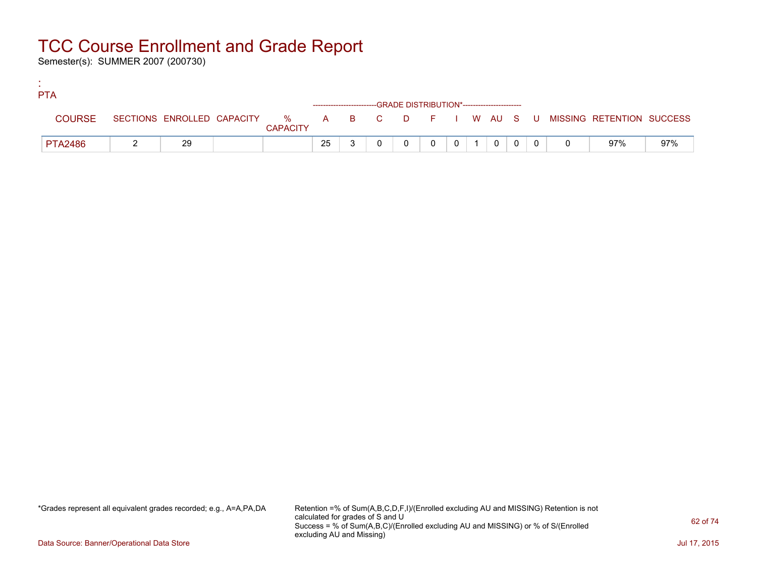# TCC Course Enrollment and Grade Report

Semester(s): SUMMER 2007 (200730)

:
PTA

| COURSE | SECTIONS | ENROLLED | CAPACITY | % CAPACITY | A | B | C | D | F | I | W | AU | S | U | MISSING | RETENTION | SUCCESS |
|---|---|---|---|---|---|---|---|---|---|---|---|---|---|---|---|---|---|
| | | | | | GRADE DISTRIBUTION* | | | | | | | | | | | | |
| PTA2486 | 2 | 29 | | | 25 | 3 | 0 | 0 | 0 | 0 | 1 | 0 | 0 | 0 | 0 | 97% | 97% |

*Grades represent all equivalent grades recorded; e.g., A=A,PA,DA

Retention =% of Sum(A,B,C,D,F,I)/(Enrolled excluding AU and MISSING) Retention is not calculated for grades of S and U
Success = % of Sum(A,B,C)/(Enrolled excluding AU and MISSING) or % of S/(Enrolled excluding AU and Missing)

Data Source: Banner/Operational Data Store

Jul 17, 2015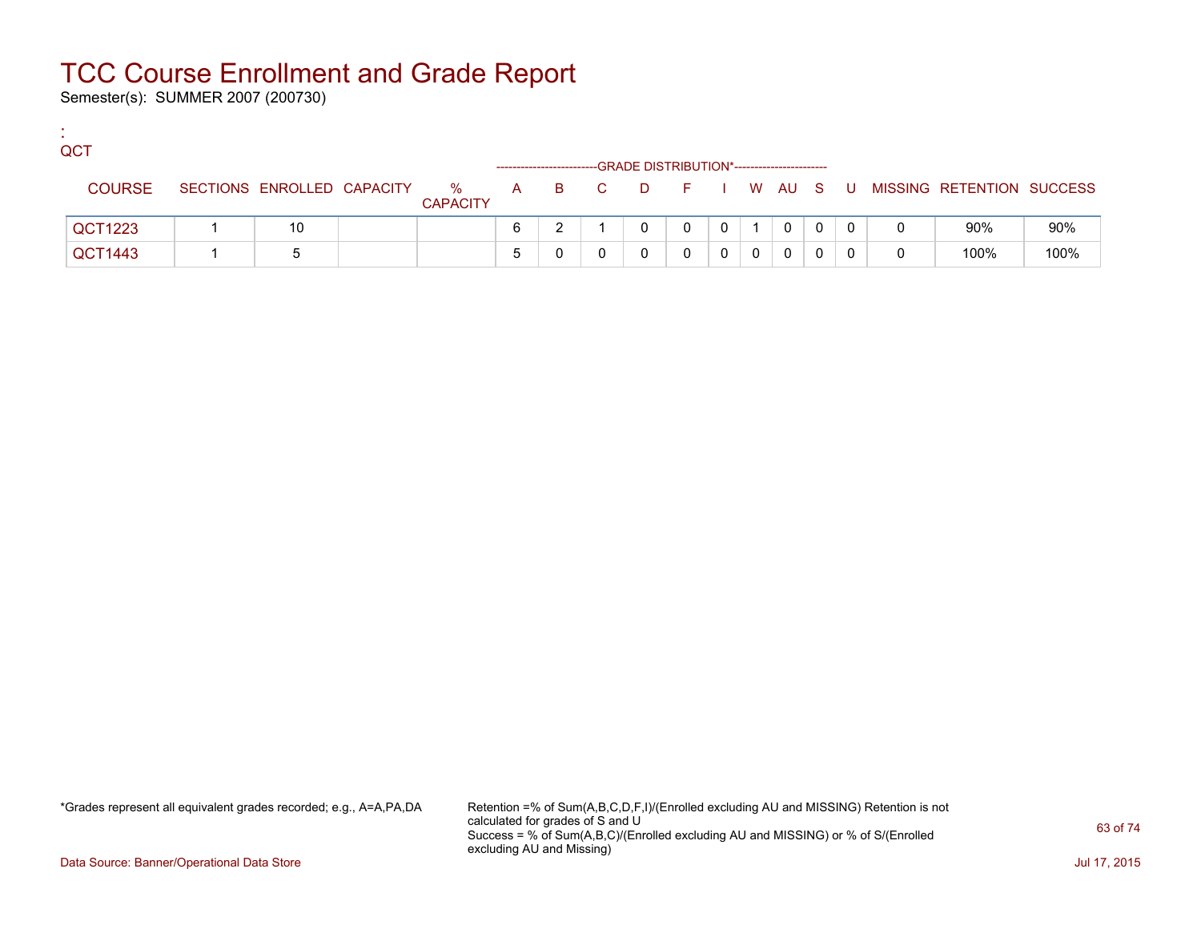# TCC Course Enrollment and Grade Report

Semester(s): SUMMER 2007 (200730)

:
QCT

| COURSE | SECTIONS | ENROLLED | CAPACITY | % CAPACITY | A | B | C | D | F | I | W | AU | S | U | MISSING | RETENTION | SUCCESS |
|---|---|---|---|---|---|---|---|---|---|---|---|---|---|---|---|---|---|
| | | | | | GRADE DISTRIBUTION* | | | | | | | | | | | | |
| QCT1223 | 1 | 10 | | | 6 | 2 | 1 | 0 | 0 | 0 | 1 | 0 | 0 | 0 | 0 | 90% | 90% |
| QCT1443 | 1 | 5 | | | 5 | 0 | 0 | 0 | 0 | 0 | 0 | 0 | 0 | 0 | 0 | 100% | 100% |

*Grades represent all equivalent grades recorded; e.g., A=A,PA,DA

Retention =% of Sum(A,B,C,D,F,I)/(Enrolled excluding AU and MISSING) Retention is not calculated for grades of S and U
Success = % of Sum(A,B,C)/(Enrolled excluding AU and MISSING) or % of S/(Enrolled excluding AU and Missing)

Data Source: Banner/Operational Data Store

Jul 17, 2015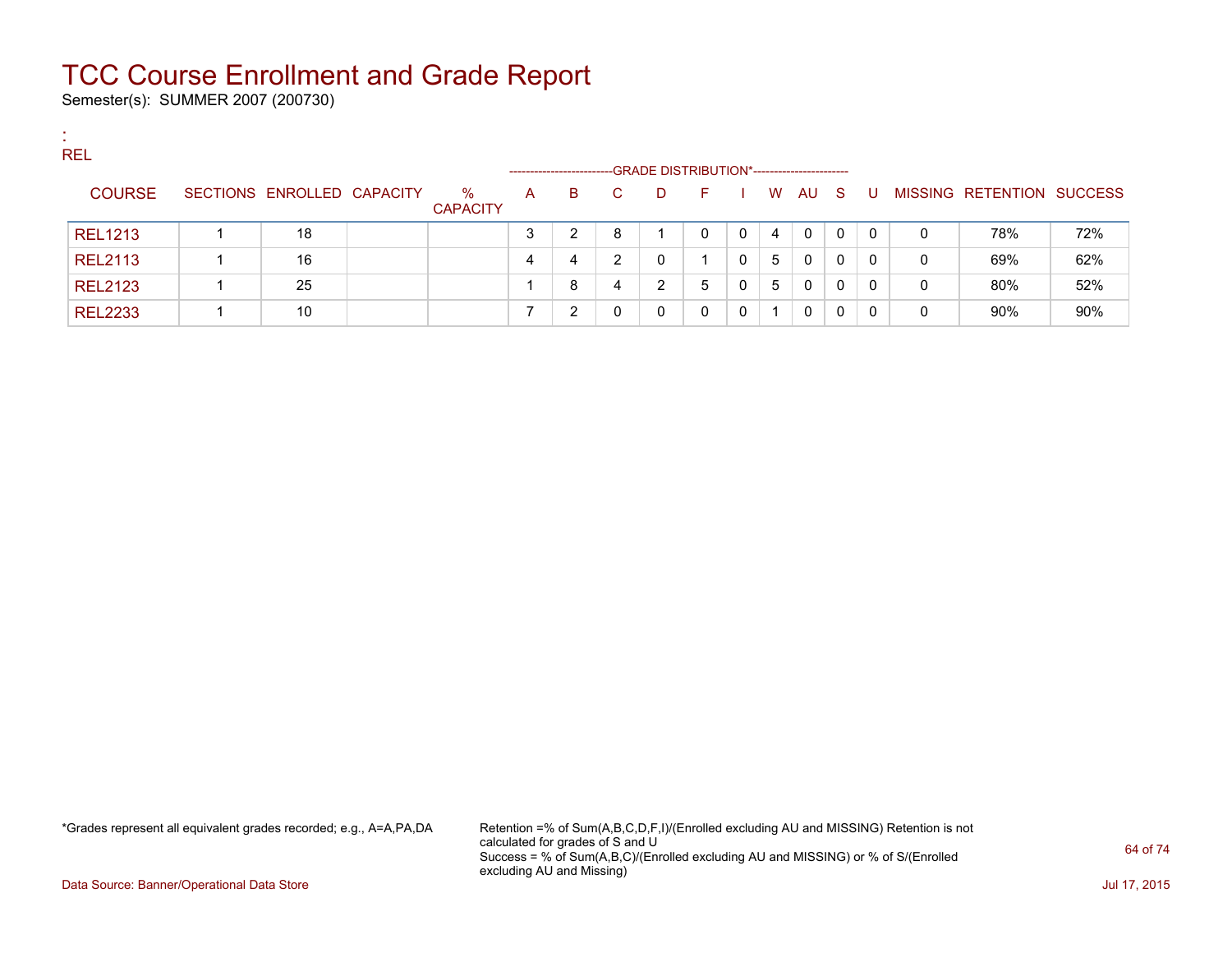# TCC Course Enrollment and Grade Report

Semester(s): SUMMER 2007 (200730)

:
REL

| COURSE | SECTIONS | ENROLLED | CAPACITY | % CAPACITY | A | B | C | D | F | I | W | AU | S | U | MISSING | RETENTION | SUCCESS |
|---|---|---|---|---|---|---|---|---|---|---|---|---|---|---|---|---|---|
| | | | | | GRADE DISTRIBUTION* | | | | | | | | | | | | |
| REL1213 | 1 | 18 | | | 3 | 2 | 8 | 1 | 0 | 0 | 4 | 0 | 0 | 0 | 0 | 78% | 72% |
| REL2113 | 1 | 16 | | | 4 | 4 | 2 | 0 | 1 | 0 | 5 | 0 | 0 | 0 | 0 | 69% | 62% |
| REL2123 | 1 | 25 | | | 1 | 8 | 4 | 2 | 5 | 0 | 5 | 0 | 0 | 0 | 0 | 80% | 52% |
| REL2233 | 1 | 10 | | | 7 | 2 | 0 | 0 | 0 | 0 | 1 | 0 | 0 | 0 | 0 | 90% | 90% |

*Grades represent all equivalent grades recorded; e.g., A=A,PA,DA

Retention =% of Sum(A,B,C,D,F,I)/(Enrolled excluding AU and MISSING) Retention is not calculated for grades of S and U
Success = % of Sum(A,B,C)/(Enrolled excluding AU and MISSING) or % of S/(Enrolled excluding AU and Missing)

Data Source: Banner/Operational Data Store

Jul 17, 2015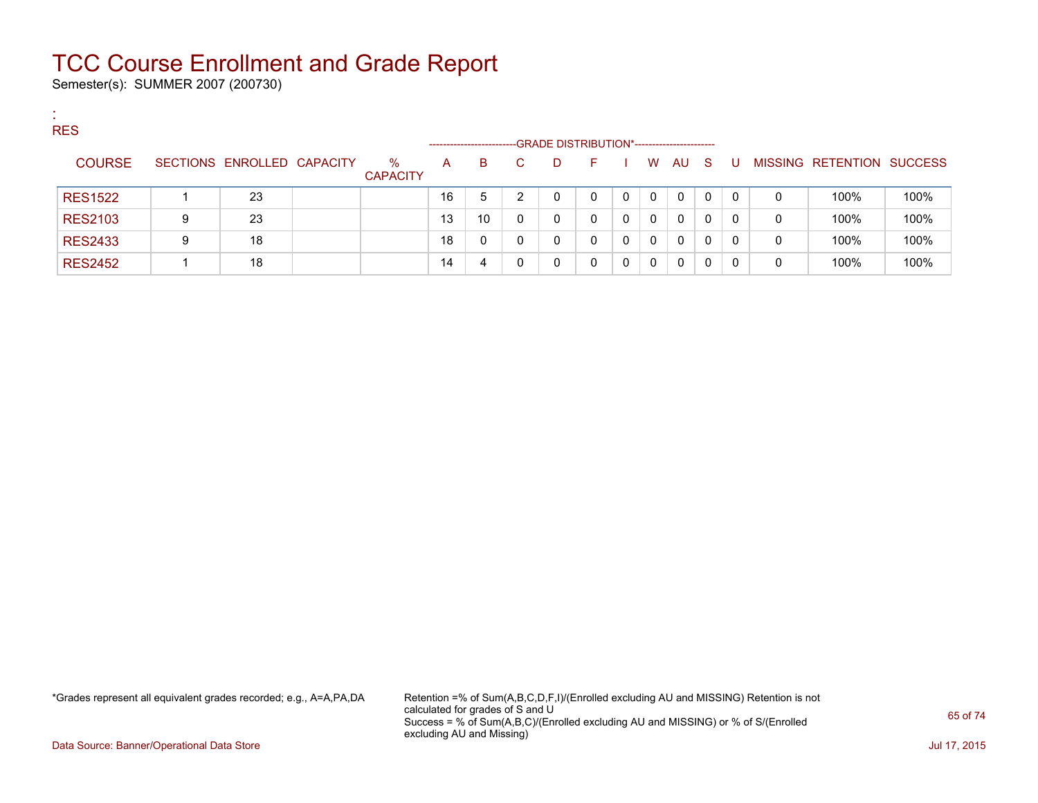# TCC Course Enrollment and Grade Report

Semester(s): SUMMER 2007 (200730)

:
RES

| COURSE | SECTIONS | ENROLLED | CAPACITY | % CAPACITY | A | B | C | D | F | I | W | AU | S | U | MISSING | RETENTION | SUCCESS |
|---|---|---|---|---|---|---|---|---|---|---|---|---|---|---|---|---|---|
| | | | | | GRADE DISTRIBUTION* | | | | | | | | | | | | |
| RES1522 | 1 | 23 | | | 16 | 5 | 2 | 0 | 0 | 0 | 0 | 0 | 0 | 0 | 0 | 100% | 100% |
| RES2103 | 9 | 23 | | | 13 | 10 | 0 | 0 | 0 | 0 | 0 | 0 | 0 | 0 | 0 | 100% | 100% |
| RES2433 | 9 | 18 | | | 18 | 0 | 0 | 0 | 0 | 0 | 0 | 0 | 0 | 0 | 0 | 100% | 100% |
| RES2452 | 1 | 18 | | | 14 | 4 | 0 | 0 | 0 | 0 | 0 | 0 | 0 | 0 | 0 | 100% | 100% |

*Grades represent all equivalent grades recorded; e.g., A=A,PA,DA

Retention =% of Sum(A,B,C,D,F,I)/(Enrolled excluding AU and MISSING) Retention is not calculated for grades of S and U
Success = % of Sum(A,B,C)/(Enrolled excluding AU and MISSING) or % of S/(Enrolled excluding AU and Missing)

Data Source: Banner/Operational Data Store

Jul 17, 2015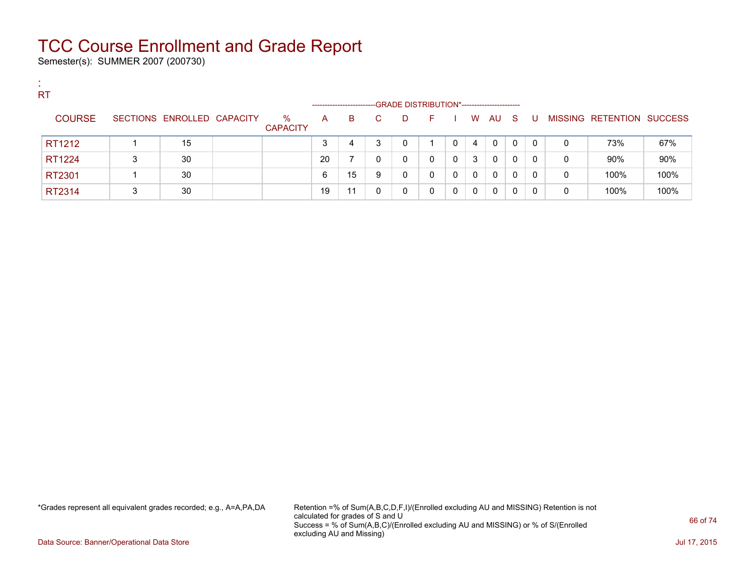# TCC Course Enrollment and Grade Report

Semester(s): SUMMER 2007 (200730)

:
RT

| COURSE | SECTIONS | ENROLLED | CAPACITY | % CAPACITY | A | B | C | D | F | I | W | AU | S | U | MISSING | RETENTION | SUCCESS |
|---|---|---|---|---|---|---|---|---|---|---|---|---|---|---|---|---|---|
| | | | | | GRADE DISTRIBUTION* | | | | | | | | | | | | |
| RT1212 | 1 | 15 | | | 3 | 4 | 3 | 0 | 1 | 0 | 4 | 0 | 0 | 0 | 0 | 73% | 67% |
| RT1224 | 3 | 30 | | | 20 | 7 | 0 | 0 | 0 | 0 | 3 | 0 | 0 | 0 | 0 | 90% | 90% |
| RT2301 | 1 | 30 | | | 6 | 15 | 9 | 0 | 0 | 0 | 0 | 0 | 0 | 0 | 0 | 100% | 100% |
| RT2314 | 3 | 30 | | | 19 | 11 | 0 | 0 | 0 | 0 | 0 | 0 | 0 | 0 | 0 | 100% | 100% |

*Grades represent all equivalent grades recorded; e.g., A=A,PA,DA

Retention =% of Sum(A,B,C,D,F,I)/(Enrolled excluding AU and MISSING) Retention is not calculated for grades of S and U
Success = % of Sum(A,B,C)/(Enrolled excluding AU and MISSING) or % of S/(Enrolled excluding AU and Missing)

Data Source: Banner/Operational Data Store

Jul 17, 2015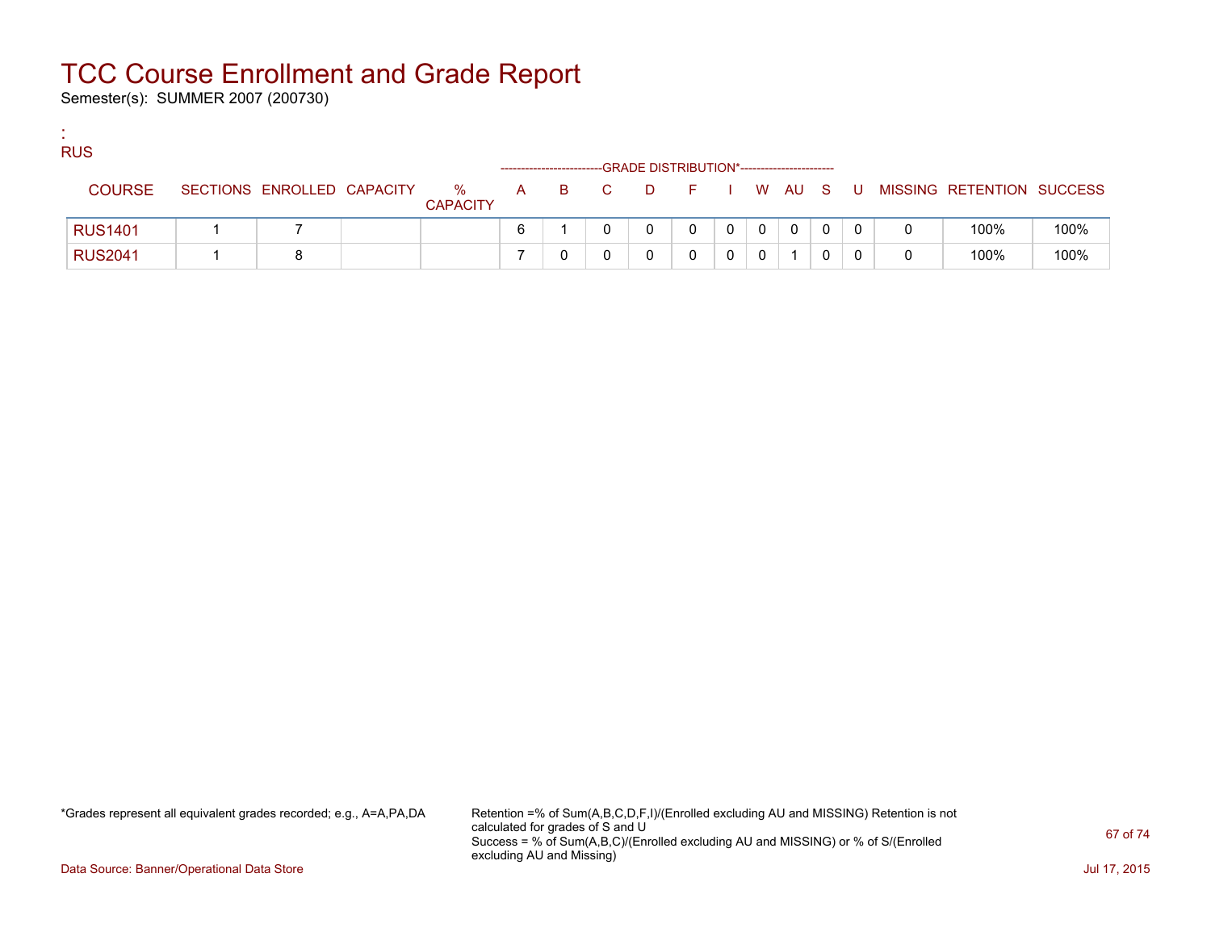# TCC Course Enrollment and Grade Report

Semester(s): SUMMER 2007 (200730)

:
RUS

| COURSE | SECTIONS | ENROLLED | CAPACITY | % CAPACITY | A | B | C | D | F | I | W | AU | S | U | MISSING | RETENTION | SUCCESS |
|---|---|---|---|---|---|---|---|---|---|---|---|---|---|---|---|---|---|
| | | | | | GRADE DISTRIBUTION* | | | | | | | | | | | | |
| RUS1401 | 1 | 7 | | | 6 | 1 | 0 | 0 | 0 | 0 | 0 | 0 | 0 | 0 | 0 | 100% | 100% |
| RUS2041 | 1 | 8 | | | 7 | 0 | 0 | 0 | 0 | 0 | 0 | 1 | 0 | 0 | 0 | 100% | 100% |

*Grades represent all equivalent grades recorded; e.g., A=A,PA,DA

Retention =% of Sum(A,B,C,D,F,I)/(Enrolled excluding AU and MISSING) Retention is not calculated for grades of S and U
Success = % of Sum(A,B,C)/(Enrolled excluding AU and MISSING) or % of S/(Enrolled excluding AU and Missing)

Data Source: Banner/Operational Data Store

Jul 17, 2015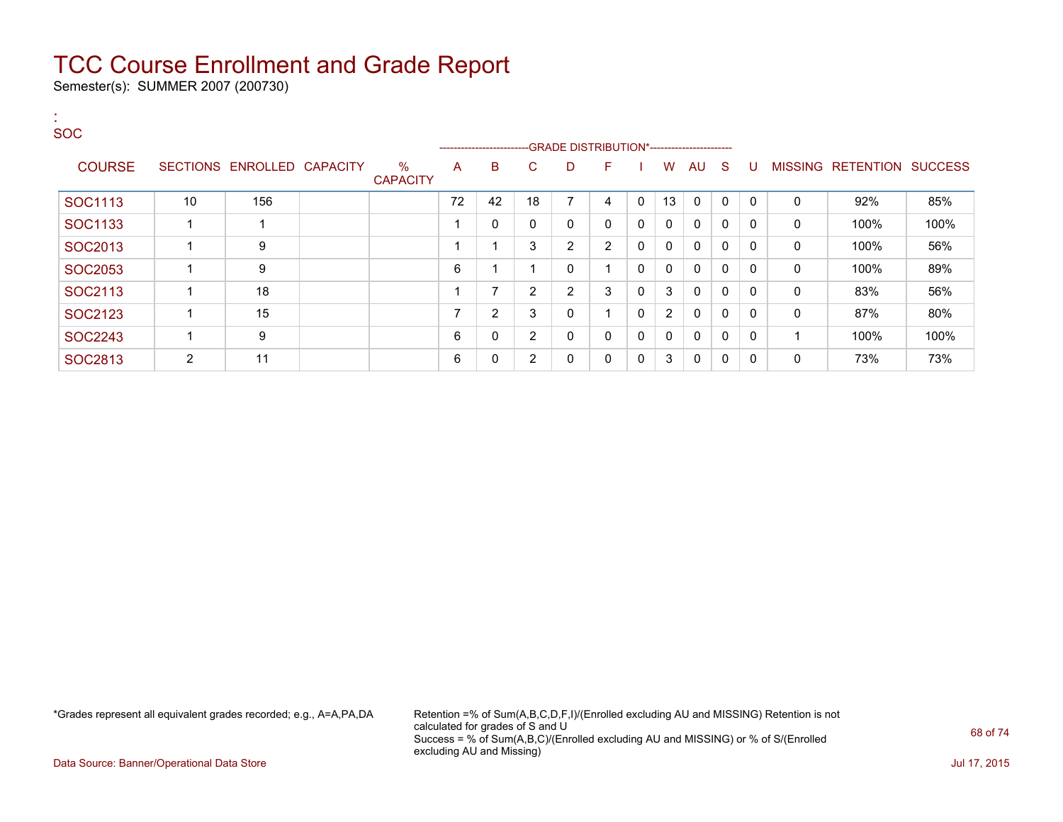# TCC Course Enrollment and Grade Report

Semester(s): SUMMER 2007 (200730)

:
SOC

| COURSE | SECTIONS | ENROLLED | CAPACITY | % CAPACITY | A | B | C | D | F | I | W | AU | S | U | MISSING | RETENTION | SUCCESS |
|---|---|---|---|---|---|---|---|---|---|---|---|---|---|---|---|---|---|
| | | | | | GRADE DISTRIBUTION* | | | | | | | | | | | | |
| SOC1113 | 10 | 156 | | | 72 | 42 | 18 | 7 | 4 | 0 | 13 | 0 | 0 | 0 | 0 | 92% | 85% |
| SOC1133 | 1 | 1 | | | 1 | 0 | 0 | 0 | 0 | 0 | 0 | 0 | 0 | 0 | 0 | 100% | 100% |
| SOC2013 | 1 | 9 | | | 1 | 1 | 3 | 2 | 2 | 0 | 0 | 0 | 0 | 0 | 0 | 100% | 56% |
| SOC2053 | 1 | 9 | | | 6 | 1 | 1 | 0 | 1 | 0 | 0 | 0 | 0 | 0 | 0 | 100% | 89% |
| SOC2113 | 1 | 18 | | | 1 | 7 | 2 | 2 | 3 | 0 | 3 | 0 | 0 | 0 | 0 | 83% | 56% |
| SOC2123 | 1 | 15 | | | 7 | 2 | 3 | 0 | 1 | 0 | 2 | 0 | 0 | 0 | 0 | 87% | 80% |
| SOC2243 | 1 | 9 | | | 6 | 0 | 2 | 0 | 0 | 0 | 0 | 0 | 0 | 0 | 1 | 100% | 100% |
| SOC2813 | 2 | 11 | | | 6 | 0 | 2 | 0 | 0 | 0 | 3 | 0 | 0 | 0 | 0 | 73% | 73% |

*Grades represent all equivalent grades recorded; e.g., A=A,PA,DA

Retention =% of Sum(A,B,C,D,F,I)/(Enrolled excluding AU and MISSING) Retention is not calculated for grades of S and U
Success = % of Sum(A,B,C)/(Enrolled excluding AU and MISSING) or % of S/(Enrolled excluding AU and Missing)

Data Source: Banner/Operational Data Store

Jul 17, 2015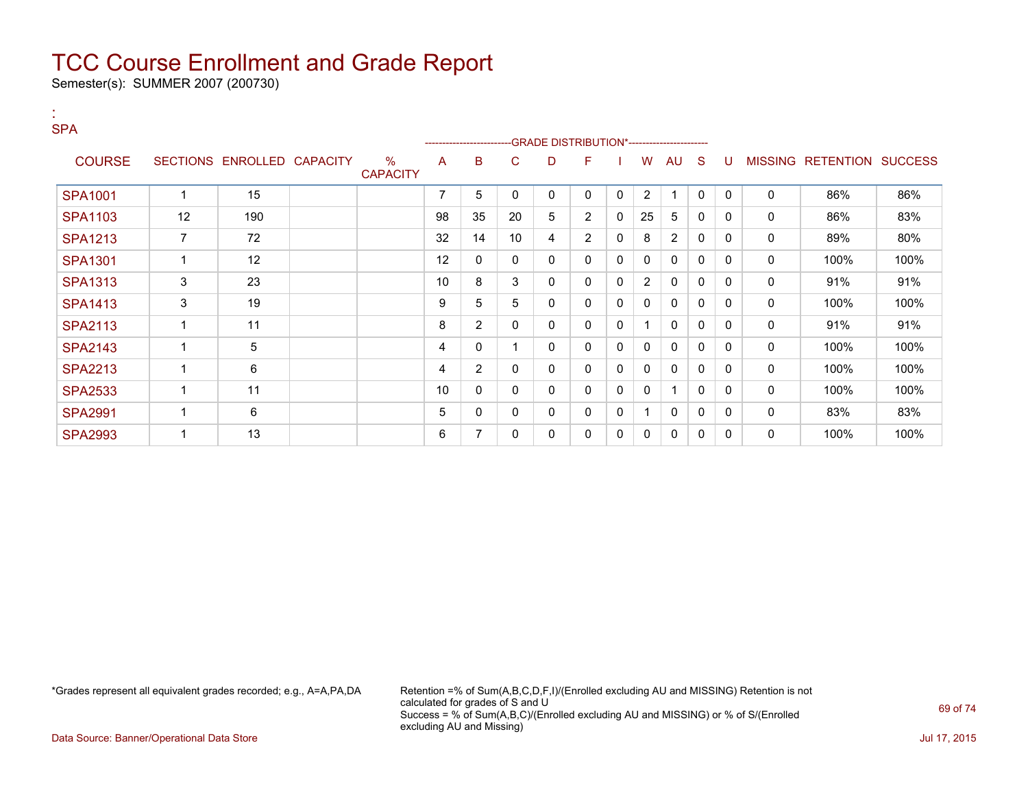# TCC Course Enrollment and Grade Report

Semester(s): SUMMER 2007 (200730)

:
SPA

| COURSE | SECTIONS | ENROLLED | CAPACITY | % CAPACITY | A | B | C | D | F | I | W | AU | S | U | MISSING | RETENTION | SUCCESS |
|---|---|---|---|---|---|---|---|---|---|---|---|---|---|---|---|---|---|
| | | | | | GRADE DISTRIBUTION* | | | | | | | | | | | | |
| SPA1001 | 1 | 15 | | | 7 | 5 | 0 | 0 | 0 | 0 | 2 | 1 | 0 | 0 | 0 | 86% | 86% |
| SPA1103 | 12 | 190 | | | 98 | 35 | 20 | 5 | 2 | 0 | 25 | 5 | 0 | 0 | 0 | 86% | 83% |
| SPA1213 | 7 | 72 | | | 32 | 14 | 10 | 4 | 2 | 0 | 8 | 2 | 0 | 0 | 0 | 89% | 80% |
| SPA1301 | 1 | 12 | | | 12 | 0 | 0 | 0 | 0 | 0 | 0 | 0 | 0 | 0 | 0 | 100% | 100% |
| SPA1313 | 3 | 23 | | | 10 | 8 | 3 | 0 | 0 | 0 | 2 | 0 | 0 | 0 | 0 | 91% | 91% |
| SPA1413 | 3 | 19 | | | 9 | 5 | 5 | 0 | 0 | 0 | 0 | 0 | 0 | 0 | 0 | 100% | 100% |
| SPA2113 | 1 | 11 | | | 8 | 2 | 0 | 0 | 0 | 0 | 1 | 0 | 0 | 0 | 0 | 91% | 91% |
| SPA2143 | 1 | 5 | | | 4 | 0 | 1 | 0 | 0 | 0 | 0 | 0 | 0 | 0 | 0 | 100% | 100% |
| SPA2213 | 1 | 6 | | | 4 | 2 | 0 | 0 | 0 | 0 | 0 | 0 | 0 | 0 | 0 | 100% | 100% |
| SPA2533 | 1 | 11 | | | 10 | 0 | 0 | 0 | 0 | 0 | 0 | 1 | 0 | 0 | 0 | 100% | 100% |
| SPA2991 | 1 | 6 | | | 5 | 0 | 0 | 0 | 0 | 0 | 1 | 0 | 0 | 0 | 0 | 83% | 83% |
| SPA2993 | 1 | 13 | | | 6 | 7 | 0 | 0 | 0 | 0 | 0 | 0 | 0 | 0 | 0 | 100% | 100% |

*Grades represent all equivalent grades recorded; e.g., A=A,PA,DA

Retention =% of Sum(A,B,C,D,F,I)/(Enrolled excluding AU and MISSING) Retention is not calculated for grades of S and U
Success = % of Sum(A,B,C)/(Enrolled excluding AU and MISSING) or % of S/(Enrolled excluding AU and Missing)

Data Source: Banner/Operational Data Store

Jul 17, 2015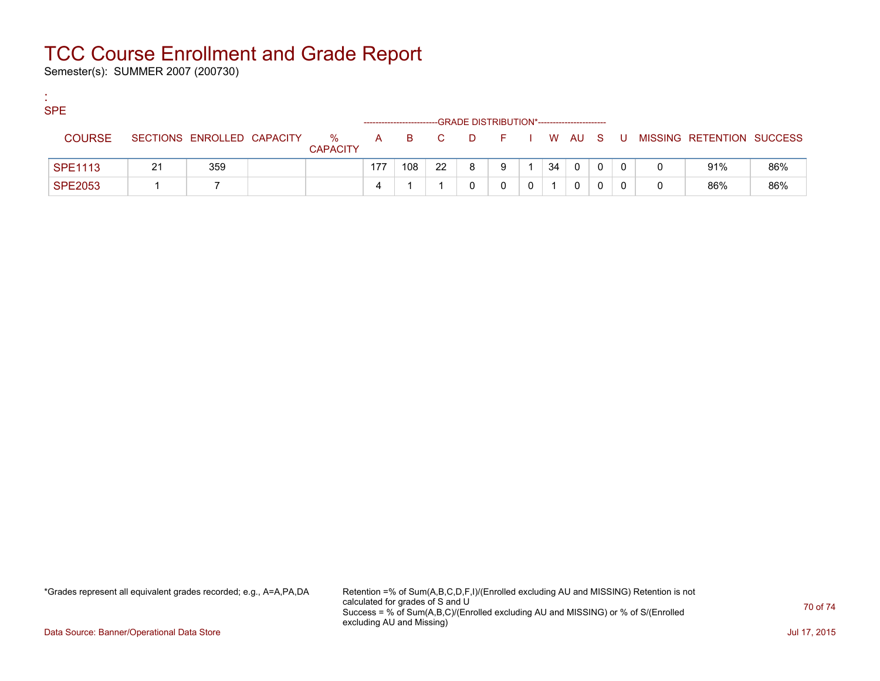# TCC Course Enrollment and Grade Report

Semester(s): SUMMER 2007 (200730)

:
SPE

| COURSE | SECTIONS | ENROLLED | CAPACITY | % CAPACITY | A | B | C | D | F | I | W | AU | S | U | MISSING | RETENTION | SUCCESS |
|---|---|---|---|---|---|---|---|---|---|---|---|---|---|---|---|---|---|
| | | | | | GRADE DISTRIBUTION* | | | | | | | | | | | | |
| SPE1113 | 21 | 359 | | | 177 | 108 | 22 | 8 | 9 | 1 | 34 | 0 | 0 | 0 | 0 | 91% | 86% |
| SPE2053 | 1 | 7 | | | 4 | 1 | 1 | 0 | 0 | 0 | 1 | 0 | 0 | 0 | 0 | 86% | 86% |

*Grades represent all equivalent grades recorded; e.g., A=A,PA,DA

Retention =% of Sum(A,B,C,D,F,I)/(Enrolled excluding AU and MISSING) Retention is not calculated for grades of S and U
Success = % of Sum(A,B,C)/(Enrolled excluding AU and MISSING) or % of S/(Enrolled excluding AU and Missing)

Data Source: Banner/Operational Data Store

Jul 17, 2015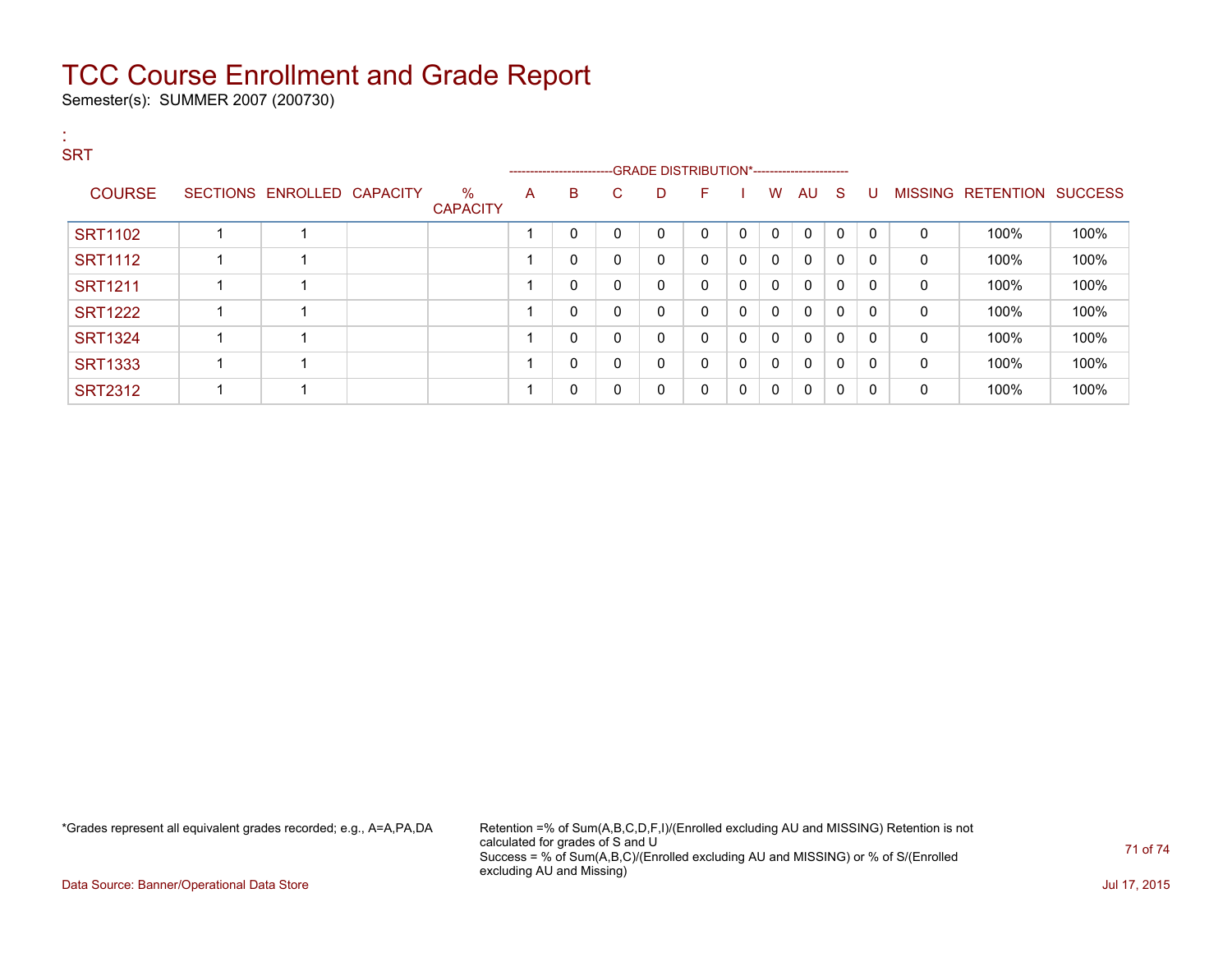# TCC Course Enrollment and Grade Report

Semester(s): SUMMER 2007 (200730)

:
SRT

| COURSE | SECTIONS | ENROLLED | CAPACITY | % CAPACITY | A | B | C | D | F | I | W | AU | S | U | MISSING | RETENTION | SUCCESS |
|---|---|---|---|---|---|---|---|---|---|---|---|---|---|---|---|---|---|
| | | | | | GRADE DISTRIBUTION* | | | | | | | | | | | | |
| SRT1102 | 1 | 1 | | | 1 | 0 | 0 | 0 | 0 | 0 | 0 | 0 | 0 | 0 | 0 | 100% | 100% |
| SRT1112 | 1 | 1 | | | 1 | 0 | 0 | 0 | 0 | 0 | 0 | 0 | 0 | 0 | 0 | 100% | 100% |
| SRT1211 | 1 | 1 | | | 1 | 0 | 0 | 0 | 0 | 0 | 0 | 0 | 0 | 0 | 0 | 100% | 100% |
| SRT1222 | 1 | 1 | | | 1 | 0 | 0 | 0 | 0 | 0 | 0 | 0 | 0 | 0 | 0 | 100% | 100% |
| SRT1324 | 1 | 1 | | | 1 | 0 | 0 | 0 | 0 | 0 | 0 | 0 | 0 | 0 | 0 | 100% | 100% |
| SRT1333 | 1 | 1 | | | 1 | 0 | 0 | 0 | 0 | 0 | 0 | 0 | 0 | 0 | 0 | 100% | 100% |
| SRT2312 | 1 | 1 | | | 1 | 0 | 0 | 0 | 0 | 0 | 0 | 0 | 0 | 0 | 0 | 100% | 100% |

*Grades represent all equivalent grades recorded; e.g., A=A,PA,DA

Retention =% of Sum(A,B,C,D,F,I)/(Enrolled excluding AU and MISSING) Retention is not calculated for grades of S and U
Success = % of Sum(A,B,C)/(Enrolled excluding AU and MISSING) or % of S/(Enrolled excluding AU and Missing)

Data Source: Banner/Operational Data Store

Jul 17, 2015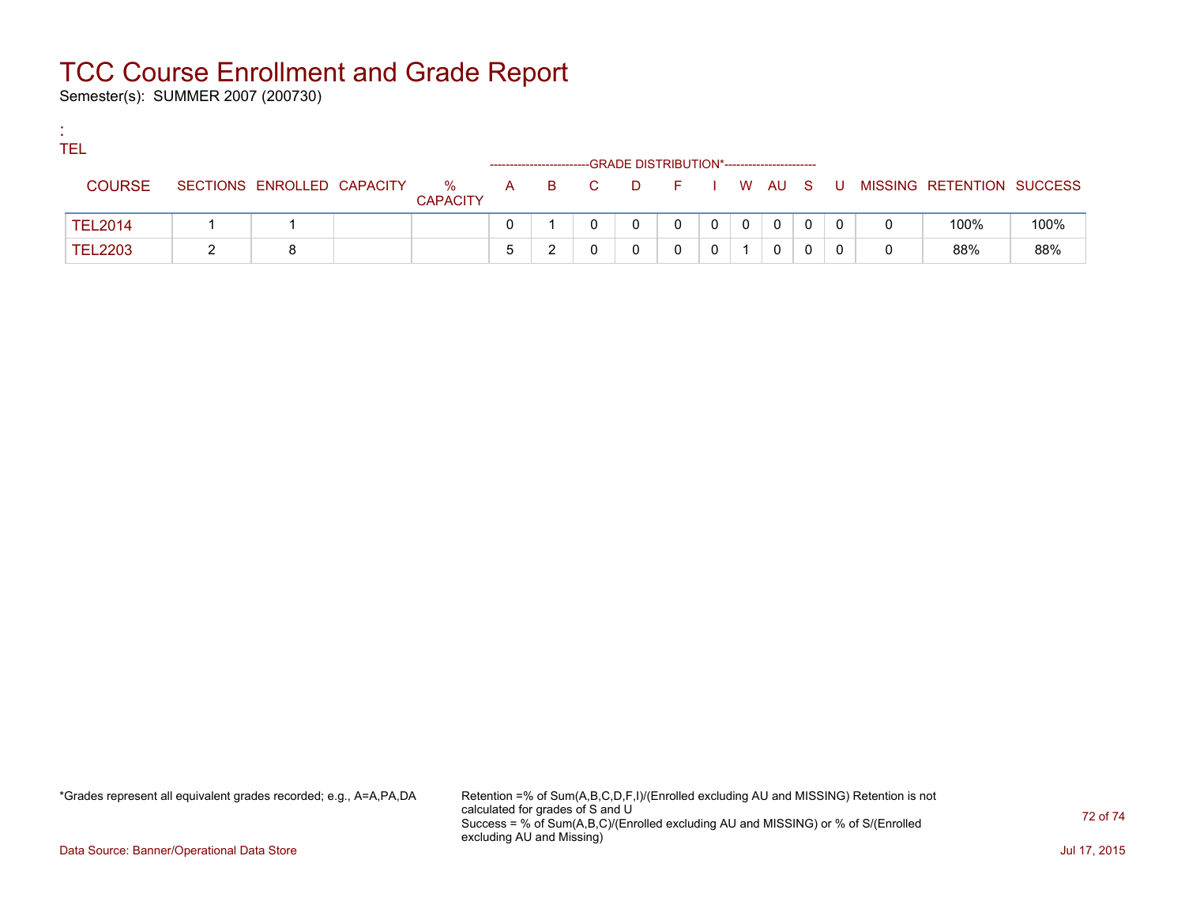# TCC Course Enrollment and Grade Report

Semester(s): SUMMER 2007 (200730)

:
TEL

| COURSE | SECTIONS | ENROLLED | CAPACITY | % CAPACITY | A | B | C | D | F | I | W | AU | S | U | MISSING | RETENTION | SUCCESS |
|---|---|---|---|---|---|---|---|---|---|---|---|---|---|---|---|---|---|
| | | | | | GRADE DISTRIBUTION* | | | | | | | | | | | | |
| TEL2014 | 1 | 1 | | | 0 | 1 | 0 | 0 | 0 | 0 | 0 | 0 | 0 | 0 | 0 | 100% | 100% |
| TEL2203 | 2 | 8 | | | 5 | 2 | 0 | 0 | 0 | 0 | 1 | 0 | 0 | 0 | 0 | 88% | 88% |

*Grades represent all equivalent grades recorded; e.g., A=A,PA,DA

Retention =% of Sum(A,B,C,D,F,I)/(Enrolled excluding AU and MISSING) Retention is not calculated for grades of S and U
Success = % of Sum(A,B,C)/(Enrolled excluding AU and MISSING) or % of S/(Enrolled excluding AU and Missing)

Data Source: Banner/Operational Data Store

Jul 17, 2015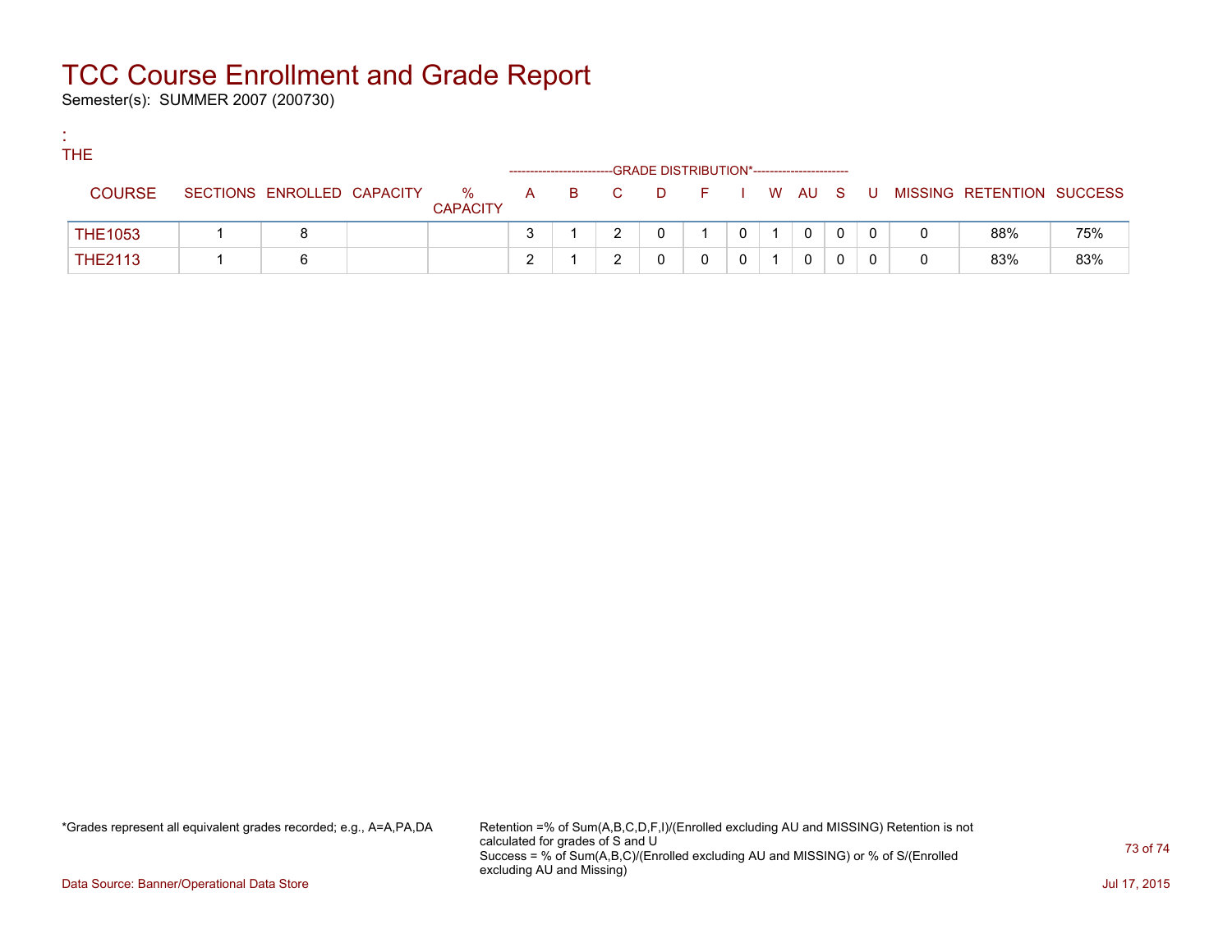# TCC Course Enrollment and Grade Report

Semester(s): SUMMER 2007 (200730)

:
THE

| COURSE | SECTIONS | ENROLLED | CAPACITY | % CAPACITY | A | B | C | D | F | I | W | AU | S | U | MISSING | RETENTION | SUCCESS |
|---|---|---|---|---|---|---|---|---|---|---|---|---|---|---|---|---|---|
| | | | | | GRADE DISTRIBUTION* | | | | | | | | | | | | |
| THE1053 | 1 | 8 | | | 3 | 1 | 2 | 0 | 1 | 0 | 1 | 0 | 0 | 0 | 0 | 88% | 75% |
| THE2113 | 1 | 6 | | | 2 | 1 | 2 | 0 | 0 | 0 | 1 | 0 | 0 | 0 | 0 | 83% | 83% |

*Grades represent all equivalent grades recorded; e.g., A=A,PA,DA

Retention =% of Sum(A,B,C,D,F,I)/(Enrolled excluding AU and MISSING) Retention is not calculated for grades of S and U
Success = % of Sum(A,B,C)/(Enrolled excluding AU and MISSING) or % of S/(Enrolled excluding AU and Missing)

Data Source: Banner/Operational Data Store

Jul 17, 2015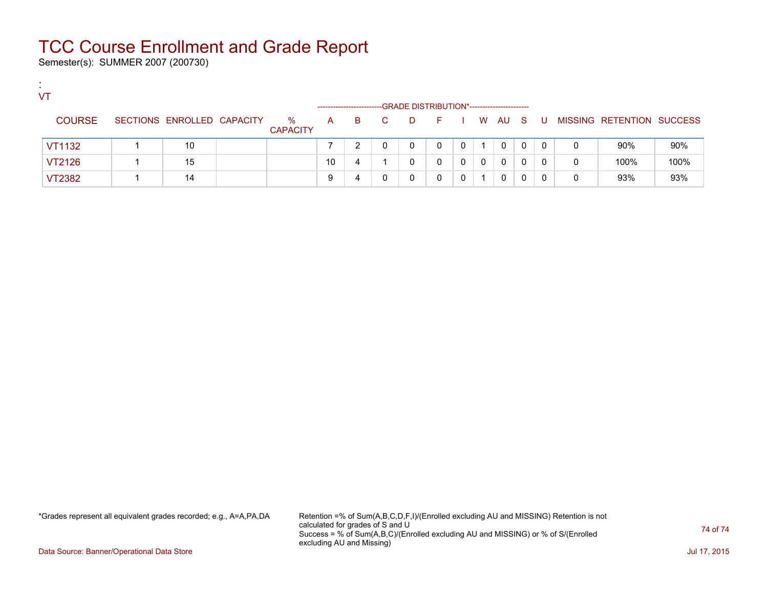# TCC Course Enrollment and Grade Report

Semester(s): SUMMER 2007 (200730)

:
VT

| COURSE | SECTIONS | ENROLLED | CAPACITY | % CAPACITY | A | B | C | D | F | I | W | AU | S | U | MISSING | RETENTION | SUCCESS |
|---|---|---|---|---|---|---|---|---|---|---|---|---|---|---|---|---|---|
| | | | | | GRADE DISTRIBUTION* | | | | | | | | | | | | |
| VT1132 | 1 | 10 | | | 7 | 2 | 0 | 0 | 0 | 0 | 1 | 0 | 0 | 0 | 0 | 90% | 90% |
| VT2126 | 1 | 15 | | | 10 | 4 | 1 | 0 | 0 | 0 | 0 | 0 | 0 | 0 | 0 | 100% | 100% |
| VT2382 | 1 | 14 | | | 9 | 4 | 0 | 0 | 0 | 0 | 1 | 0 | 0 | 0 | 0 | 93% | 93% |

*Grades represent all equivalent grades recorded; e.g., A=A,PA,DA

Retention =% of Sum(A,B,C,D,F,I)/(Enrolled excluding AU and MISSING) Retention is not calculated for grades of S and U
Success = % of Sum(A,B,C)/(Enrolled excluding AU and MISSING) or % of S/(Enrolled excluding AU and Missing)

Data Source: Banner/Operational Data Store

Jul 17, 2015